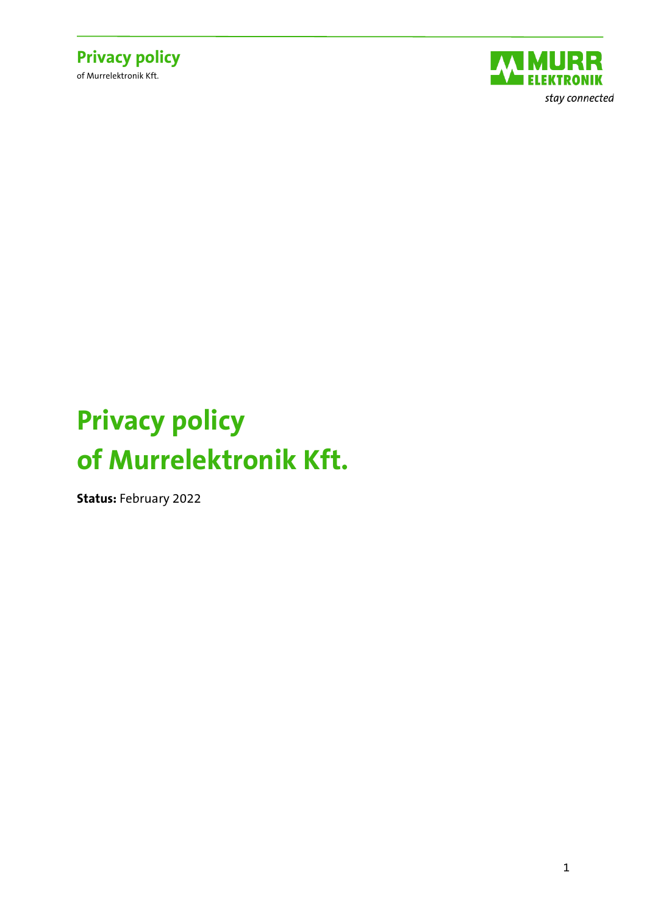# Privacy policy of Murrelektronik Kft.

**Status:** February 2022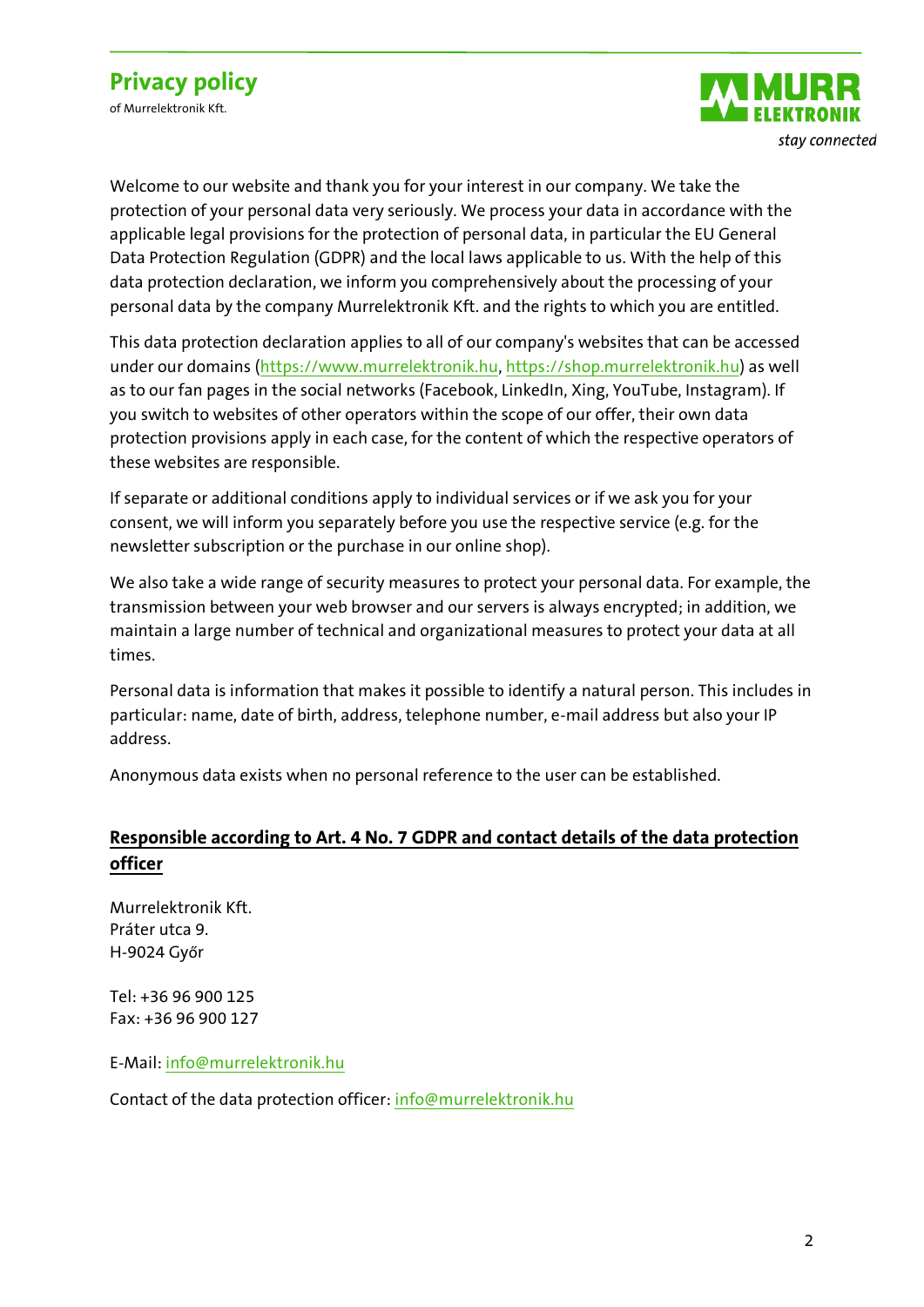# Privacy policy

of Murrelektronik Kft.

Welcome to our website and thank you for your interest in our company. We take the protection of your personal data very seriously. We process your data in accordance with the applicable legal provisions for the protection of personal data, in particular the EU General Data Protection Regulation (GDPR) and the local laws applicable to us. With the help of this data protection declaration, we inform you comprehensively about the processing of your personal data by the company Murrelektronik Kft. and the rights to which you are entitled.

This data protection declaration applies to all of our company's websites that can be accessed under our domains (https://www.murrelektronik.hu, https://shop.murrelektronik.hu) as well as to our fan pages in the social networks (Facebook, LinkedIn, Xing, YouTube, Instagram). If you switch to websites of other operators within the scope of our offer, their own data protection provisions apply in each case, for the content of which the respective operators of these websites are responsible.

If separate or additional conditions apply to individual services or if we ask you for your consent, we will inform you separately before you use the respective service (e.g. for the newsletter subscription or the purchase in our online shop).

We also take a wide range of security measures to protect your personal data. For example, the transmission between your web browser and our servers is always encrypted; in addition, we maintain a large number of technical and organizational measures to protect your data at all times.

Personal data is information that makes it possible to identify a natural person. This includes in particular: name, date of birth, address, telephone number, e-mail address but also your IP address.

Anonymous data exists when no personal reference to the user can be established.

## Responsible according to Art. 4 No. 7 GDPR and contact details of the data protection officer

Murrelektronik Kft.
Práter utca 9.
H-9024 Győr

Tel: +36 96 900 125
Fax: +36 96 900 127

E-Mail: info@murrelektronik.hu

Contact of the data protection officer: info@murrelektronik.hu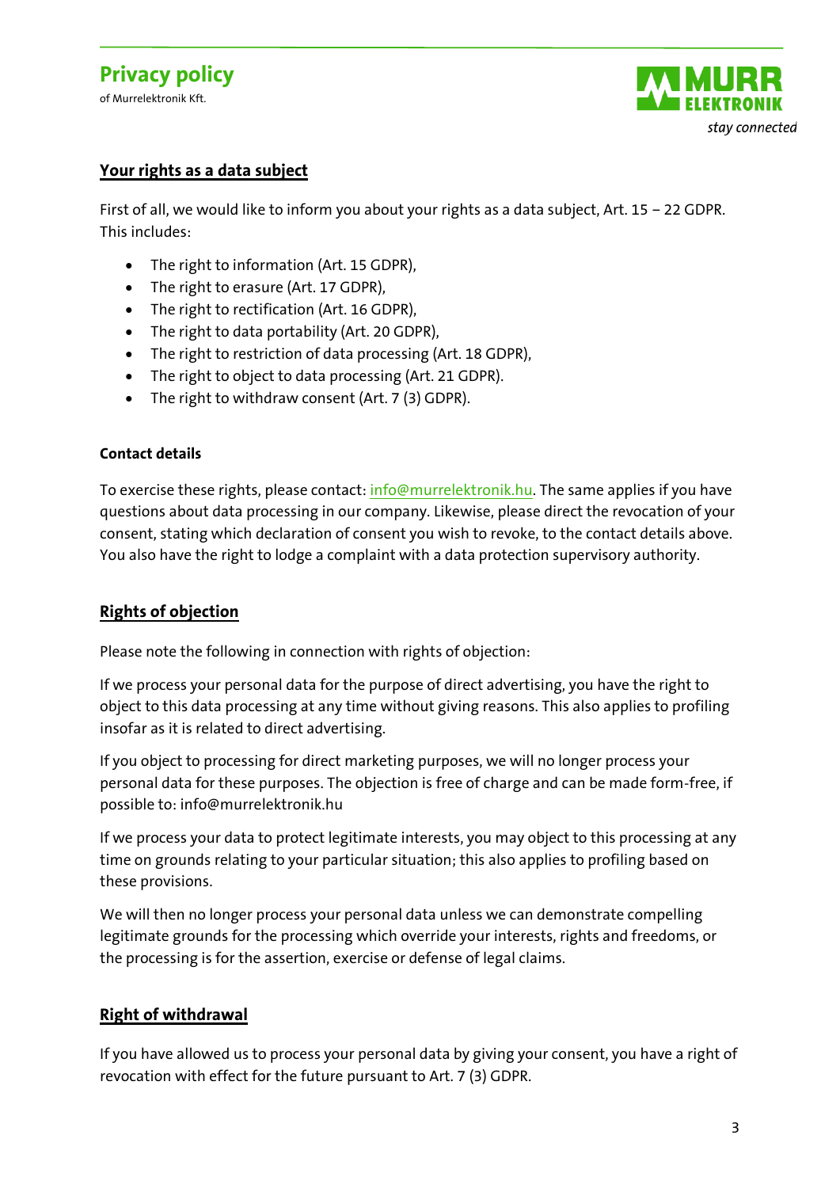## Your rights as a data subject

First of all, we would like to inform you about your rights as a data subject, Art. 15 – 22 GDPR. This includes:

- The right to information (Art. 15 GDPR),
- The right to erasure (Art. 17 GDPR),
- The right to rectification (Art. 16 GDPR),
- The right to data portability (Art. 20 GDPR),
- The right to restriction of data processing (Art. 18 GDPR),
- The right to object to data processing (Art. 21 GDPR).
- The right to withdraw consent (Art. 7 (3) GDPR).

### Contact details

To exercise these rights, please contact: info@murrelektronik.hu. The same applies if you have questions about data processing in our company. Likewise, please direct the revocation of your consent, stating which declaration of consent you wish to revoke, to the contact details above. You also have the right to lodge a complaint with a data protection supervisory authority.

## Rights of objection

Please note the following in connection with rights of objection:

If we process your personal data for the purpose of direct advertising, you have the right to object to this data processing at any time without giving reasons. This also applies to profiling insofar as it is related to direct advertising.

If you object to processing for direct marketing purposes, we will no longer process your personal data for these purposes. The objection is free of charge and can be made form-free, if possible to: info@murrelektronik.hu

If we process your data to protect legitimate interests, you may object to this processing at any time on grounds relating to your particular situation; this also applies to profiling based on these provisions.

We will then no longer process your personal data unless we can demonstrate compelling legitimate grounds for the processing which override your interests, rights and freedoms, or the processing is for the assertion, exercise or defense of legal claims.

## Right of withdrawal

If you have allowed us to process your personal data by giving your consent, you have a right of revocation with effect for the future pursuant to Art. 7 (3) GDPR.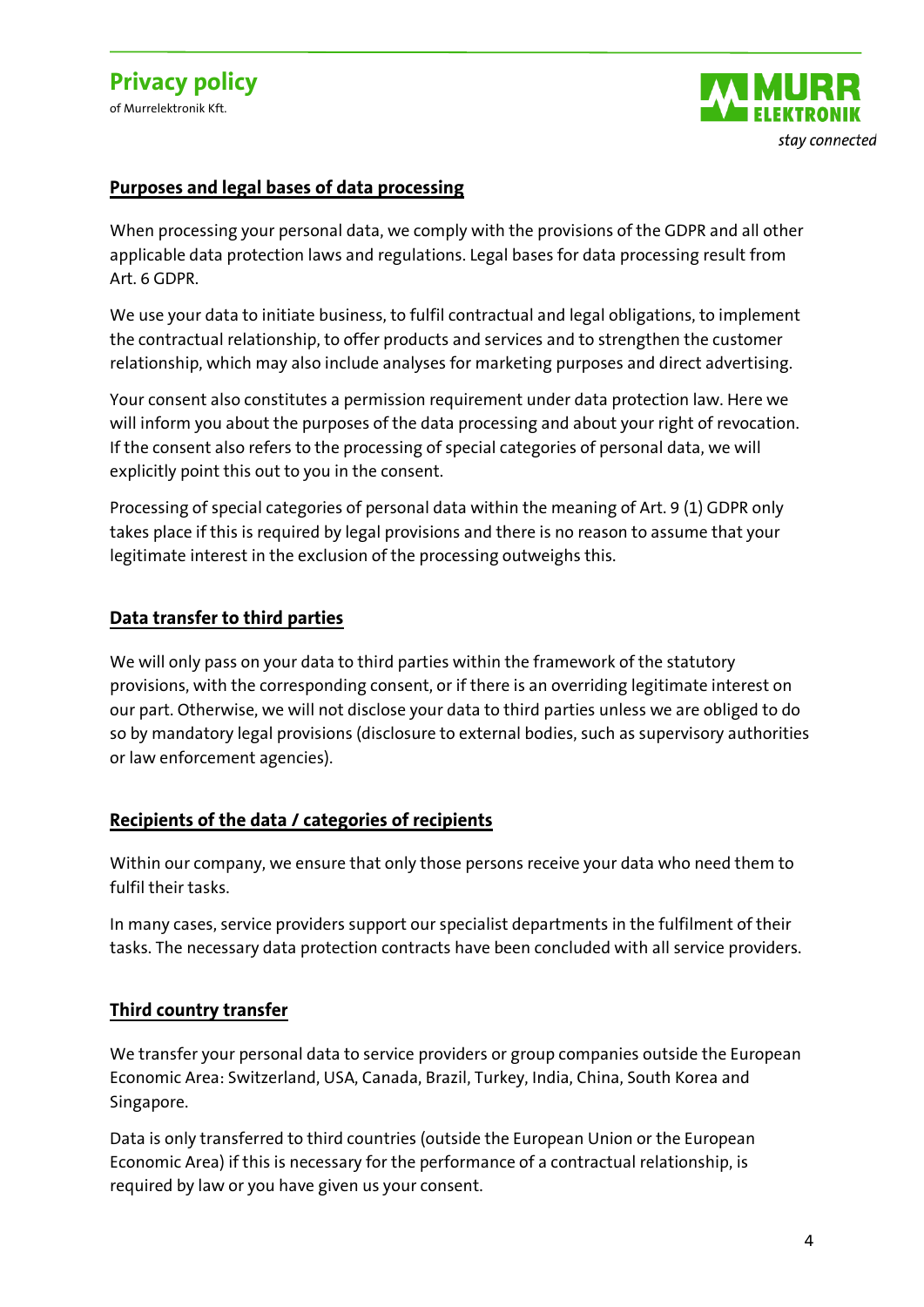## Purposes and legal bases of data processing

When processing your personal data, we comply with the provisions of the GDPR and all other applicable data protection laws and regulations. Legal bases for data processing result from Art. 6 GDPR.

We use your data to initiate business, to fulfil contractual and legal obligations, to implement the contractual relationship, to offer products and services and to strengthen the customer relationship, which may also include analyses for marketing purposes and direct advertising.

Your consent also constitutes a permission requirement under data protection law. Here we will inform you about the purposes of the data processing and about your right of revocation. If the consent also refers to the processing of special categories of personal data, we will explicitly point this out to you in the consent.

Processing of special categories of personal data within the meaning of Art. 9 (1) GDPR only takes place if this is required by legal provisions and there is no reason to assume that your legitimate interest in the exclusion of the processing outweighs this.

## Data transfer to third parties

We will only pass on your data to third parties within the framework of the statutory provisions, with the corresponding consent, or if there is an overriding legitimate interest on our part. Otherwise, we will not disclose your data to third parties unless we are obliged to do so by mandatory legal provisions (disclosure to external bodies, such as supervisory authorities or law enforcement agencies).

## Recipients of the data / categories of recipients

Within our company, we ensure that only those persons receive your data who need them to fulfil their tasks.

In many cases, service providers support our specialist departments in the fulfilment of their tasks. The necessary data protection contracts have been concluded with all service providers.

## Third country transfer

We transfer your personal data to service providers or group companies outside the European Economic Area: Switzerland, USA, Canada, Brazil, Turkey, India, China, South Korea and Singapore.

Data is only transferred to third countries (outside the European Union or the European Economic Area) if this is necessary for the performance of a contractual relationship, is required by law or you have given us your consent.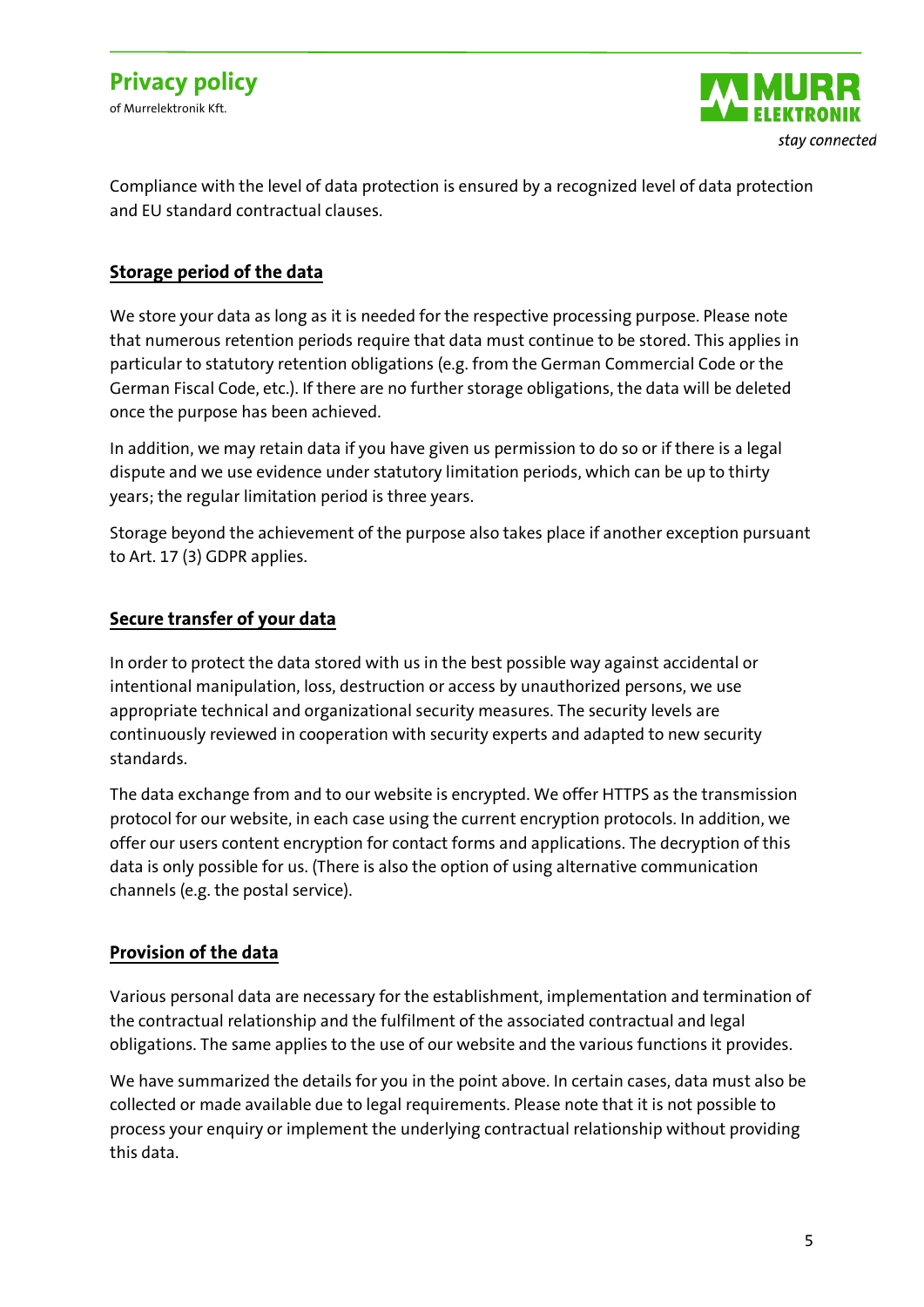Compliance with the level of data protection is ensured by a recognized level of data protection and EU standard contractual clauses.

## Storage period of the data

We store your data as long as it is needed for the respective processing purpose. Please note that numerous retention periods require that data must continue to be stored. This applies in particular to statutory retention obligations (e.g. from the German Commercial Code or the German Fiscal Code, etc.). If there are no further storage obligations, the data will be deleted once the purpose has been achieved.

In addition, we may retain data if you have given us permission to do so or if there is a legal dispute and we use evidence under statutory limitation periods, which can be up to thirty years; the regular limitation period is three years.

Storage beyond the achievement of the purpose also takes place if another exception pursuant to Art. 17 (3) GDPR applies.

## Secure transfer of your data

In order to protect the data stored with us in the best possible way against accidental or intentional manipulation, loss, destruction or access by unauthorized persons, we use appropriate technical and organizational security measures. The security levels are continuously reviewed in cooperation with security experts and adapted to new security standards.

The data exchange from and to our website is encrypted. We offer HTTPS as the transmission protocol for our website, in each case using the current encryption protocols. In addition, we offer our users content encryption for contact forms and applications. The decryption of this data is only possible for us. (There is also the option of using alternative communication channels (e.g. the postal service).

## Provision of the data

Various personal data are necessary for the establishment, implementation and termination of the contractual relationship and the fulfilment of the associated contractual and legal obligations. The same applies to the use of our website and the various functions it provides.

We have summarized the details for you in the point above. In certain cases, data must also be collected or made available due to legal requirements. Please note that it is not possible to process your enquiry or implement the underlying contractual relationship without providing this data.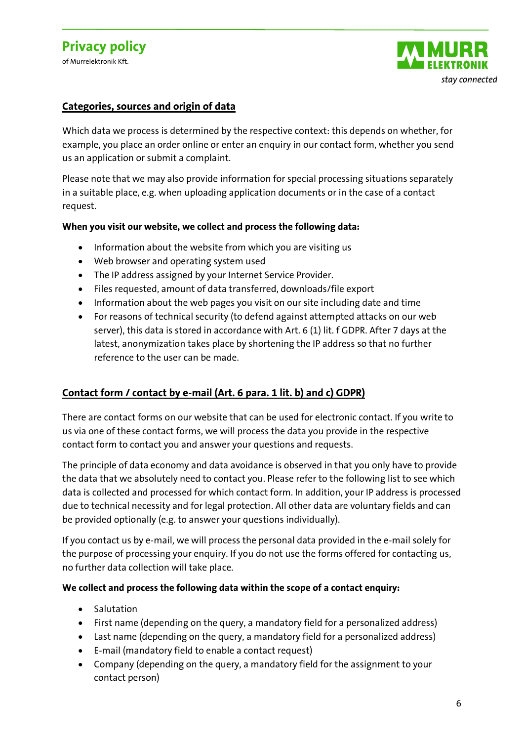## Categories, sources and origin of data

Which data we process is determined by the respective context: this depends on whether, for example, you place an order online or enter an enquiry in our contact form, whether you send us an application or submit a complaint.

Please note that we may also provide information for special processing situations separately in a suitable place, e.g. when uploading application documents or in the case of a contact request.

**When you visit our website, we collect and process the following data:**

- Information about the website from which you are visiting us
- Web browser and operating system used
- The IP address assigned by your Internet Service Provider.
- Files requested, amount of data transferred, downloads/file export
- Information about the web pages you visit on our site including date and time
- For reasons of technical security (to defend against attempted attacks on our web server), this data is stored in accordance with Art. 6 (1) lit. f GDPR. After 7 days at the latest, anonymization takes place by shortening the IP address so that no further reference to the user can be made.

## Contact form / contact by e-mail (Art. 6 para. 1 lit. b) and c) GDPR)

There are contact forms on our website that can be used for electronic contact. If you write to us via one of these contact forms, we will process the data you provide in the respective contact form to contact you and answer your questions and requests.

The principle of data economy and data avoidance is observed in that you only have to provide the data that we absolutely need to contact you. Please refer to the following list to see which data is collected and processed for which contact form. In addition, your IP address is processed due to technical necessity and for legal protection. All other data are voluntary fields and can be provided optionally (e.g. to answer your questions individually).

If you contact us by e-mail, we will process the personal data provided in the e-mail solely for the purpose of processing your enquiry. If you do not use the forms offered for contacting us, no further data collection will take place.

**We collect and process the following data within the scope of a contact enquiry:**

- Salutation
- First name (depending on the query, a mandatory field for a personalized address)
- Last name (depending on the query, a mandatory field for a personalized address)
- E-mail (mandatory field to enable a contact request)
- Company (depending on the query, a mandatory field for the assignment to your contact person)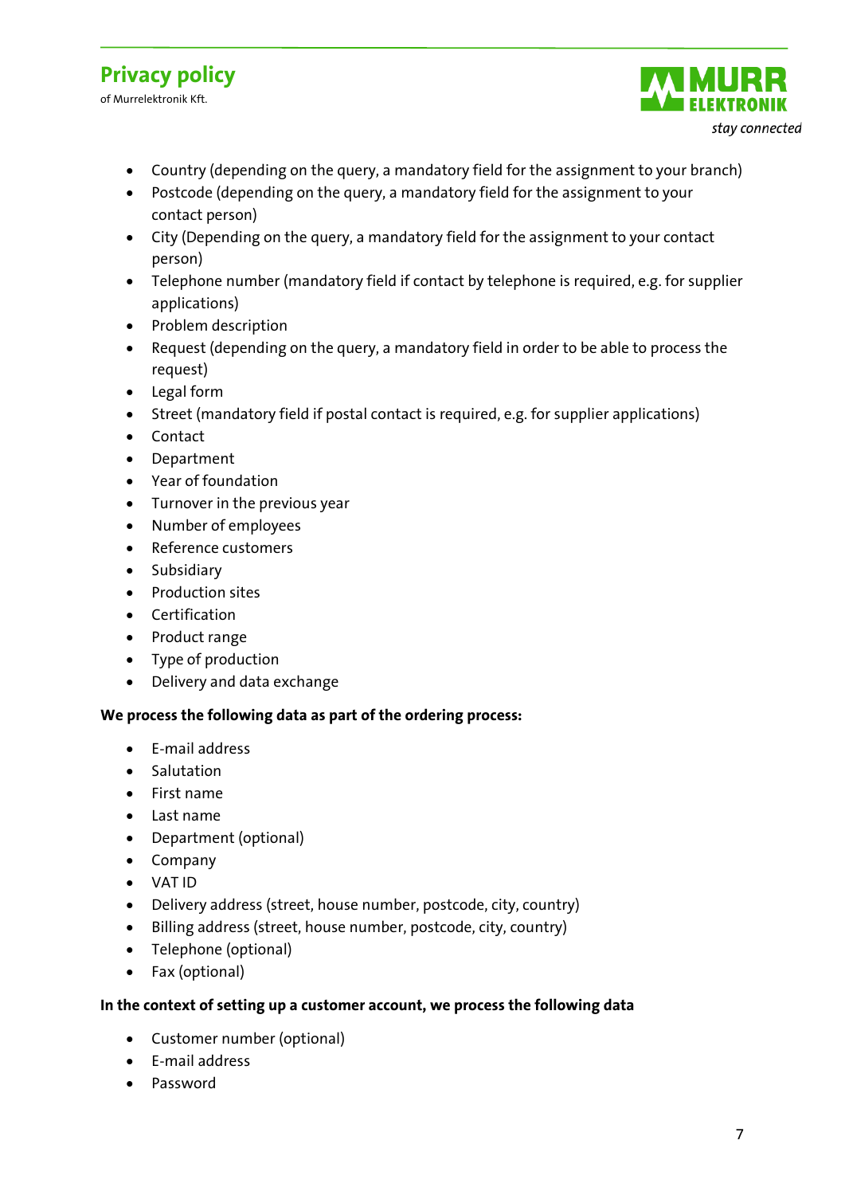- Country (depending on the query, a mandatory field for the assignment to your branch)
- Postcode (depending on the query, a mandatory field for the assignment to your contact person)
- City (Depending on the query, a mandatory field for the assignment to your contact person)
- Telephone number (mandatory field if contact by telephone is required, e.g. for supplier applications)
- Problem description
- Request (depending on the query, a mandatory field in order to be able to process the request)
- Legal form
- Street (mandatory field if postal contact is required, e.g. for supplier applications)
- Contact
- Department
- Year of foundation
- Turnover in the previous year
- Number of employees
- Reference customers
- Subsidiary
- Production sites
- Certification
- Product range
- Type of production
- Delivery and data exchange

**We process the following data as part of the ordering process:**

- E-mail address
- Salutation
- First name
- Last name
- Department (optional)
- Company
- VAT ID
- Delivery address (street, house number, postcode, city, country)
- Billing address (street, house number, postcode, city, country)
- Telephone (optional)
- Fax (optional)

**In the context of setting up a customer account, we process the following data**

- Customer number (optional)
- E-mail address
- Password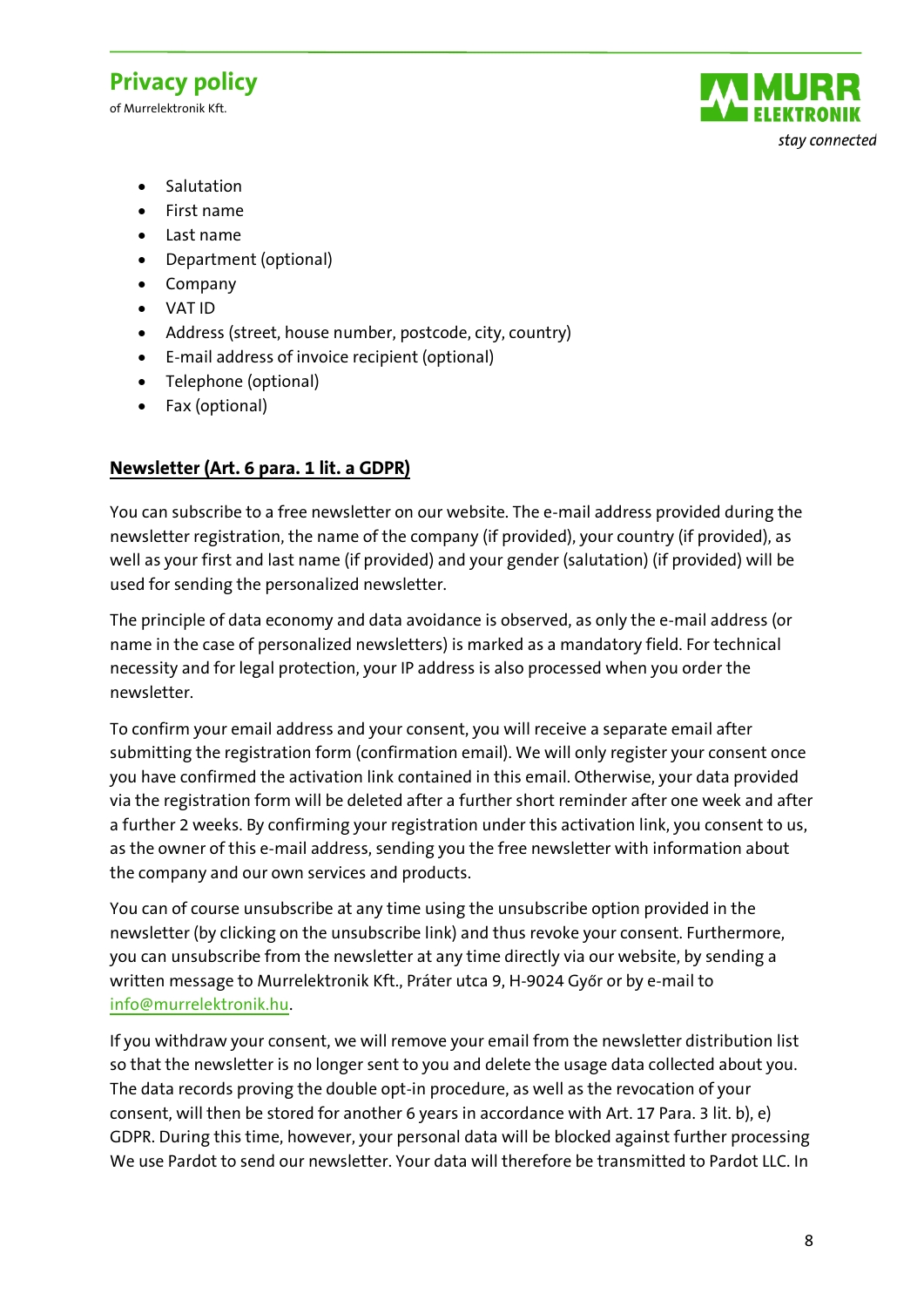- Salutation
- First name
- Last name
- Department (optional)
- Company
- VAT ID
- Address (street, house number, postcode, city, country)
- E-mail address of invoice recipient (optional)
- Telephone (optional)
- Fax (optional)

**Newsletter (Art. 6 para. 1 lit. a GDPR)**

You can subscribe to a free newsletter on our website. The e-mail address provided during the newsletter registration, the name of the company (if provided), your country (if provided), as well as your first and last name (if provided) and your gender (salutation) (if provided) will be used for sending the personalized newsletter.

The principle of data economy and data avoidance is observed, as only the e-mail address (or name in the case of personalized newsletters) is marked as a mandatory field. For technical necessity and for legal protection, your IP address is also processed when you order the newsletter.

To confirm your email address and your consent, you will receive a separate email after submitting the registration form (confirmation email). We will only register your consent once you have confirmed the activation link contained in this email. Otherwise, your data provided via the registration form will be deleted after a further short reminder after one week and after a further 2 weeks. By confirming your registration under this activation link, you consent to us, as the owner of this e-mail address, sending you the free newsletter with information about the company and our own services and products.

You can of course unsubscribe at any time using the unsubscribe option provided in the newsletter (by clicking on the unsubscribe link) and thus revoke your consent. Furthermore, you can unsubscribe from the newsletter at any time directly via our website, by sending a written message to Murrelektronik Kft., Práter utca 9, H-9024 Győr or by e-mail to info@murrelektronik.hu.

If you withdraw your consent, we will remove your email from the newsletter distribution list so that the newsletter is no longer sent to you and delete the usage data collected about you. The data records proving the double opt-in procedure, as well as the revocation of your consent, will then be stored for another 6 years in accordance with Art. 17 Para. 3 lit. b), e) GDPR. During this time, however, your personal data will be blocked against further processing We use Pardot to send our newsletter. Your data will therefore be transmitted to Pardot LLC. In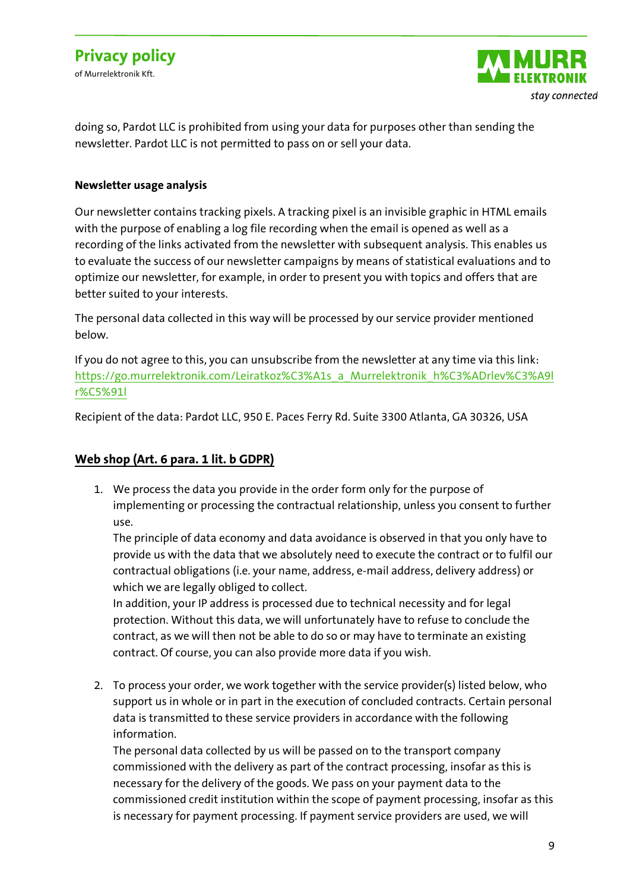doing so, Pardot LLC is prohibited from using your data for purposes other than sending the newsletter. Pardot LLC is not permitted to pass on or sell your data.

**Newsletter usage analysis**

Our newsletter contains tracking pixels. A tracking pixel is an invisible graphic in HTML emails with the purpose of enabling a log file recording when the email is opened as well as a recording of the links activated from the newsletter with subsequent analysis. This enables us to evaluate the success of our newsletter campaigns by means of statistical evaluations and to optimize our newsletter, for example, in order to present you with topics and offers that are better suited to your interests.

The personal data collected in this way will be processed by our service provider mentioned below.

If you do not agree to this, you can unsubscribe from the newsletter at any time via this link: https://go.murrelektronik.com/Leiratkoz%C3%A1s_a_Murrelektronik_h%C3%ADrlev%C3%A9lr%C5%91l

Recipient of the data: Pardot LLC, 950 E. Paces Ferry Rd. Suite 3300 Atlanta, GA 30326, USA

## Web shop (Art. 6 para. 1 lit. b GDPR)

1. We process the data you provide in the order form only for the purpose of implementing or processing the contractual relationship, unless you consent to further use.
   The principle of data economy and data avoidance is observed in that you only have to provide us with the data that we absolutely need to execute the contract or to fulfil our contractual obligations (i.e. your name, address, e-mail address, delivery address) or which we are legally obliged to collect.
   In addition, your IP address is processed due to technical necessity and for legal protection. Without this data, we will unfortunately have to refuse to conclude the contract, as we will then not be able to do so or may have to terminate an existing contract. Of course, you can also provide more data if you wish.

2. To process your order, we work together with the service provider(s) listed below, who support us in whole or in part in the execution of concluded contracts. Certain personal data is transmitted to these service providers in accordance with the following information.
   The personal data collected by us will be passed on to the transport company commissioned with the delivery as part of the contract processing, insofar as this is necessary for the delivery of the goods. We pass on your payment data to the commissioned credit institution within the scope of payment processing, insofar as this is necessary for payment processing. If payment service providers are used, we will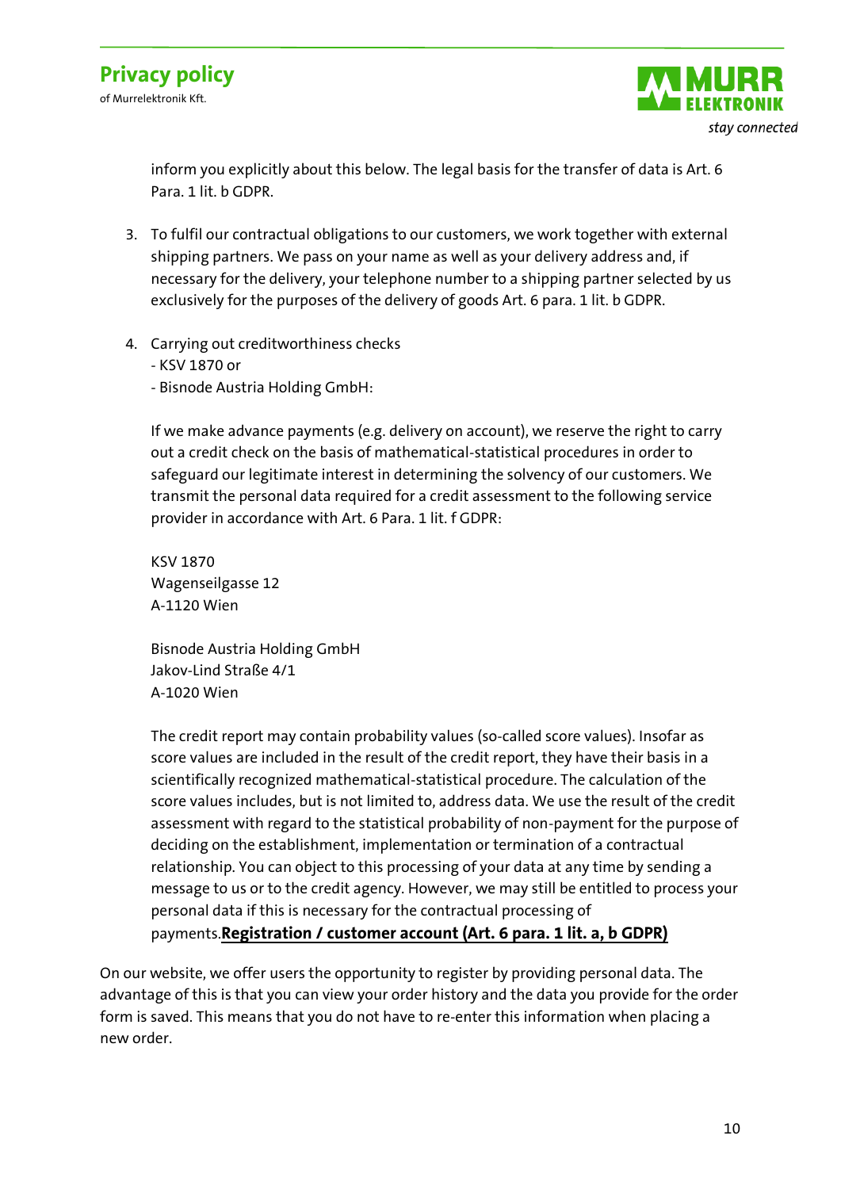inform you explicitly about this below. The legal basis for the transfer of data is Art. 6 Para. 1 lit. b GDPR.

3. To fulfil our contractual obligations to our customers, we work together with external shipping partners. We pass on your name as well as your delivery address and, if necessary for the delivery, your telephone number to a shipping partner selected by us exclusively for the purposes of the delivery of goods Art. 6 para. 1 lit. b GDPR.

4. Carrying out creditworthiness checks
   - KSV 1870 or
   - Bisnode Austria Holding GmbH:

   If we make advance payments (e.g. delivery on account), we reserve the right to carry out a credit check on the basis of mathematical-statistical procedures in order to safeguard our legitimate interest in determining the solvency of our customers. We transmit the personal data required for a credit assessment to the following service provider in accordance with Art. 6 Para. 1 lit. f GDPR:

   KSV 1870
   Wagenseilgasse 12
   A-1120 Wien

   Bisnode Austria Holding GmbH
   Jakov-Lind Straße 4/1
   A-1020 Wien

   The credit report may contain probability values (so-called score values). Insofar as score values are included in the result of the credit report, they have their basis in a scientifically recognized mathematical-statistical procedure. The calculation of the score values includes, but is not limited to, address data. We use the result of the credit assessment with regard to the statistical probability of non-payment for the purpose of deciding on the establishment, implementation or termination of a contractual relationship. You can object to this processing of your data at any time by sending a message to us or to the credit agency. However, we may still be entitled to process your personal data if this is necessary for the contractual processing of payments.

### Registration / customer account (Art. 6 para. 1 lit. a, b GDPR)

On our website, we offer users the opportunity to register by providing personal data. The advantage of this is that you can view your order history and the data you provide for the order form is saved. This means that you do not have to re-enter this information when placing a new order.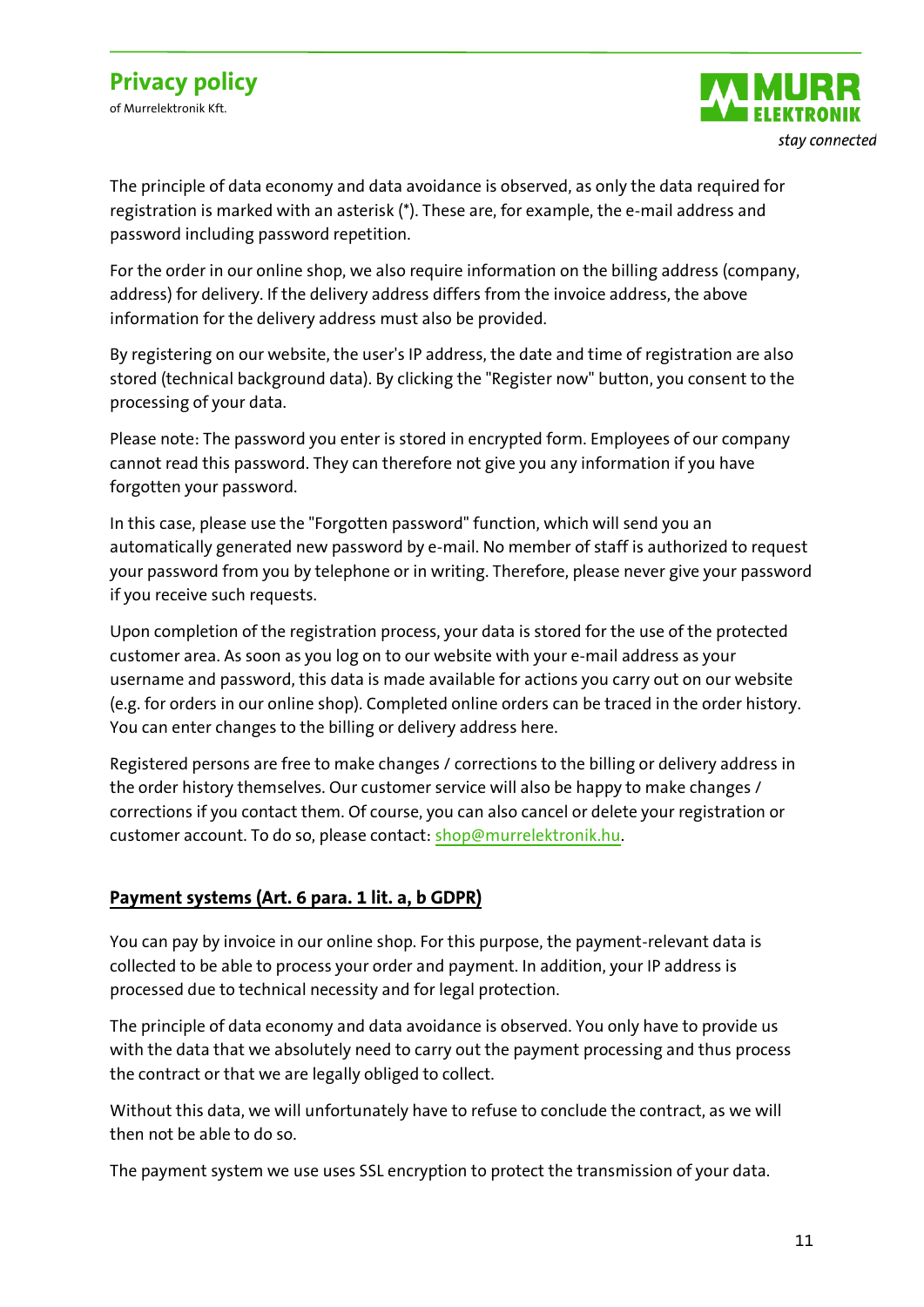The principle of data economy and data avoidance is observed, as only the data required for registration is marked with an asterisk (*). These are, for example, the e-mail address and password including password repetition.

For the order in our online shop, we also require information on the billing address (company, address) for delivery. If the delivery address differs from the invoice address, the above information for the delivery address must also be provided.

By registering on our website, the user's IP address, the date and time of registration are also stored (technical background data). By clicking the "Register now" button, you consent to the processing of your data.

Please note: The password you enter is stored in encrypted form. Employees of our company cannot read this password. They can therefore not give you any information if you have forgotten your password.

In this case, please use the "Forgotten password" function, which will send you an automatically generated new password by e-mail. No member of staff is authorized to request your password from you by telephone or in writing. Therefore, please never give your password if you receive such requests.

Upon completion of the registration process, your data is stored for the use of the protected customer area. As soon as you log on to our website with your e-mail address as your username and password, this data is made available for actions you carry out on our website (e.g. for orders in our online shop). Completed online orders can be traced in the order history. You can enter changes to the billing or delivery address here.

Registered persons are free to make changes / corrections to the billing or delivery address in the order history themselves. Our customer service will also be happy to make changes / corrections if you contact them. Of course, you can also cancel or delete your registration or customer account. To do so, please contact: shop@murrelektronik.hu.

## Payment systems (Art. 6 para. 1 lit. a, b GDPR)

You can pay by invoice in our online shop. For this purpose, the payment-relevant data is collected to be able to process your order and payment. In addition, your IP address is processed due to technical necessity and for legal protection.

The principle of data economy and data avoidance is observed. You only have to provide us with the data that we absolutely need to carry out the payment processing and thus process the contract or that we are legally obliged to collect.

Without this data, we will unfortunately have to refuse to conclude the contract, as we will then not be able to do so.

The payment system we use uses SSL encryption to protect the transmission of your data.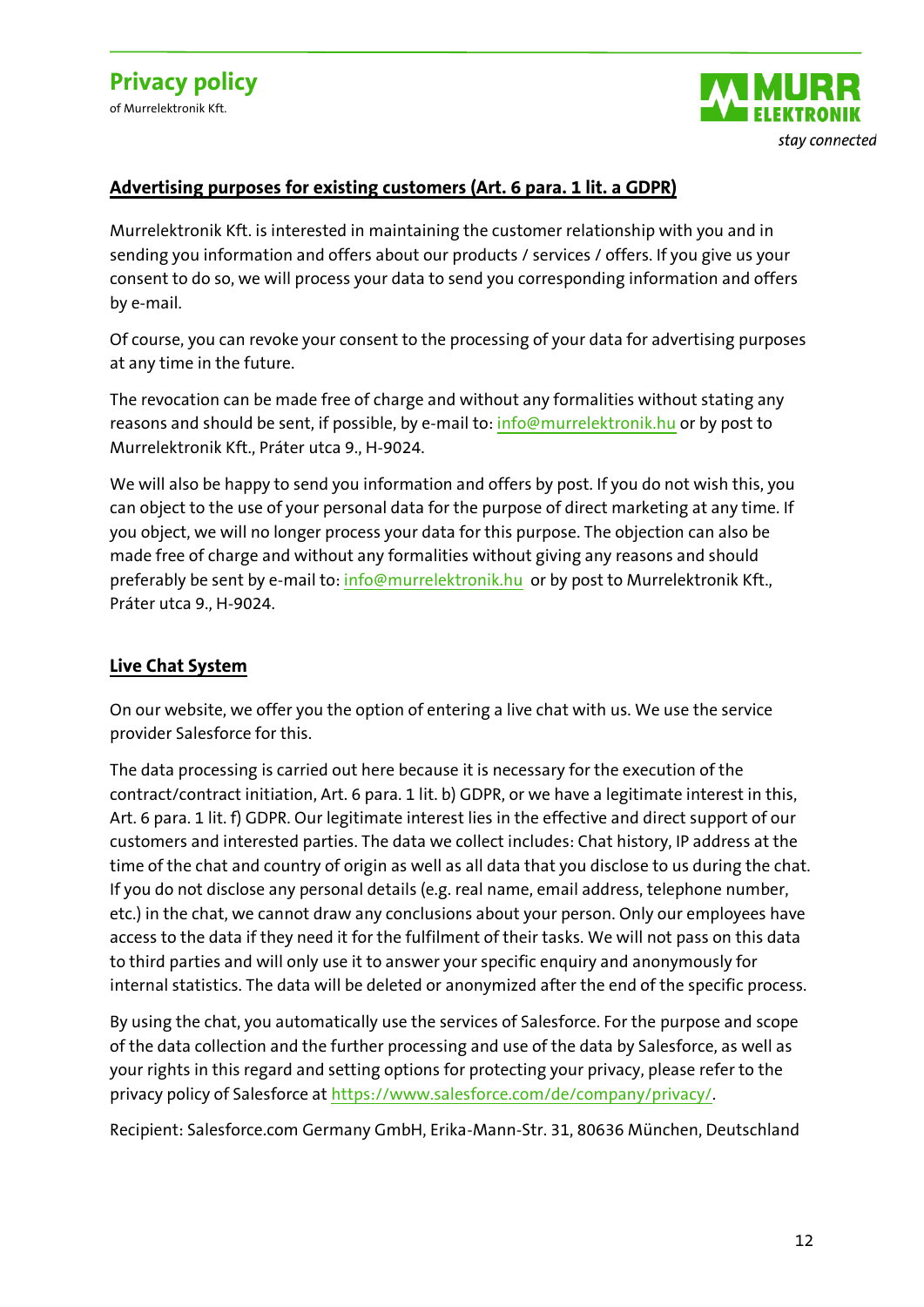## Advertising purposes for existing customers (Art. 6 para. 1 lit. a GDPR)

Murrelektronik Kft. is interested in maintaining the customer relationship with you and in sending you information and offers about our products / services / offers. If you give us your consent to do so, we will process your data to send you corresponding information and offers by e-mail.

Of course, you can revoke your consent to the processing of your data for advertising purposes at any time in the future.

The revocation can be made free of charge and without any formalities without stating any reasons and should be sent, if possible, by e-mail to: info@murrelektronik.hu or by post to Murrelektronik Kft., Práter utca 9., H-9024.

We will also be happy to send you information and offers by post. If you do not wish this, you can object to the use of your personal data for the purpose of direct marketing at any time. If you object, we will no longer process your data for this purpose. The objection can also be made free of charge and without any formalities without giving any reasons and should preferably be sent by e-mail to: info@murrelektronik.hu or by post to Murrelektronik Kft., Práter utca 9., H-9024.

## Live Chat System

On our website, we offer you the option of entering a live chat with us. We use the service provider Salesforce for this.

The data processing is carried out here because it is necessary for the execution of the contract/contract initiation, Art. 6 para. 1 lit. b) GDPR, or we have a legitimate interest in this, Art. 6 para. 1 lit. f) GDPR. Our legitimate interest lies in the effective and direct support of our customers and interested parties. The data we collect includes: Chat history, IP address at the time of the chat and country of origin as well as all data that you disclose to us during the chat. If you do not disclose any personal details (e.g. real name, email address, telephone number, etc.) in the chat, we cannot draw any conclusions about your person. Only our employees have access to the data if they need it for the fulfilment of their tasks. We will not pass on this data to third parties and will only use it to answer your specific enquiry and anonymously for internal statistics. The data will be deleted or anonymized after the end of the specific process.

By using the chat, you automatically use the services of Salesforce. For the purpose and scope of the data collection and the further processing and use of the data by Salesforce, as well as your rights in this regard and setting options for protecting your privacy, please refer to the privacy policy of Salesforce at https://www.salesforce.com/de/company/privacy/.

Recipient: Salesforce.com Germany GmbH, Erika-Mann-Str. 31, 80636 München, Deutschland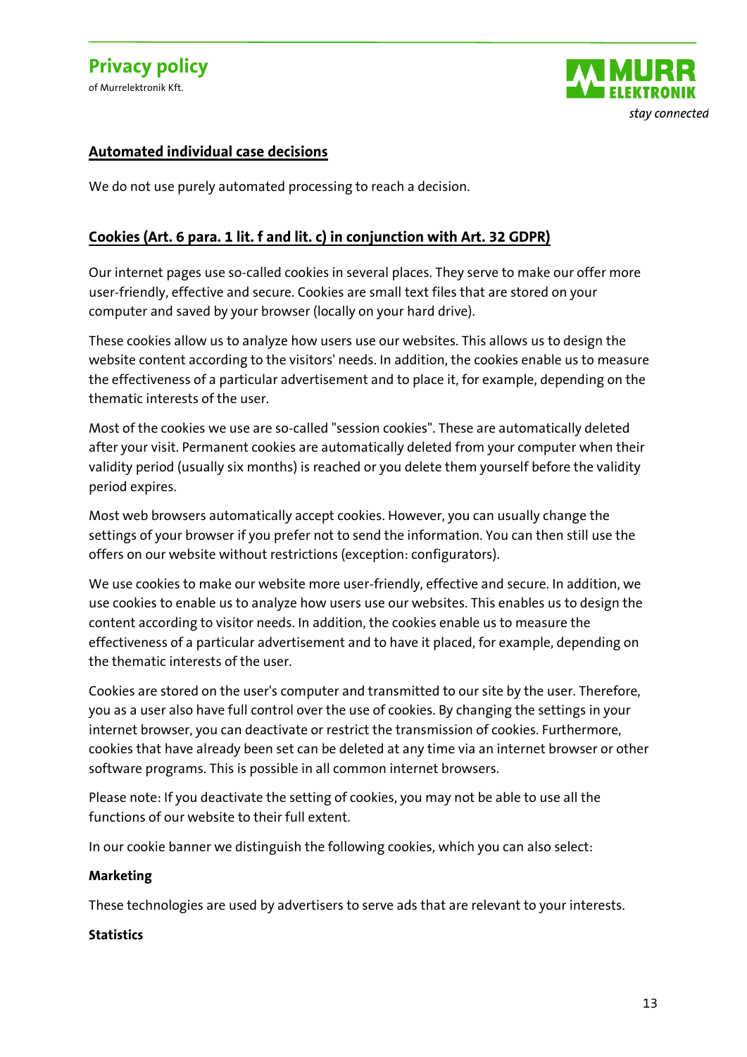## Automated individual case decisions

We do not use purely automated processing to reach a decision.

## Cookies (Art. 6 para. 1 lit. f and lit. c) in conjunction with Art. 32 GDPR)

Our internet pages use so-called cookies in several places. They serve to make our offer more user-friendly, effective and secure. Cookies are small text files that are stored on your computer and saved by your browser (locally on your hard drive).

These cookies allow us to analyze how users use our websites. This allows us to design the website content according to the visitors' needs. In addition, the cookies enable us to measure the effectiveness of a particular advertisement and to place it, for example, depending on the thematic interests of the user.

Most of the cookies we use are so-called "session cookies". These are automatically deleted after your visit. Permanent cookies are automatically deleted from your computer when their validity period (usually six months) is reached or you delete them yourself before the validity period expires.

Most web browsers automatically accept cookies. However, you can usually change the settings of your browser if you prefer not to send the information. You can then still use the offers on our website without restrictions (exception: configurators).

We use cookies to make our website more user-friendly, effective and secure. In addition, we use cookies to enable us to analyze how users use our websites. This enables us to design the content according to visitor needs. In addition, the cookies enable us to measure the effectiveness of a particular advertisement and to have it placed, for example, depending on the thematic interests of the user.

Cookies are stored on the user's computer and transmitted to our site by the user. Therefore, you as a user also have full control over the use of cookies. By changing the settings in your internet browser, you can deactivate or restrict the transmission of cookies. Furthermore, cookies that have already been set can be deleted at any time via an internet browser or other software programs. This is possible in all common internet browsers.

Please note: If you deactivate the setting of cookies, you may not be able to use all the functions of our website to their full extent.

In our cookie banner we distinguish the following cookies, which you can also select:

**Marketing**

These technologies are used by advertisers to serve ads that are relevant to your interests.

**Statistics**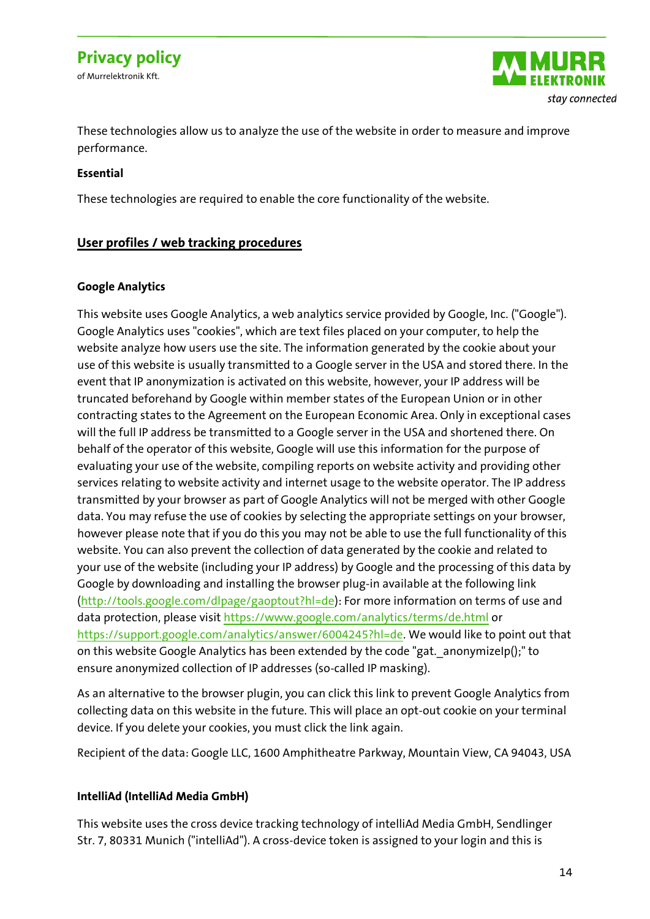These technologies allow us to analyze the use of the website in order to measure and improve performance.

**Essential**

These technologies are required to enable the core functionality of the website.

## User profiles / web tracking procedures

**Google Analytics**

This website uses Google Analytics, a web analytics service provided by Google, Inc. ("Google"). Google Analytics uses "cookies", which are text files placed on your computer, to help the website analyze how users use the site. The information generated by the cookie about your use of this website is usually transmitted to a Google server in the USA and stored there. In the event that IP anonymization is activated on this website, however, your IP address will be truncated beforehand by Google within member states of the European Union or in other contracting states to the Agreement on the European Economic Area. Only in exceptional cases will the full IP address be transmitted to a Google server in the USA and shortened there. On behalf of the operator of this website, Google will use this information for the purpose of evaluating your use of the website, compiling reports on website activity and providing other services relating to website activity and internet usage to the website operator. The IP address transmitted by your browser as part of Google Analytics will not be merged with other Google data. You may refuse the use of cookies by selecting the appropriate settings on your browser, however please note that if you do this you may not be able to use the full functionality of this website. You can also prevent the collection of data generated by the cookie and related to your use of the website (including your IP address) by Google and the processing of this data by Google by downloading and installing the browser plug-in available at the following link (http://tools.google.com/dlpage/gaoptout?hl=de): For more information on terms of use and data protection, please visit https://www.google.com/analytics/terms/de.html or https://support.google.com/analytics/answer/6004245?hl=de. We would like to point out that on this website Google Analytics has been extended by the code "gat._anonymizeIp();" to ensure anonymized collection of IP addresses (so-called IP masking).

As an alternative to the browser plugin, you can click this link to prevent Google Analytics from collecting data on this website in the future. This will place an opt-out cookie on your terminal device. If you delete your cookies, you must click the link again.

Recipient of the data: Google LLC, 1600 Amphitheatre Parkway, Mountain View, CA 94043, USA

**IntelliAd (IntelliAd Media GmbH)**

This website uses the cross device tracking technology of intelliAd Media GmbH, Sendlinger Str. 7, 80331 Munich ("intelliAd"). A cross-device token is assigned to your login and this is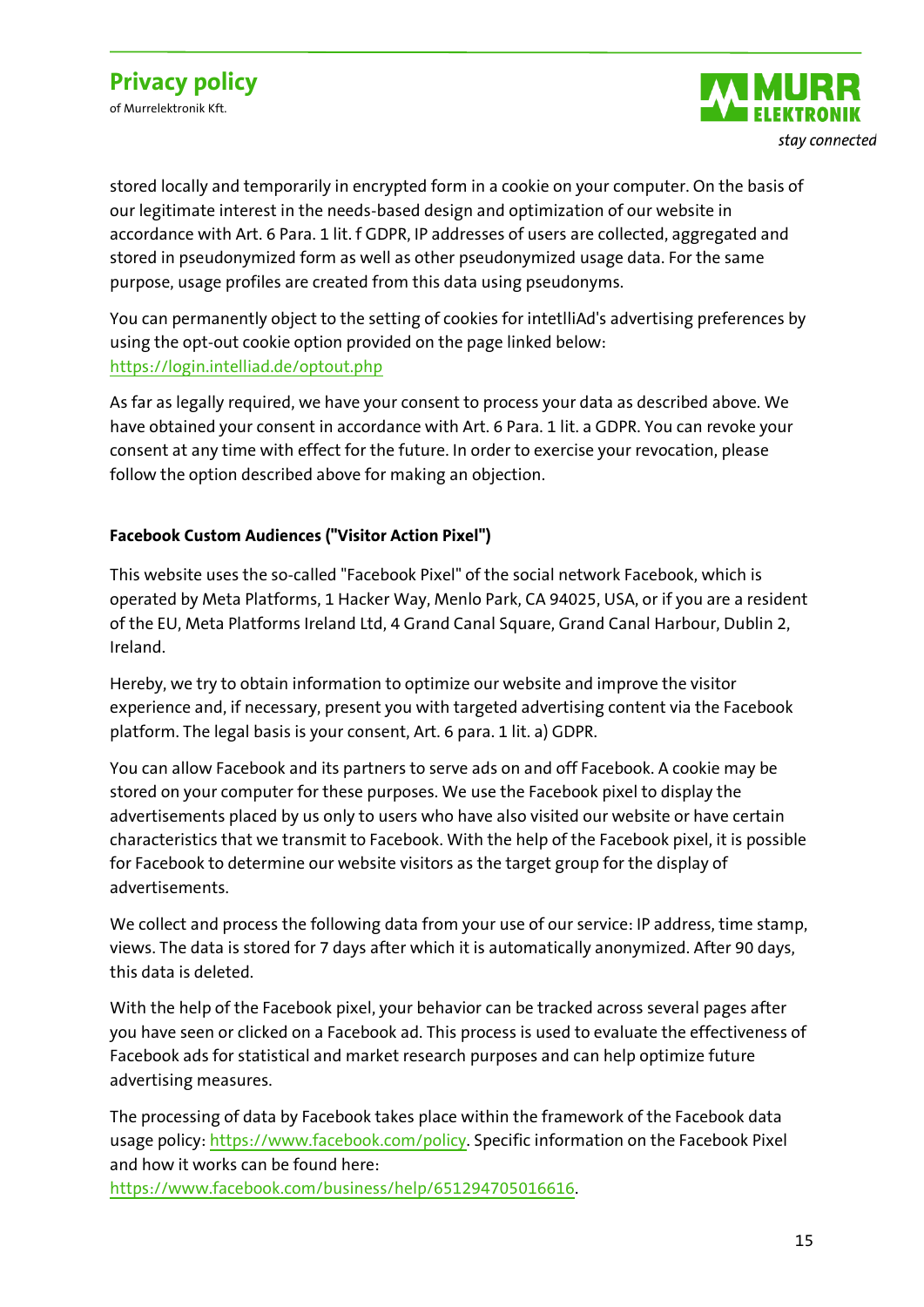stored locally and temporarily in encrypted form in a cookie on your computer. On the basis of our legitimate interest in the needs-based design and optimization of our website in accordance with Art. 6 Para. 1 lit. f GDPR, IP addresses of users are collected, aggregated and stored in pseudonymized form as well as other pseudonymized usage data. For the same purpose, usage profiles are created from this data using pseudonyms.

You can permanently object to the setting of cookies for intetlliAd's advertising preferences by using the opt-out cookie option provided on the page linked below: https://login.intelliad.de/optout.php

As far as legally required, we have your consent to process your data as described above. We have obtained your consent in accordance with Art. 6 Para. 1 lit. a GDPR. You can revoke your consent at any time with effect for the future. In order to exercise your revocation, please follow the option described above for making an objection.

**Facebook Custom Audiences ("Visitor Action Pixel")**

This website uses the so-called "Facebook Pixel" of the social network Facebook, which is operated by Meta Platforms, 1 Hacker Way, Menlo Park, CA 94025, USA, or if you are a resident of the EU, Meta Platforms Ireland Ltd, 4 Grand Canal Square, Grand Canal Harbour, Dublin 2, Ireland.

Hereby, we try to obtain information to optimize our website and improve the visitor experience and, if necessary, present you with targeted advertising content via the Facebook platform. The legal basis is your consent, Art. 6 para. 1 lit. a) GDPR.

You can allow Facebook and its partners to serve ads on and off Facebook. A cookie may be stored on your computer for these purposes. We use the Facebook pixel to display the advertisements placed by us only to users who have also visited our website or have certain characteristics that we transmit to Facebook. With the help of the Facebook pixel, it is possible for Facebook to determine our website visitors as the target group for the display of advertisements.

We collect and process the following data from your use of our service: IP address, time stamp, views. The data is stored for 7 days after which it is automatically anonymized. After 90 days, this data is deleted.

With the help of the Facebook pixel, your behavior can be tracked across several pages after you have seen or clicked on a Facebook ad. This process is used to evaluate the effectiveness of Facebook ads for statistical and market research purposes and can help optimize future advertising measures.

The processing of data by Facebook takes place within the framework of the Facebook data usage policy: https://www.facebook.com/policy. Specific information on the Facebook Pixel and how it works can be found here: https://www.facebook.com/business/help/651294705016616.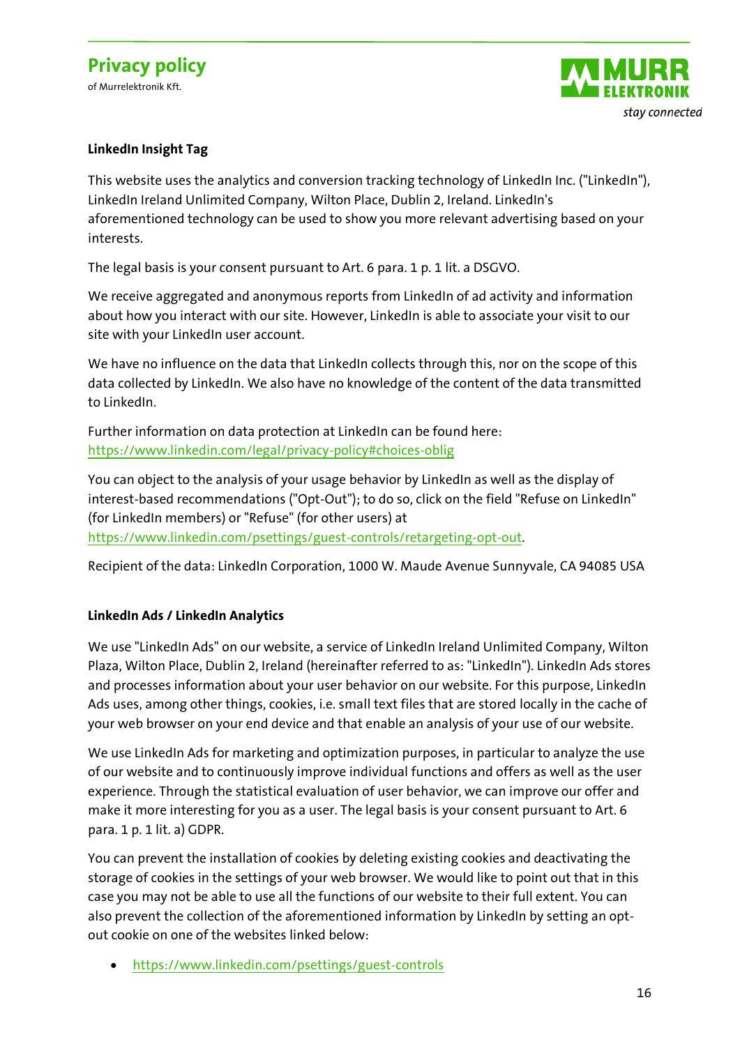### LinkedIn Insight Tag

This website uses the analytics and conversion tracking technology of LinkedIn Inc. ("LinkedIn"), LinkedIn Ireland Unlimited Company, Wilton Place, Dublin 2, Ireland. LinkedIn's aforementioned technology can be used to show you more relevant advertising based on your interests.

The legal basis is your consent pursuant to Art. 6 para. 1 p. 1 lit. a DSGVO.

We receive aggregated and anonymous reports from LinkedIn of ad activity and information about how you interact with our site. However, LinkedIn is able to associate your visit to our site with your LinkedIn user account.

We have no influence on the data that LinkedIn collects through this, nor on the scope of this data collected by LinkedIn. We also have no knowledge of the content of the data transmitted to LinkedIn.

Further information on data protection at LinkedIn can be found here: https://www.linkedin.com/legal/privacy-policy#choices-oblig

You can object to the analysis of your usage behavior by LinkedIn as well as the display of interest-based recommendations ("Opt-Out"); to do so, click on the field "Refuse on LinkedIn" (for LinkedIn members) or "Refuse" (for other users) at https://www.linkedin.com/psettings/guest-controls/retargeting-opt-out.

Recipient of the data: LinkedIn Corporation, 1000 W. Maude Avenue Sunnyvale, CA 94085 USA

### LinkedIn Ads / LinkedIn Analytics

We use "LinkedIn Ads" on our website, a service of LinkedIn Ireland Unlimited Company, Wilton Plaza, Wilton Place, Dublin 2, Ireland (hereinafter referred to as: "LinkedIn"). LinkedIn Ads stores and processes information about your user behavior on our website. For this purpose, LinkedIn Ads uses, among other things, cookies, i.e. small text files that are stored locally in the cache of your web browser on your end device and that enable an analysis of your use of our website.

We use LinkedIn Ads for marketing and optimization purposes, in particular to analyze the use of our website and to continuously improve individual functions and offers as well as the user experience. Through the statistical evaluation of user behavior, we can improve our offer and make it more interesting for you as a user. The legal basis is your consent pursuant to Art. 6 para. 1 p. 1 lit. a) GDPR.

You can prevent the installation of cookies by deleting existing cookies and deactivating the storage of cookies in the settings of your web browser. We would like to point out that in this case you may not be able to use all the functions of our website to their full extent. You can also prevent the collection of the aforementioned information by LinkedIn by setting an opt-out cookie on one of the websites linked below:

- https://www.linkedin.com/psettings/guest-controls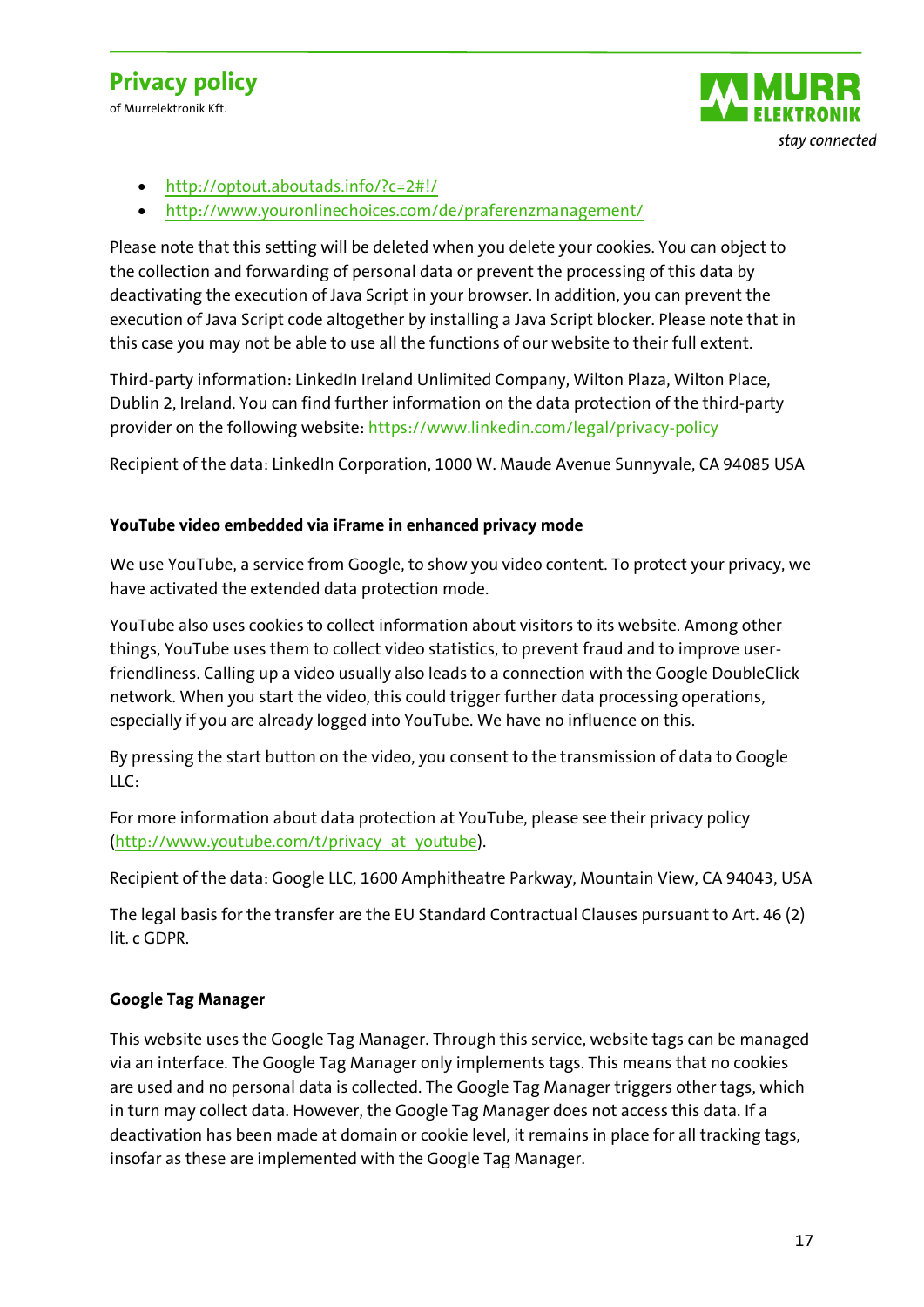- http://optout.aboutads.info/?c=2#!/
- http://www.youronlinechoices.com/de/praferenzmanagement/

Please note that this setting will be deleted when you delete your cookies. You can object to the collection and forwarding of personal data or prevent the processing of this data by deactivating the execution of Java Script in your browser. In addition, you can prevent the execution of Java Script code altogether by installing a Java Script blocker. Please note that in this case you may not be able to use all the functions of our website to their full extent.

Third-party information: LinkedIn Ireland Unlimited Company, Wilton Plaza, Wilton Place, Dublin 2, Ireland. You can find further information on the data protection of the third-party provider on the following website: https://www.linkedin.com/legal/privacy-policy

Recipient of the data: LinkedIn Corporation, 1000 W. Maude Avenue Sunnyvale, CA 94085 USA

**YouTube video embedded via iFrame in enhanced privacy mode**

We use YouTube, a service from Google, to show you video content. To protect your privacy, we have activated the extended data protection mode.

YouTube also uses cookies to collect information about visitors to its website. Among other things, YouTube uses them to collect video statistics, to prevent fraud and to improve user-friendliness. Calling up a video usually also leads to a connection with the Google DoubleClick network. When you start the video, this could trigger further data processing operations, especially if you are already logged into YouTube. We have no influence on this.

By pressing the start button on the video, you consent to the transmission of data to Google LLC:

For more information about data protection at YouTube, please see their privacy policy (http://www.youtube.com/t/privacy_at_youtube).

Recipient of the data: Google LLC, 1600 Amphitheatre Parkway, Mountain View, CA 94043, USA

The legal basis for the transfer are the EU Standard Contractual Clauses pursuant to Art. 46 (2) lit. c GDPR.

**Google Tag Manager**

This website uses the Google Tag Manager. Through this service, website tags can be managed via an interface. The Google Tag Manager only implements tags. This means that no cookies are used and no personal data is collected. The Google Tag Manager triggers other tags, which in turn may collect data. However, the Google Tag Manager does not access this data. If a deactivation has been made at domain or cookie level, it remains in place for all tracking tags, insofar as these are implemented with the Google Tag Manager.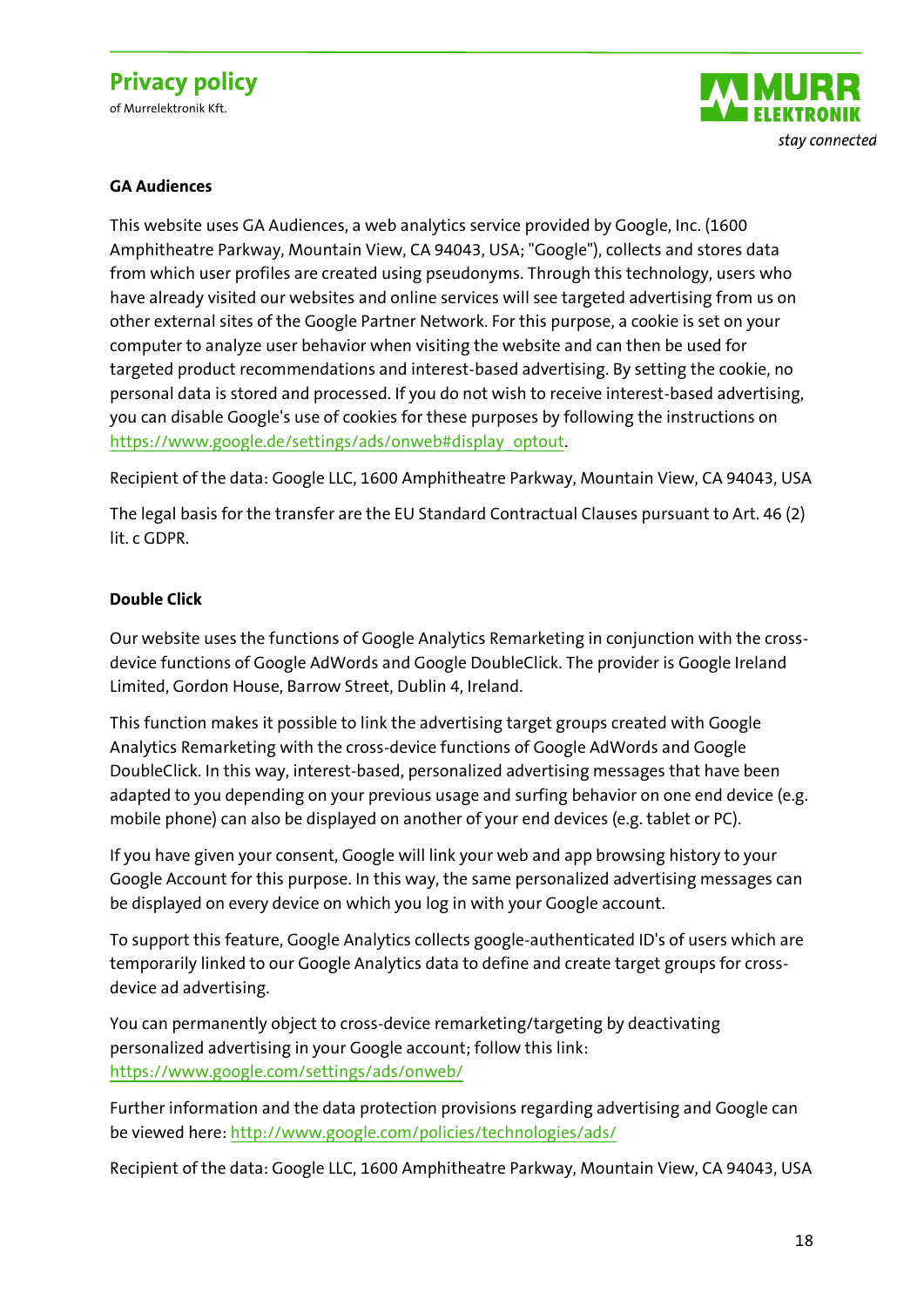**GA Audiences**

This website uses GA Audiences, a web analytics service provided by Google, Inc. (1600 Amphitheatre Parkway, Mountain View, CA 94043, USA; "Google"), collects and stores data from which user profiles are created using pseudonyms. Through this technology, users who have already visited our websites and online services will see targeted advertising from us on other external sites of the Google Partner Network. For this purpose, a cookie is set on your computer to analyze user behavior when visiting the website and can then be used for targeted product recommendations and interest-based advertising. By setting the cookie, no personal data is stored and processed. If you do not wish to receive interest-based advertising, you can disable Google's use of cookies for these purposes by following the instructions on https://www.google.de/settings/ads/onweb#display_optout.

Recipient of the data: Google LLC, 1600 Amphitheatre Parkway, Mountain View, CA 94043, USA

The legal basis for the transfer are the EU Standard Contractual Clauses pursuant to Art. 46 (2) lit. c GDPR.

**Double Click**

Our website uses the functions of Google Analytics Remarketing in conjunction with the cross-device functions of Google AdWords and Google DoubleClick. The provider is Google Ireland Limited, Gordon House, Barrow Street, Dublin 4, Ireland.

This function makes it possible to link the advertising target groups created with Google Analytics Remarketing with the cross-device functions of Google AdWords and Google DoubleClick. In this way, interest-based, personalized advertising messages that have been adapted to you depending on your previous usage and surfing behavior on one end device (e.g. mobile phone) can also be displayed on another of your end devices (e.g. tablet or PC).

If you have given your consent, Google will link your web and app browsing history to your Google Account for this purpose. In this way, the same personalized advertising messages can be displayed on every device on which you log in with your Google account.

To support this feature, Google Analytics collects google-authenticated ID's of users which are temporarily linked to our Google Analytics data to define and create target groups for cross-device ad advertising.

You can permanently object to cross-device remarketing/targeting by deactivating personalized advertising in your Google account; follow this link: https://www.google.com/settings/ads/onweb/

Further information and the data protection provisions regarding advertising and Google can be viewed here: http://www.google.com/policies/technologies/ads/

Recipient of the data: Google LLC, 1600 Amphitheatre Parkway, Mountain View, CA 94043, USA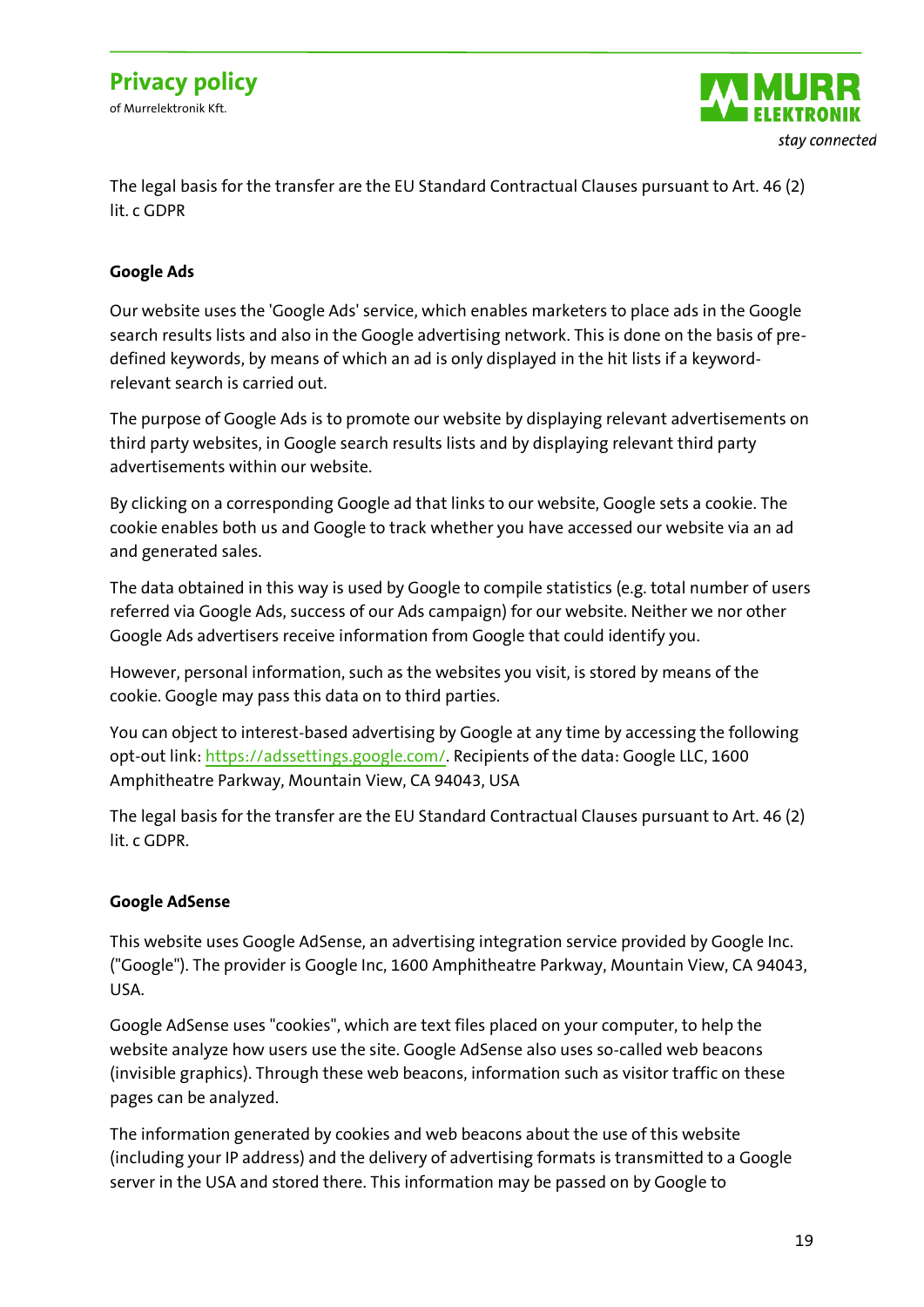The legal basis for the transfer are the EU Standard Contractual Clauses pursuant to Art. 46 (2) lit. c GDPR

**Google Ads**

Our website uses the 'Google Ads' service, which enables marketers to place ads in the Google search results lists and also in the Google advertising network. This is done on the basis of pre-defined keywords, by means of which an ad is only displayed in the hit lists if a keyword-relevant search is carried out.

The purpose of Google Ads is to promote our website by displaying relevant advertisements on third party websites, in Google search results lists and by displaying relevant third party advertisements within our website.

By clicking on a corresponding Google ad that links to our website, Google sets a cookie. The cookie enables both us and Google to track whether you have accessed our website via an ad and generated sales.

The data obtained in this way is used by Google to compile statistics (e.g. total number of users referred via Google Ads, success of our Ads campaign) for our website. Neither we nor other Google Ads advertisers receive information from Google that could identify you.

However, personal information, such as the websites you visit, is stored by means of the cookie. Google may pass this data on to third parties.

You can object to interest-based advertising by Google at any time by accessing the following opt-out link: https://adssettings.google.com/. Recipients of the data: Google LLC, 1600 Amphitheatre Parkway, Mountain View, CA 94043, USA

The legal basis for the transfer are the EU Standard Contractual Clauses pursuant to Art. 46 (2) lit. c GDPR.

**Google AdSense**

This website uses Google AdSense, an advertising integration service provided by Google Inc. ("Google"). The provider is Google Inc, 1600 Amphitheatre Parkway, Mountain View, CA 94043, USA.

Google AdSense uses "cookies", which are text files placed on your computer, to help the website analyze how users use the site. Google AdSense also uses so-called web beacons (invisible graphics). Through these web beacons, information such as visitor traffic on these pages can be analyzed.

The information generated by cookies and web beacons about the use of this website (including your IP address) and the delivery of advertising formats is transmitted to a Google server in the USA and stored there. This information may be passed on by Google to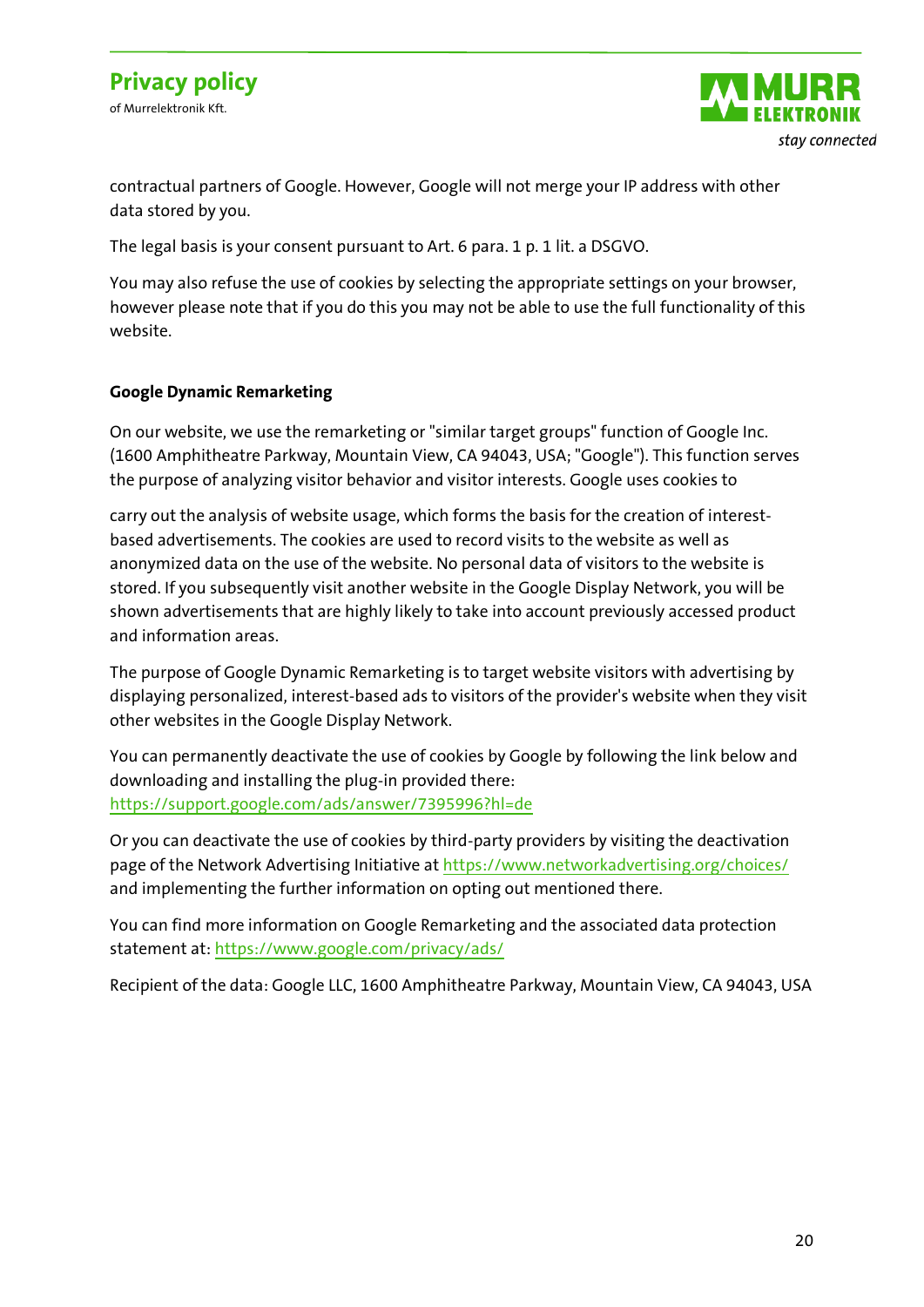contractual partners of Google. However, Google will not merge your IP address with other data stored by you.

The legal basis is your consent pursuant to Art. 6 para. 1 p. 1 lit. a DSGVO.

You may also refuse the use of cookies by selecting the appropriate settings on your browser, however please note that if you do this you may not be able to use the full functionality of this website.

**Google Dynamic Remarketing**

On our website, we use the remarketing or "similar target groups" function of Google Inc. (1600 Amphitheatre Parkway, Mountain View, CA 94043, USA; "Google"). This function serves the purpose of analyzing visitor behavior and visitor interests. Google uses cookies to

carry out the analysis of website usage, which forms the basis for the creation of interest-based advertisements. The cookies are used to record visits to the website as well as anonymized data on the use of the website. No personal data of visitors to the website is stored. If you subsequently visit another website in the Google Display Network, you will be shown advertisements that are highly likely to take into account previously accessed product and information areas.

The purpose of Google Dynamic Remarketing is to target website visitors with advertising by displaying personalized, interest-based ads to visitors of the provider's website when they visit other websites in the Google Display Network.

You can permanently deactivate the use of cookies by Google by following the link below and downloading and installing the plug-in provided there: https://support.google.com/ads/answer/7395996?hl=de

Or you can deactivate the use of cookies by third-party providers by visiting the deactivation page of the Network Advertising Initiative at https://www.networkadvertising.org/choices/ and implementing the further information on opting out mentioned there.

You can find more information on Google Remarketing and the associated data protection statement at: https://www.google.com/privacy/ads/

Recipient of the data: Google LLC, 1600 Amphitheatre Parkway, Mountain View, CA 94043, USA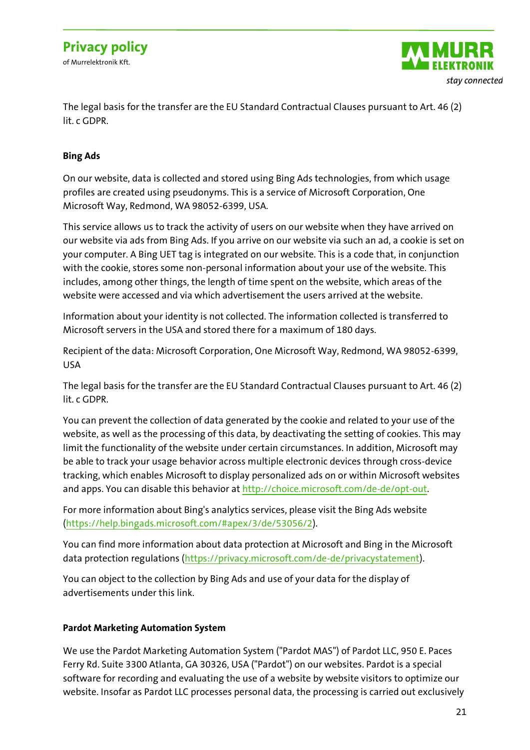The legal basis for the transfer are the EU Standard Contractual Clauses pursuant to Art. 46 (2) lit. c GDPR.

**Bing Ads**

On our website, data is collected and stored using Bing Ads technologies, from which usage profiles are created using pseudonyms. This is a service of Microsoft Corporation, One Microsoft Way, Redmond, WA 98052-6399, USA.

This service allows us to track the activity of users on our website when they have arrived on our website via ads from Bing Ads. If you arrive on our website via such an ad, a cookie is set on your computer. A Bing UET tag is integrated on our website. This is a code that, in conjunction with the cookie, stores some non-personal information about your use of the website. This includes, among other things, the length of time spent on the website, which areas of the website were accessed and via which advertisement the users arrived at the website.

Information about your identity is not collected. The information collected is transferred to Microsoft servers in the USA and stored there for a maximum of 180 days.

Recipient of the data: Microsoft Corporation, One Microsoft Way, Redmond, WA 98052-6399, USA

The legal basis for the transfer are the EU Standard Contractual Clauses pursuant to Art. 46 (2) lit. c GDPR.

You can prevent the collection of data generated by the cookie and related to your use of the website, as well as the processing of this data, by deactivating the setting of cookies. This may limit the functionality of the website under certain circumstances. In addition, Microsoft may be able to track your usage behavior across multiple electronic devices through cross-device tracking, which enables Microsoft to display personalized ads on or within Microsoft websites and apps. You can disable this behavior at http://choice.microsoft.com/de-de/opt-out.

For more information about Bing's analytics services, please visit the Bing Ads website (https://help.bingads.microsoft.com/#apex/3/de/53056/2).

You can find more information about data protection at Microsoft and Bing in the Microsoft data protection regulations (https://privacy.microsoft.com/de-de/privacystatement).

You can object to the collection by Bing Ads and use of your data for the display of advertisements under this link.

**Pardot Marketing Automation System**

We use the Pardot Marketing Automation System ("Pardot MAS") of Pardot LLC, 950 E. Paces Ferry Rd. Suite 3300 Atlanta, GA 30326, USA ("Pardot") on our websites. Pardot is a special software for recording and evaluating the use of a website by website visitors to optimize our website. Insofar as Pardot LLC processes personal data, the processing is carried out exclusively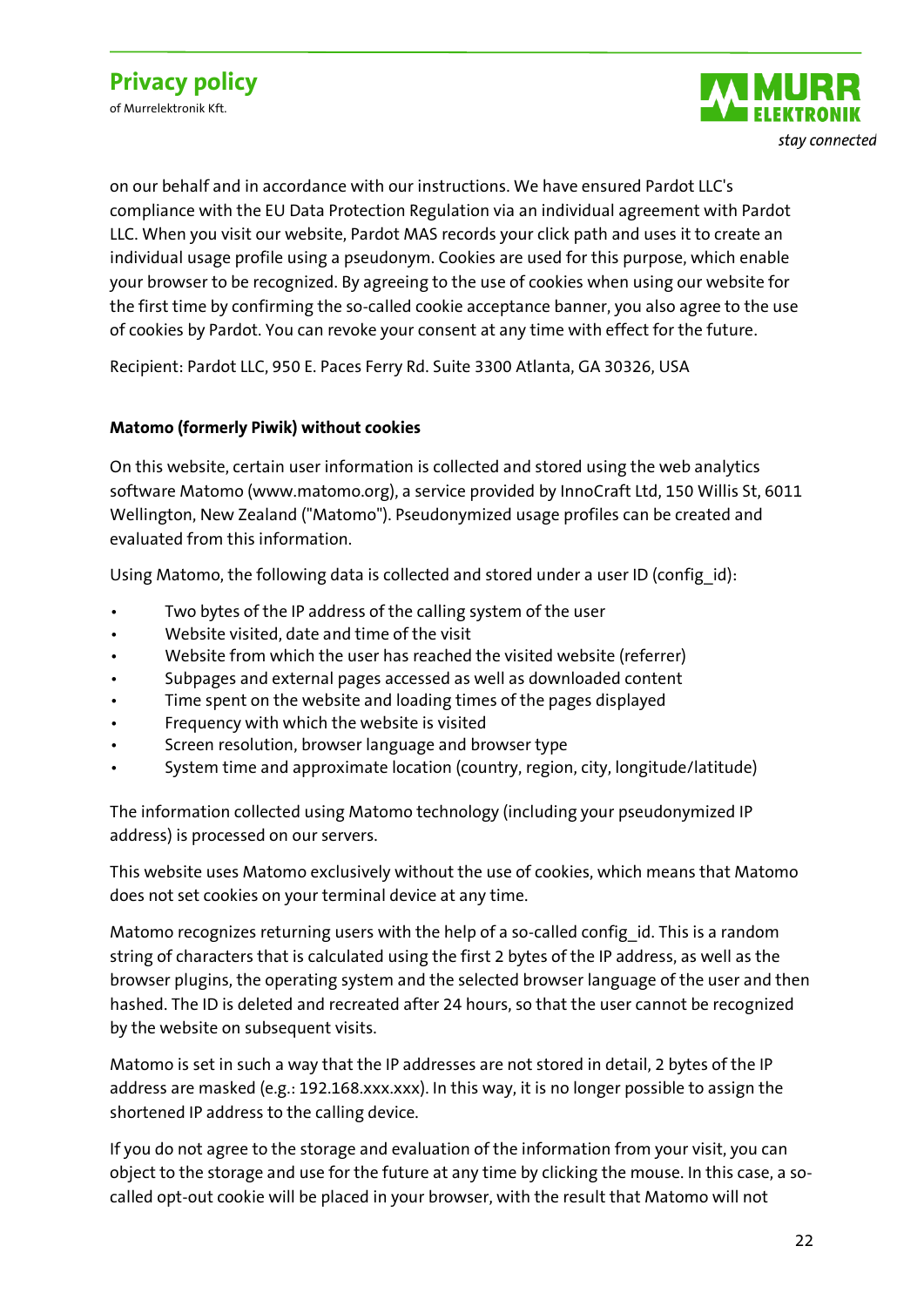on our behalf and in accordance with our instructions. We have ensured Pardot LLC's compliance with the EU Data Protection Regulation via an individual agreement with Pardot LLC. When you visit our website, Pardot MAS records your click path and uses it to create an individual usage profile using a pseudonym. Cookies are used for this purpose, which enable your browser to be recognized. By agreeing to the use of cookies when using our website for the first time by confirming the so-called cookie acceptance banner, you also agree to the use of cookies by Pardot. You can revoke your consent at any time with effect for the future.

Recipient: Pardot LLC, 950 E. Paces Ferry Rd. Suite 3300 Atlanta, GA 30326, USA

**Matomo (formerly Piwik) without cookies**

On this website, certain user information is collected and stored using the web analytics software Matomo (www.matomo.org), a service provided by InnoCraft Ltd, 150 Willis St, 6011 Wellington, New Zealand ("Matomo"). Pseudonymized usage profiles can be created and evaluated from this information.

Using Matomo, the following data is collected and stored under a user ID (config_id):

- Two bytes of the IP address of the calling system of the user
- Website visited, date and time of the visit
- Website from which the user has reached the visited website (referrer)
- Subpages and external pages accessed as well as downloaded content
- Time spent on the website and loading times of the pages displayed
- Frequency with which the website is visited
- Screen resolution, browser language and browser type
- System time and approximate location (country, region, city, longitude/latitude)

The information collected using Matomo technology (including your pseudonymized IP address) is processed on our servers.

This website uses Matomo exclusively without the use of cookies, which means that Matomo does not set cookies on your terminal device at any time.

Matomo recognizes returning users with the help of a so-called config_id. This is a random string of characters that is calculated using the first 2 bytes of the IP address, as well as the browser plugins, the operating system and the selected browser language of the user and then hashed. The ID is deleted and recreated after 24 hours, so that the user cannot be recognized by the website on subsequent visits.

Matomo is set in such a way that the IP addresses are not stored in detail, 2 bytes of the IP address are masked (e.g.: 192.168.xxx.xxx). In this way, it is no longer possible to assign the shortened IP address to the calling device.

If you do not agree to the storage and evaluation of the information from your visit, you can object to the storage and use for the future at any time by clicking the mouse. In this case, a so-called opt-out cookie will be placed in your browser, with the result that Matomo will not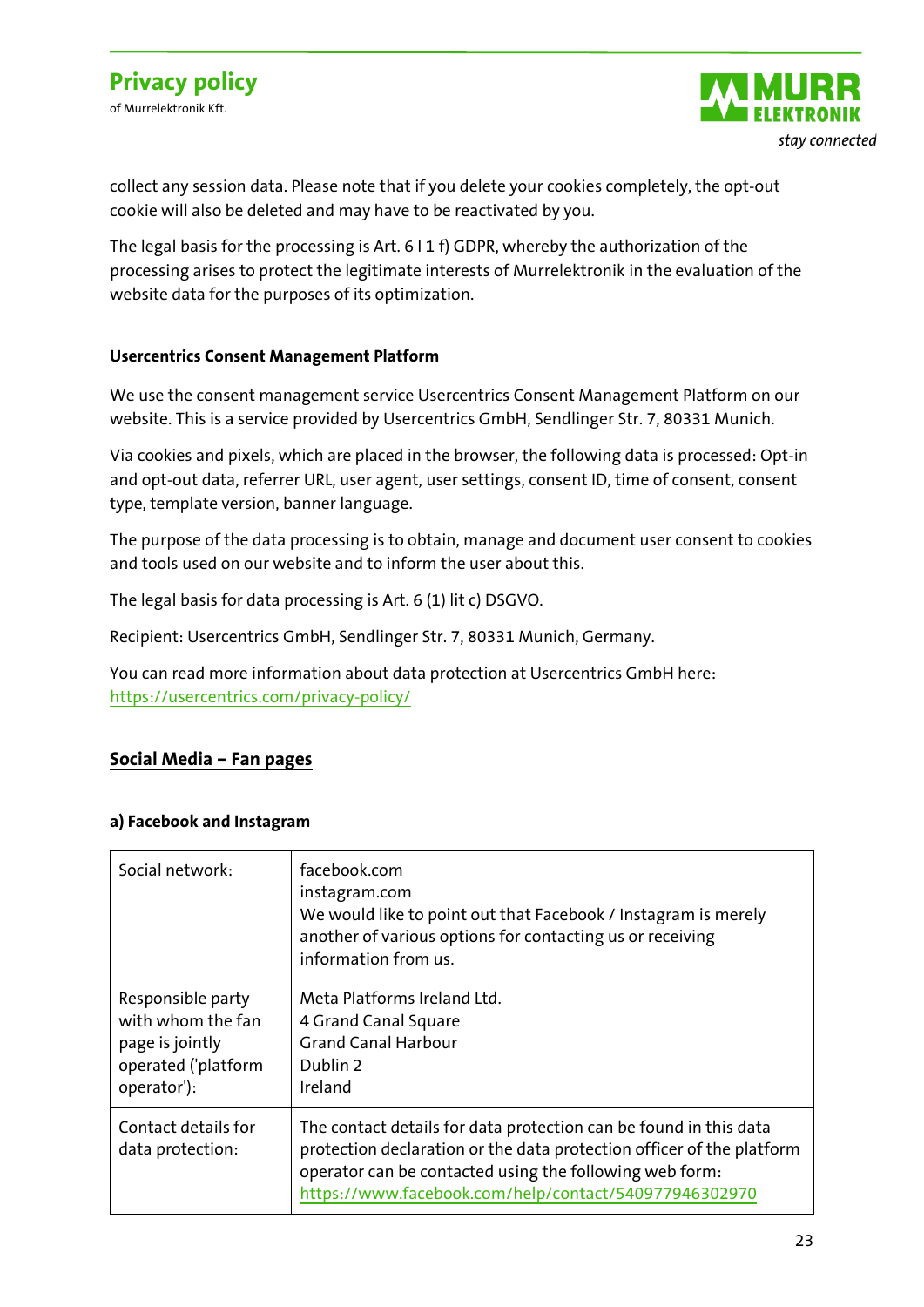collect any session data. Please note that if you delete your cookies completely, the opt-out cookie will also be deleted and may have to be reactivated by you.

The legal basis for the processing is Art. 6 I 1 f) GDPR, whereby the authorization of the processing arises to protect the legitimate interests of Murrelektronik in the evaluation of the website data for the purposes of its optimization.

**Usercentrics Consent Management Platform**

We use the consent management service Usercentrics Consent Management Platform on our website. This is a service provided by Usercentrics GmbH, Sendlinger Str. 7, 80331 Munich.

Via cookies and pixels, which are placed in the browser, the following data is processed: Opt-in and opt-out data, referrer URL, user agent, user settings, consent ID, time of consent, consent type, template version, banner language.

The purpose of the data processing is to obtain, manage and document user consent to cookies and tools used on our website and to inform the user about this.

The legal basis for data processing is Art. 6 (1) lit c) DSGVO.

Recipient: Usercentrics GmbH, Sendlinger Str. 7, 80331 Munich, Germany.

You can read more information about data protection at Usercentrics GmbH here: https://usercentrics.com/privacy-policy/

## Social Media – Fan pages

**a) Facebook and Instagram**

| | |
|---|---|
| Social network: | facebook.com<br>instagram.com<br>We would like to point out that Facebook / Instagram is merely another of various options for contacting us or receiving information from us. |
| Responsible party with whom the fan page is jointly operated ('platform operator'): | Meta Platforms Ireland Ltd.<br>4 Grand Canal Square<br>Grand Canal Harbour<br>Dublin 2<br>Ireland |
| Contact details for data protection: | The contact details for data protection can be found in this data protection declaration or the data protection officer of the platform operator can be contacted using the following web form: https://www.facebook.com/help/contact/540977946302970 |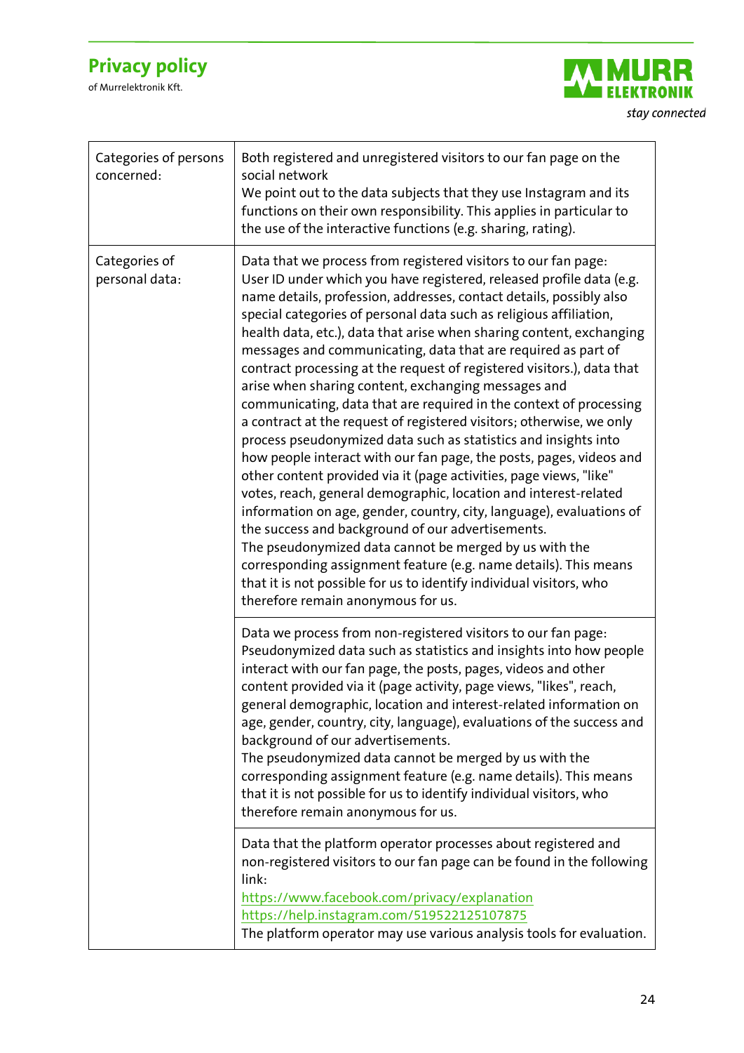| | |
|---|---|
| Categories of persons concerned: | Both registered and unregistered visitors to our fan page on the social network<br>We point out to the data subjects that they use Instagram and its functions on their own responsibility. This applies in particular to the use of the interactive functions (e.g. sharing, rating). |
| Categories of personal data: | Data that we process from registered visitors to our fan page:<br>User ID under which you have registered, released profile data (e.g. name details, profession, addresses, contact details, possibly also special categories of personal data such as religious affiliation, health data, etc.), data that arise when sharing content, exchanging messages and communicating, data that are required as part of contract processing at the request of registered visitors.), data that arise when sharing content, exchanging messages and communicating, data that are required in the context of processing a contract at the request of registered visitors; otherwise, we only process pseudonymized data such as statistics and insights into how people interact with our fan page, the posts, pages, videos and other content provided via it (page activities, page views, "like" votes, reach, general demographic, location and interest-related information on age, gender, country, city, language), evaluations of the success and background of our advertisements.<br>The pseudonymized data cannot be merged by us with the corresponding assignment feature (e.g. name details). This means that it is not possible for us to identify individual visitors, who therefore remain anonymous for us. |
| | Data we process from non-registered visitors to our fan page:<br>Pseudonymized data such as statistics and insights into how people interact with our fan page, the posts, pages, videos and other content provided via it (page activity, page views, "likes", reach, general demographic, location and interest-related information on age, gender, country, city, language), evaluations of the success and background of our advertisements.<br>The pseudonymized data cannot be merged by us with the corresponding assignment feature (e.g. name details). This means that it is not possible for us to identify individual visitors, who therefore remain anonymous for us. |
| | Data that the platform operator processes about registered and non-registered visitors to our fan page can be found in the following link:<br>https://www.facebook.com/privacy/explanation<br>https://help.instagram.com/519522125107875<br>The platform operator may use various analysis tools for evaluation. |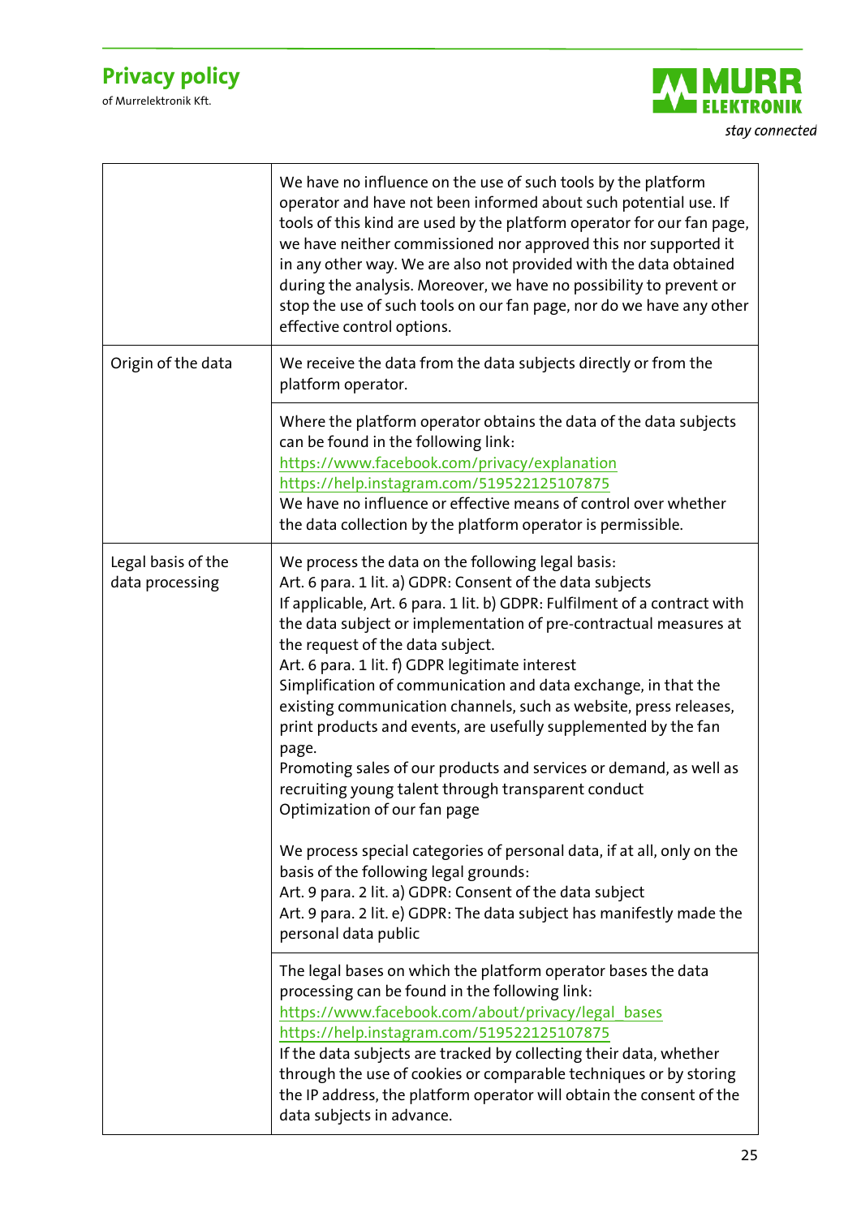| | |
|---|---|
| | We have no influence on the use of such tools by the platform operator and have not been informed about such potential use. If tools of this kind are used by the platform operator for our fan page, we have neither commissioned nor approved this nor supported it in any other way. We are also not provided with the data obtained during the analysis. Moreover, we have no possibility to prevent or stop the use of such tools on our fan page, nor do we have any other effective control options. |
| Origin of the data | We receive the data from the data subjects directly or from the platform operator. |
| | Where the platform operator obtains the data of the data subjects can be found in the following link:<br>https://www.facebook.com/privacy/explanation<br>https://help.instagram.com/519522125107875<br>We have no influence or effective means of control over whether the data collection by the platform operator is permissible. |
| Legal basis of the data processing | We process the data on the following legal basis:<br>Art. 6 para. 1 lit. a) GDPR: Consent of the data subjects<br>If applicable, Art. 6 para. 1 lit. b) GDPR: Fulfilment of a contract with the data subject or implementation of pre-contractual measures at the request of the data subject.<br>Art. 6 para. 1 lit. f) GDPR legitimate interest<br>Simplification of communication and data exchange, in that the existing communication channels, such as website, press releases, print products and events, are usefully supplemented by the fan page.<br>Promoting sales of our products and services or demand, as well as recruiting young talent through transparent conduct<br>Optimization of our fan page<br><br>We process special categories of personal data, if at all, only on the basis of the following legal grounds:<br>Art. 9 para. 2 lit. a) GDPR: Consent of the data subject<br>Art. 9 para. 2 lit. e) GDPR: The data subject has manifestly made the personal data public |
| | The legal bases on which the platform operator bases the data processing can be found in the following link:<br>https://www.facebook.com/about/privacy/legal_bases<br>https://help.instagram.com/519522125107875<br>If the data subjects are tracked by collecting their data, whether through the use of cookies or comparable techniques or by storing the IP address, the platform operator will obtain the consent of the data subjects in advance. |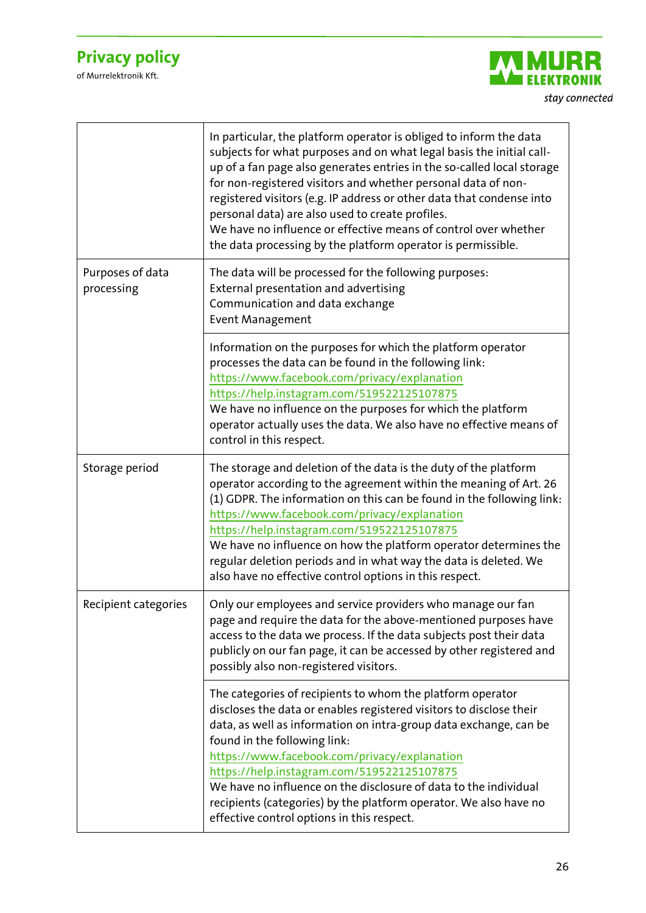| | |
|---|---|
| | In particular, the platform operator is obliged to inform the data subjects for what purposes and on what legal basis the initial call-up of a fan page also generates entries in the so-called local storage for non-registered visitors and whether personal data of non-registered visitors (e.g. IP address or other data that condense into personal data) are also used to create profiles.<br>We have no influence or effective means of control over whether the data processing by the platform operator is permissible. |
| Purposes of data processing | The data will be processed for the following purposes:<br>External presentation and advertising<br>Communication and data exchange<br>Event Management |
| | Information on the purposes for which the platform operator processes the data can be found in the following link:<br>https://www.facebook.com/privacy/explanation<br>https://help.instagram.com/519522125107875<br>We have no influence on the purposes for which the platform operator actually uses the data. We also have no effective means of control in this respect. |
| Storage period | The storage and deletion of the data is the duty of the platform operator according to the agreement within the meaning of Art. 26 (1) GDPR. The information on this can be found in the following link:<br>https://www.facebook.com/privacy/explanation<br>https://help.instagram.com/519522125107875<br>We have no influence on how the platform operator determines the regular deletion periods and in what way the data is deleted. We also have no effective control options in this respect. |
| Recipient categories | Only our employees and service providers who manage our fan page and require the data for the above-mentioned purposes have access to the data we process. If the data subjects post their data publicly on our fan page, it can be accessed by other registered and possibly also non-registered visitors. |
| | The categories of recipients to whom the platform operator discloses the data or enables registered visitors to disclose their data, as well as information on intra-group data exchange, can be found in the following link:<br>https://www.facebook.com/privacy/explanation<br>https://help.instagram.com/519522125107875<br>We have no influence on the disclosure of data to the individual recipients (categories) by the platform operator. We also have no effective control options in this respect. |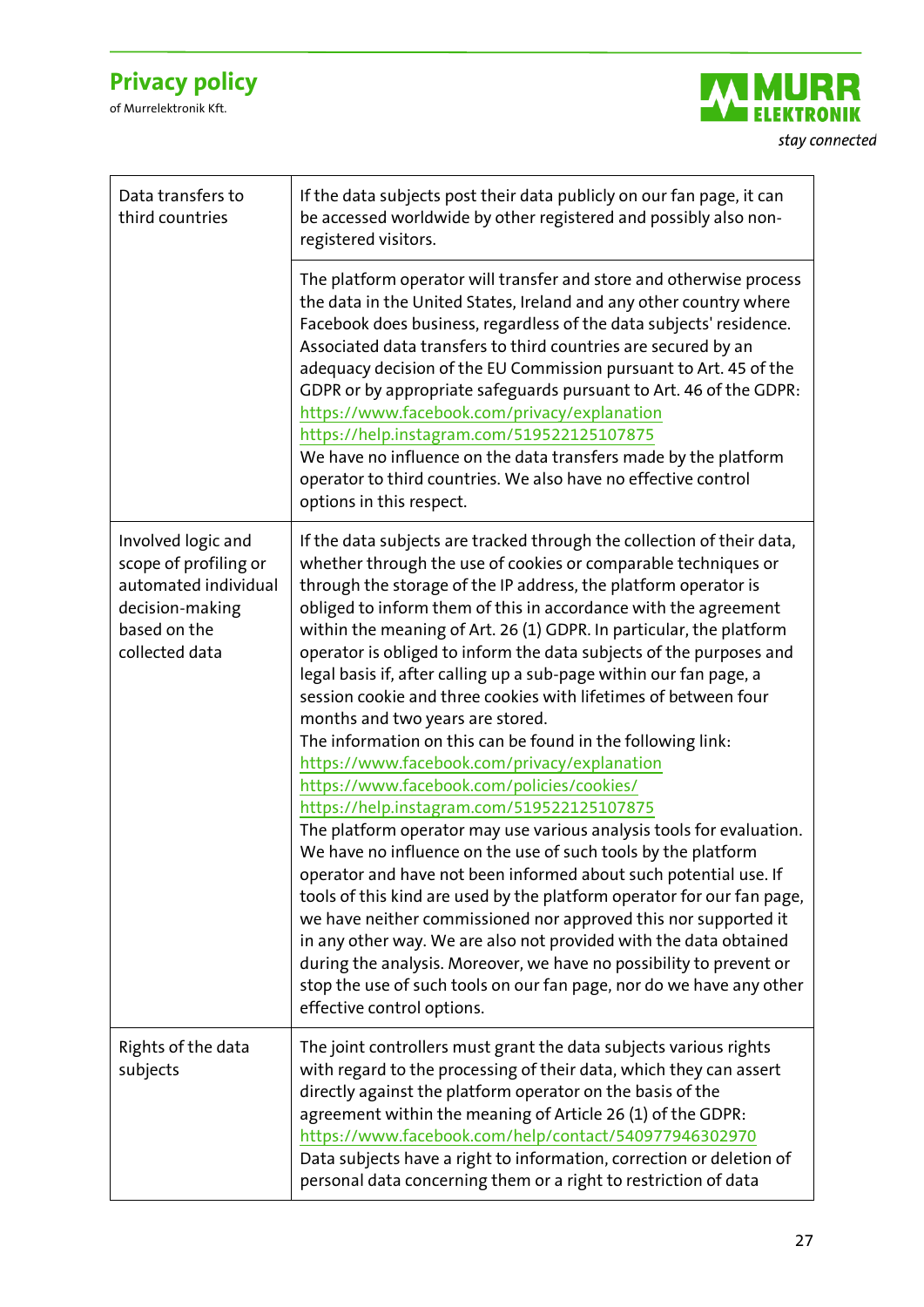| | |
|---|---|
| Data transfers to third countries | If the data subjects post their data publicly on our fan page, it can be accessed worldwide by other registered and possibly also non-registered visitors. |
| | The platform operator will transfer and store and otherwise process the data in the United States, Ireland and any other country where Facebook does business, regardless of the data subjects' residence. Associated data transfers to third countries are secured by an adequacy decision of the EU Commission pursuant to Art. 45 of the GDPR or by appropriate safeguards pursuant to Art. 46 of the GDPR: https://www.facebook.com/privacy/explanation https://help.instagram.com/519522125107875 We have no influence on the data transfers made by the platform operator to third countries. We also have no effective control options in this respect. |
| Involved logic and scope of profiling or automated individual decision-making based on the collected data | If the data subjects are tracked through the collection of their data, whether through the use of cookies or comparable techniques or through the storage of the IP address, the platform operator is obliged to inform them of this in accordance with the agreement within the meaning of Art. 26 (1) GDPR. In particular, the platform operator is obliged to inform the data subjects of the purposes and legal basis if, after calling up a sub-page within our fan page, a session cookie and three cookies with lifetimes of between four months and two years are stored. The information on this can be found in the following link: https://www.facebook.com/privacy/explanation https://www.facebook.com/policies/cookies/ https://help.instagram.com/519522125107875 The platform operator may use various analysis tools for evaluation. We have no influence on the use of such tools by the platform operator and have not been informed about such potential use. If tools of this kind are used by the platform operator for our fan page, we have neither commissioned nor approved this nor supported it in any other way. We are also not provided with the data obtained during the analysis. Moreover, we have no possibility to prevent or stop the use of such tools on our fan page, nor do we have any other effective control options. |
| Rights of the data subjects | The joint controllers must grant the data subjects various rights with regard to the processing of their data, which they can assert directly against the platform operator on the basis of the agreement within the meaning of Article 26 (1) of the GDPR: https://www.facebook.com/help/contact/540977946302970 Data subjects have a right to information, correction or deletion of personal data concerning them or a right to restriction of data |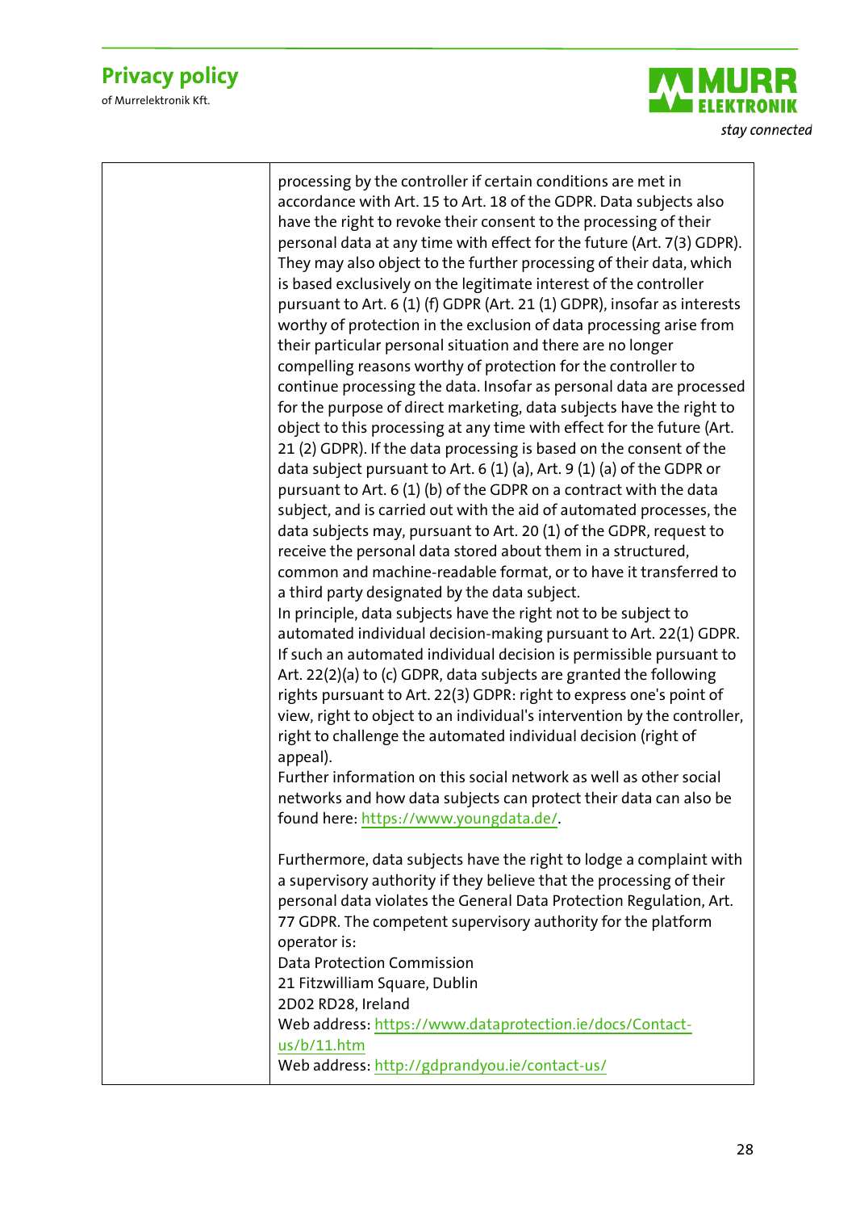| | processing by the controller if certain conditions are met in accordance with Art. 15 to Art. 18 of the GDPR. Data subjects also have the right to revoke their consent to the processing of their personal data at any time with effect for the future (Art. 7(3) GDPR). They may also object to the further processing of their data, which is based exclusively on the legitimate interest of the controller pursuant to Art. 6 (1) (f) GDPR (Art. 21 (1) GDPR), insofar as interests worthy of protection in the exclusion of data processing arise from their particular personal situation and there are no longer compelling reasons worthy of protection for the controller to continue processing the data. Insofar as personal data are processed for the purpose of direct marketing, data subjects have the right to object to this processing at any time with effect for the future (Art. 21 (2) GDPR). If the data processing is based on the consent of the data subject pursuant to Art. 6 (1) (a), Art. 9 (1) (a) of the GDPR or pursuant to Art. 6 (1) (b) of the GDPR on a contract with the data subject, and is carried out with the aid of automated processes, the data subjects may, pursuant to Art. 20 (1) of the GDPR, request to receive the personal data stored about them in a structured, common and machine-readable format, or to have it transferred to a third party designated by the data subject.<br>In principle, data subjects have the right not to be subject to automated individual decision-making pursuant to Art. 22(1) GDPR. If such an automated individual decision is permissible pursuant to Art. 22(2)(a) to (c) GDPR, data subjects are granted the following rights pursuant to Art. 22(3) GDPR: right to express one's point of view, right to object to an individual's intervention by the controller, right to challenge the automated individual decision (right of appeal).<br>Further information on this social network as well as other social networks and how data subjects can protect their data can also be found here: https://www.youngdata.de/.<br><br>Furthermore, data subjects have the right to lodge a complaint with a supervisory authority if they believe that the processing of their personal data violates the General Data Protection Regulation, Art. 77 GDPR. The competent supervisory authority for the platform operator is:<br>Data Protection Commission<br>21 Fitzwilliam Square, Dublin<br>2D02 RD28, Ireland<br>Web address: https://www.dataprotection.ie/docs/Contact-us/b/11.htm<br>Web address: http://gdprandyou.ie/contact-us/ |
|---|---|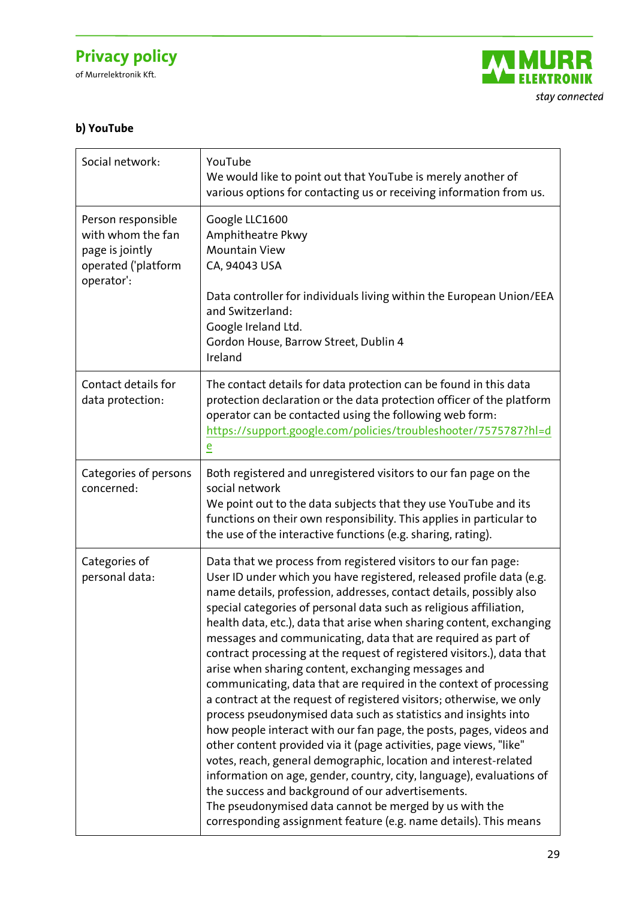**b) YouTube**

| Social network: | YouTube<br>We would like to point out that YouTube is merely another of various options for contacting us or receiving information from us. |
|---|---|
| Person responsible with whom the fan page is jointly operated ('platform operator': | Google LLC1600<br>Amphitheatre Pkwy<br>Mountain View<br>CA, 94043 USA<br><br>Data controller for individuals living within the European Union/EEA and Switzerland:<br>Google Ireland Ltd.<br>Gordon House, Barrow Street, Dublin 4<br>Ireland |
| Contact details for data protection: | The contact details for data protection can be found in this data protection declaration or the data protection officer of the platform operator can be contacted using the following web form: https://support.google.com/policies/troubleshooter/7575787?hl=de |
| Categories of persons concerned: | Both registered and unregistered visitors to our fan page on the social network<br>We point out to the data subjects that they use YouTube and its functions on their own responsibility. This applies in particular to the use of the interactive functions (e.g. sharing, rating). |
| Categories of personal data: | Data that we process from registered visitors to our fan page: User ID under which you have registered, released profile data (e.g. name details, profession, addresses, contact details, possibly also special categories of personal data such as religious affiliation, health data, etc.), data that arise when sharing content, exchanging messages and communicating, data that are required as part of contract processing at the request of registered visitors.), data that arise when sharing content, exchanging messages and communicating, data that are required in the context of processing a contract at the request of registered visitors; otherwise, we only process pseudonymised data such as statistics and insights into how people interact with our fan page, the posts, pages, videos and other content provided via it (page activities, page views, "like" votes, reach, general demographic, location and interest-related information on age, gender, country, city, language), evaluations of the success and background of our advertisements.<br>The pseudonymised data cannot be merged by us with the corresponding assignment feature (e.g. name details). This means |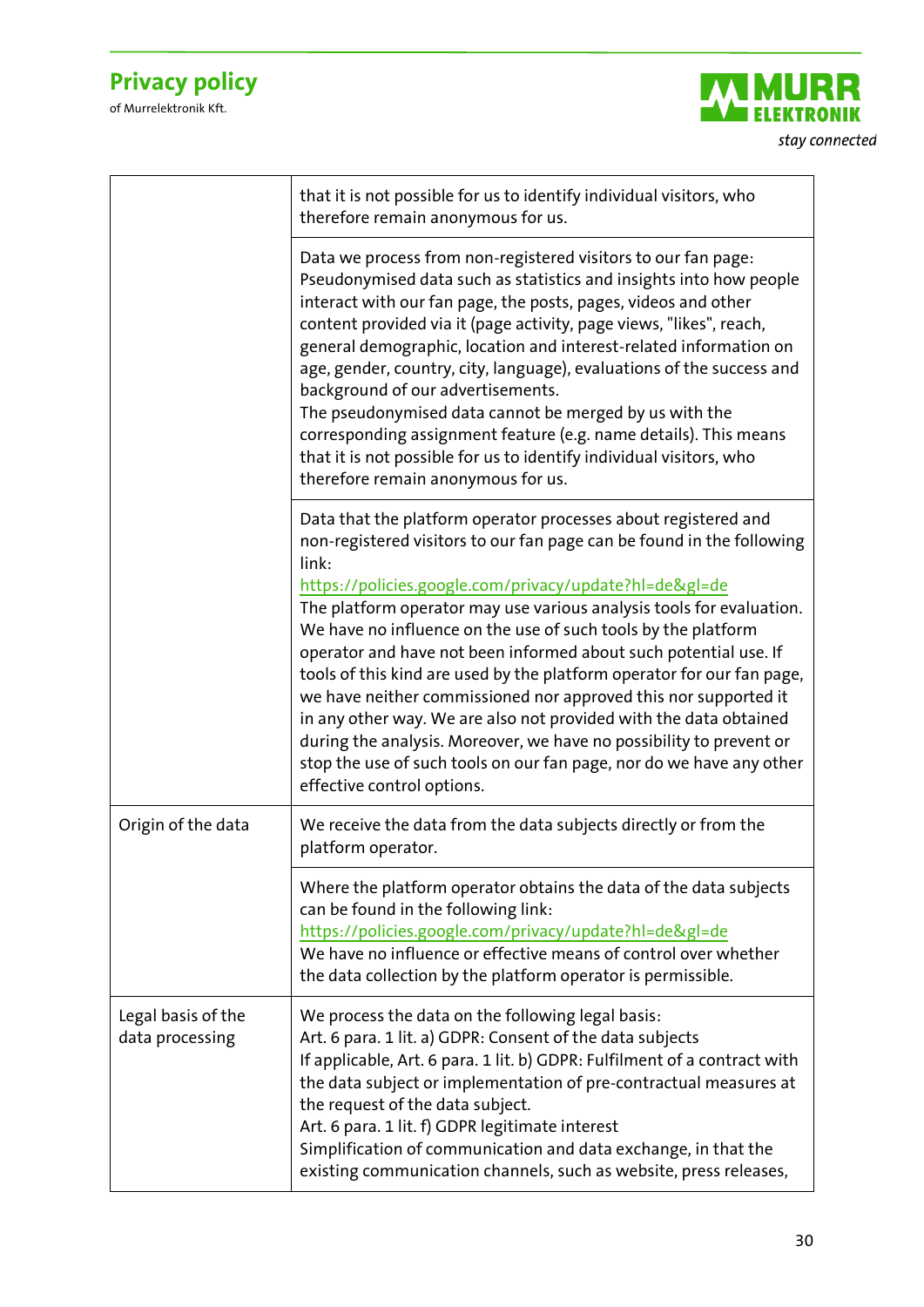| | |
|---|---|
| | that it is not possible for us to identify individual visitors, who therefore remain anonymous for us. |
| | Data we process from non-registered visitors to our fan page: Pseudonymised data such as statistics and insights into how people interact with our fan page, the posts, pages, videos and other content provided via it (page activity, page views, "likes", reach, general demographic, location and interest-related information on age, gender, country, city, language), evaluations of the success and background of our advertisements.<br>The pseudonymised data cannot be merged by us with the corresponding assignment feature (e.g. name details). This means that it is not possible for us to identify individual visitors, who therefore remain anonymous for us. |
| | Data that the platform operator processes about registered and non-registered visitors to our fan page can be found in the following link:<br>https://policies.google.com/privacy/update?hl=de&gl=de<br>The platform operator may use various analysis tools for evaluation. We have no influence on the use of such tools by the platform operator and have not been informed about such potential use. If tools of this kind are used by the platform operator for our fan page, we have neither commissioned nor approved this nor supported it in any other way. We are also not provided with the data obtained during the analysis. Moreover, we have no possibility to prevent or stop the use of such tools on our fan page, nor do we have any other effective control options. |
| Origin of the data | We receive the data from the data subjects directly or from the platform operator. |
| | Where the platform operator obtains the data of the data subjects can be found in the following link:<br>https://policies.google.com/privacy/update?hl=de&gl=de<br>We have no influence or effective means of control over whether the data collection by the platform operator is permissible. |
| Legal basis of the data processing | We process the data on the following legal basis:<br>Art. 6 para. 1 lit. a) GDPR: Consent of the data subjects<br>If applicable, Art. 6 para. 1 lit. b) GDPR: Fulfilment of a contract with the data subject or implementation of pre-contractual measures at the request of the data subject.<br>Art. 6 para. 1 lit. f) GDPR legitimate interest<br>Simplification of communication and data exchange, in that the existing communication channels, such as website, press releases, |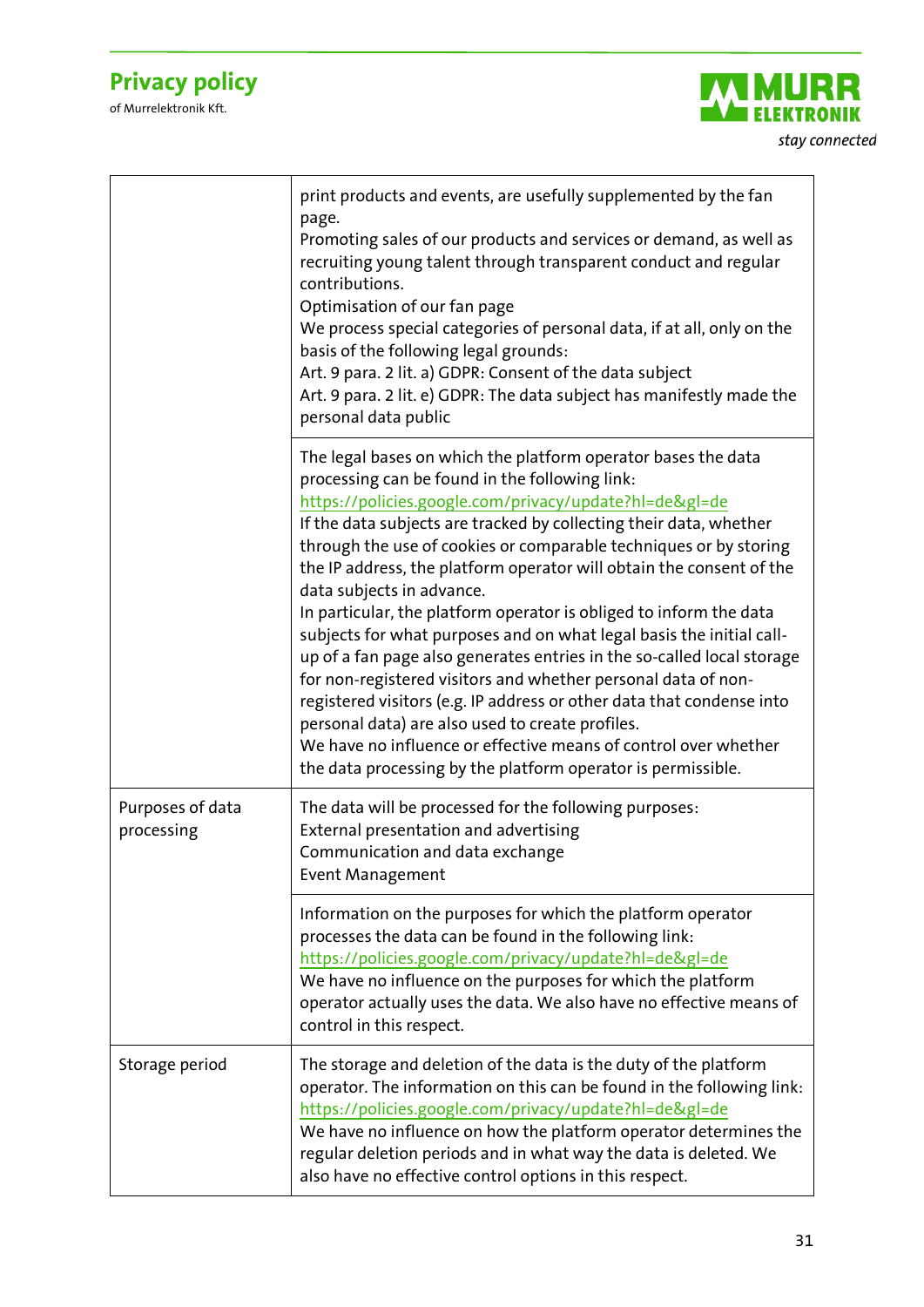| | |
|---|---|
| | print products and events, are usefully supplemented by the fan page.<br>Promoting sales of our products and services or demand, as well as recruiting young talent through transparent conduct and regular contributions.<br>Optimisation of our fan page<br>We process special categories of personal data, if at all, only on the basis of the following legal grounds:<br>Art. 9 para. 2 lit. a) GDPR: Consent of the data subject<br>Art. 9 para. 2 lit. e) GDPR: The data subject has manifestly made the personal data public |
| | The legal bases on which the platform operator bases the data processing can be found in the following link:<br>https://policies.google.com/privacy/update?hl=de&gl=de<br>If the data subjects are tracked by collecting their data, whether through the use of cookies or comparable techniques or by storing the IP address, the platform operator will obtain the consent of the data subjects in advance.<br>In particular, the platform operator is obliged to inform the data subjects for what purposes and on what legal basis the initial call-up of a fan page also generates entries in the so-called local storage for non-registered visitors and whether personal data of non-registered visitors (e.g. IP address or other data that condense into personal data) are also used to create profiles.<br>We have no influence or effective means of control over whether the data processing by the platform operator is permissible. |
| Purposes of data processing | The data will be processed for the following purposes:<br>External presentation and advertising<br>Communication and data exchange<br>Event Management |
| | Information on the purposes for which the platform operator processes the data can be found in the following link:<br>https://policies.google.com/privacy/update?hl=de&gl=de<br>We have no influence on the purposes for which the platform operator actually uses the data. We also have no effective means of control in this respect. |
| Storage period | The storage and deletion of the data is the duty of the platform operator. The information on this can be found in the following link:<br>https://policies.google.com/privacy/update?hl=de&gl=de<br>We have no influence on how the platform operator determines the regular deletion periods and in what way the data is deleted. We also have no effective control options in this respect. |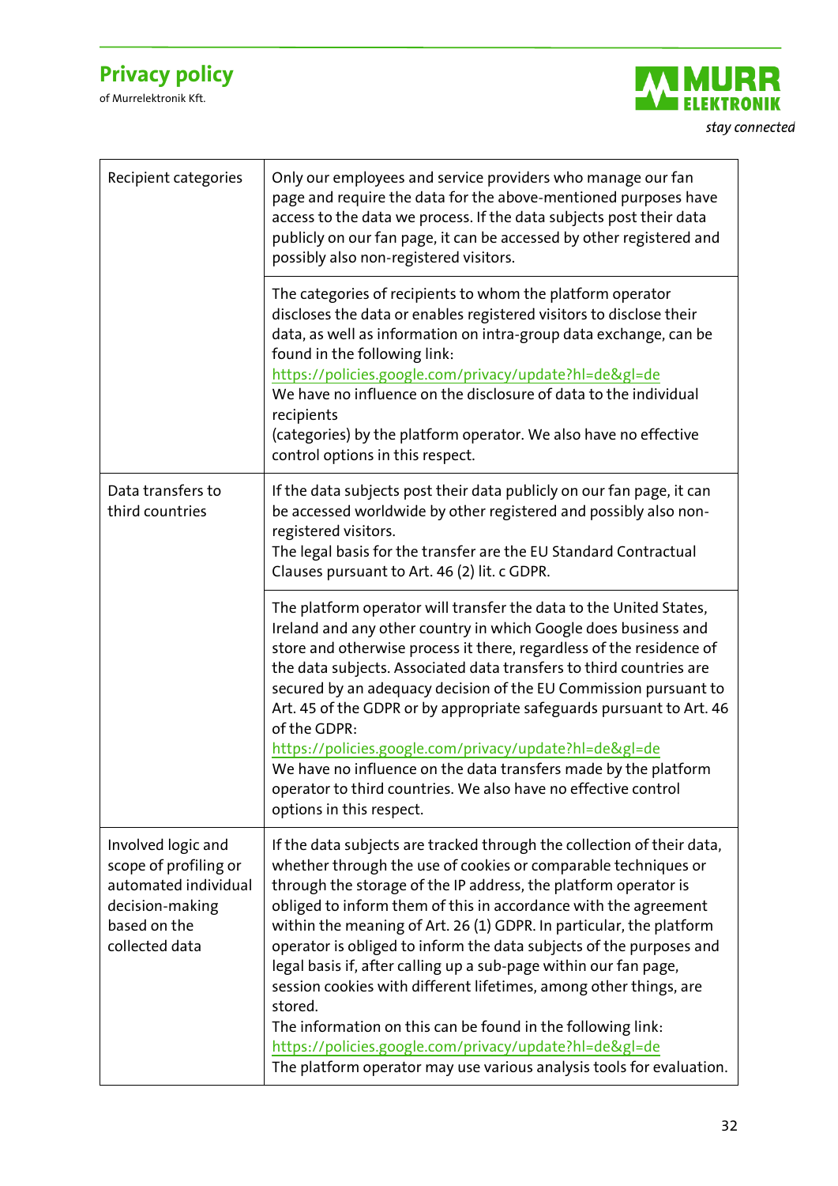| | |
|---|---|
| Recipient categories | Only our employees and service providers who manage our fan page and require the data for the above-mentioned purposes have access to the data we process. If the data subjects post their data publicly on our fan page, it can be accessed by other registered and possibly also non-registered visitors. |
| | The categories of recipients to whom the platform operator discloses the data or enables registered visitors to disclose their data, as well as information on intra-group data exchange, can be found in the following link: https://policies.google.com/privacy/update?hl=de&gl=de We have no influence on the disclosure of data to the individual recipients (categories) by the platform operator. We also have no effective control options in this respect. |
| Data transfers to third countries | If the data subjects post their data publicly on our fan page, it can be accessed worldwide by other registered and possibly also non-registered visitors. The legal basis for the transfer are the EU Standard Contractual Clauses pursuant to Art. 46 (2) lit. c GDPR. |
| | The platform operator will transfer the data to the United States, Ireland and any other country in which Google does business and store and otherwise process it there, regardless of the residence of the data subjects. Associated data transfers to third countries are secured by an adequacy decision of the EU Commission pursuant to Art. 45 of the GDPR or by appropriate safeguards pursuant to Art. 46 of the GDPR: https://policies.google.com/privacy/update?hl=de&gl=de We have no influence on the data transfers made by the platform operator to third countries. We also have no effective control options in this respect. |
| Involved logic and scope of profiling or automated individual decision-making based on the collected data | If the data subjects are tracked through the collection of their data, whether through the use of cookies or comparable techniques or through the storage of the IP address, the platform operator is obliged to inform them of this in accordance with the agreement within the meaning of Art. 26 (1) GDPR. In particular, the platform operator is obliged to inform the data subjects of the purposes and legal basis if, after calling up a sub-page within our fan page, session cookies with different lifetimes, among other things, are stored. The information on this can be found in the following link: https://policies.google.com/privacy/update?hl=de&gl=de The platform operator may use various analysis tools for evaluation. |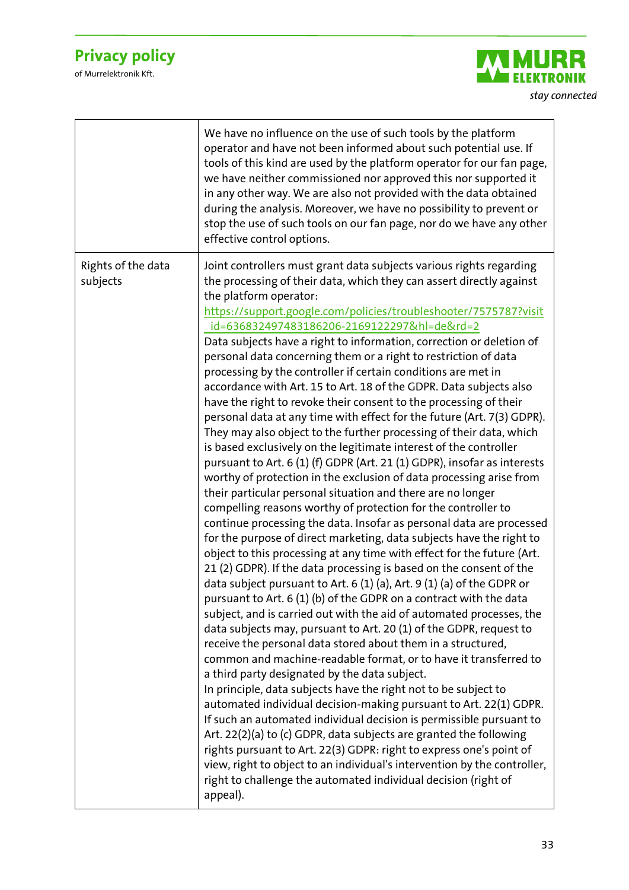| | |
|---|---|
| | We have no influence on the use of such tools by the platform operator and have not been informed about such potential use. If tools of this kind are used by the platform operator for our fan page, we have neither commissioned nor approved this nor supported it in any other way. We are also not provided with the data obtained during the analysis. Moreover, we have no possibility to prevent or stop the use of such tools on our fan page, nor do we have any other effective control options. |
| Rights of the data subjects | Joint controllers must grant data subjects various rights regarding the processing of their data, which they can assert directly against the platform operator: https://support.google.com/policies/troubleshooter/7575787?visit_id=636832497483186206-2169122297&hl=de&rd=2<br>Data subjects have a right to information, correction or deletion of personal data concerning them or a right to restriction of data processing by the controller if certain conditions are met in accordance with Art. 15 to Art. 18 of the GDPR. Data subjects also have the right to revoke their consent to the processing of their personal data at any time with effect for the future (Art. 7(3) GDPR). They may also object to the further processing of their data, which is based exclusively on the legitimate interest of the controller pursuant to Art. 6 (1) (f) GDPR (Art. 21 (1) GDPR), insofar as interests worthy of protection in the exclusion of data processing arise from their particular personal situation and there are no longer compelling reasons worthy of protection for the controller to continue processing the data. Insofar as personal data are processed for the purpose of direct marketing, data subjects have the right to object to this processing at any time with effect for the future (Art. 21 (2) GDPR). If the data processing is based on the consent of the data subject pursuant to Art. 6 (1) (a), Art. 9 (1) (a) of the GDPR or pursuant to Art. 6 (1) (b) of the GDPR on a contract with the data subject, and is carried out with the aid of automated processes, the data subjects may, pursuant to Art. 20 (1) of the GDPR, request to receive the personal data stored about them in a structured, common and machine-readable format, or to have it transferred to a third party designated by the data subject.<br>In principle, data subjects have the right not to be subject to automated individual decision-making pursuant to Art. 22(1) GDPR. If such an automated individual decision is permissible pursuant to Art. 22(2)(a) to (c) GDPR, data subjects are granted the following rights pursuant to Art. 22(3) GDPR: right to express one's point of view, right to object to an individual's intervention by the controller, right to challenge the automated individual decision (right of appeal). |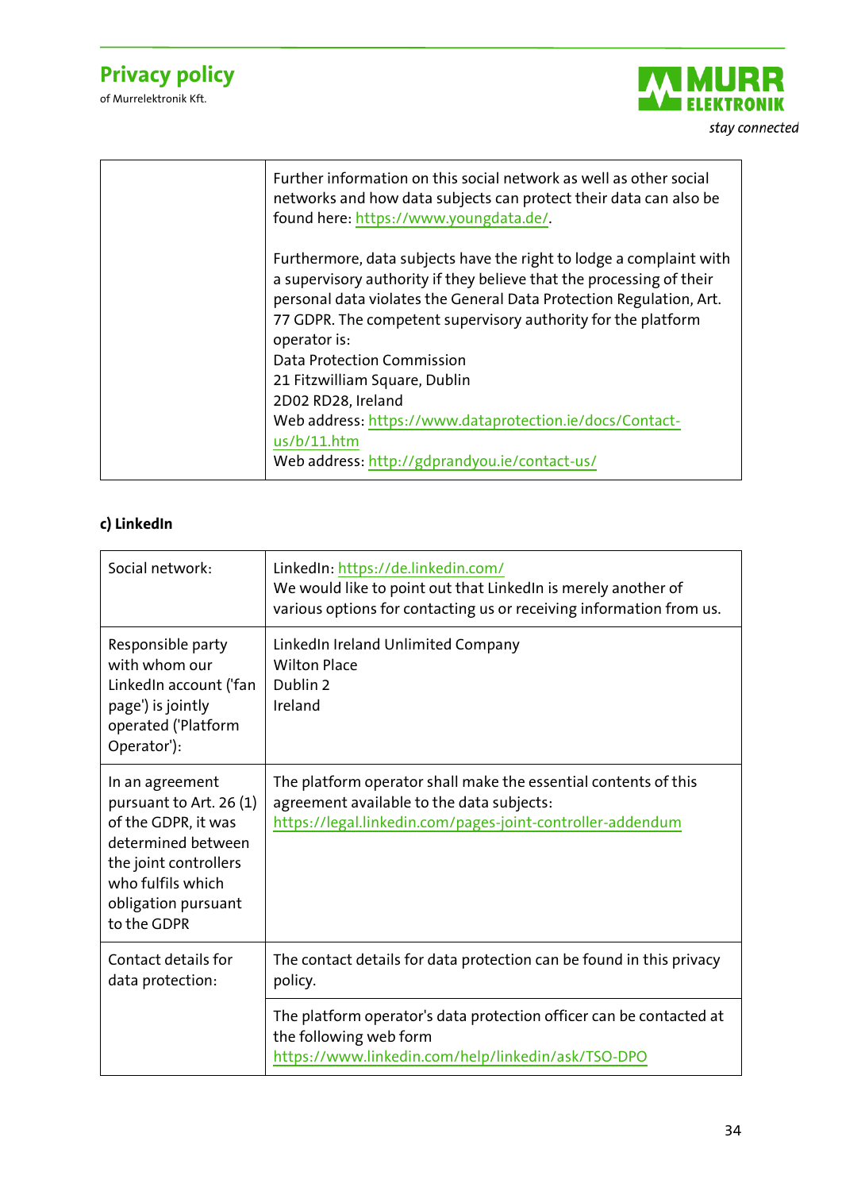| | |
|---|---|
| | Further information on this social network as well as other social networks and how data subjects can protect their data can also be found here: https://www.youngdata.de/.<br><br>Furthermore, data subjects have the right to lodge a complaint with a supervisory authority if they believe that the processing of their personal data violates the General Data Protection Regulation, Art. 77 GDPR. The competent supervisory authority for the platform operator is:<br>Data Protection Commission<br>21 Fitzwilliam Square, Dublin<br>2D02 RD28, Ireland<br>Web address: https://www.dataprotection.ie/docs/Contact-us/b/11.htm<br>Web address: http://gdprandyou.ie/contact-us/ |

**c) LinkedIn**

| | |
|---|---|
| Social network: | LinkedIn: https://de.linkedin.com/<br>We would like to point out that LinkedIn is merely another of various options for contacting us or receiving information from us. |
| Responsible party with whom our LinkedIn account ('fan page') is jointly operated ('Platform Operator'): | LinkedIn Ireland Unlimited Company<br>Wilton Place<br>Dublin 2<br>Ireland |
| In an agreement pursuant to Art. 26 (1) of the GDPR, it was determined between the joint controllers who fulfils which obligation pursuant to the GDPR | The platform operator shall make the essential contents of this agreement available to the data subjects:<br>https://legal.linkedin.com/pages-joint-controller-addendum |
| Contact details for data protection: | The contact details for data protection can be found in this privacy policy. |
| | The platform operator's data protection officer can be contacted at the following web form<br>https://www.linkedin.com/help/linkedin/ask/TSO-DPO |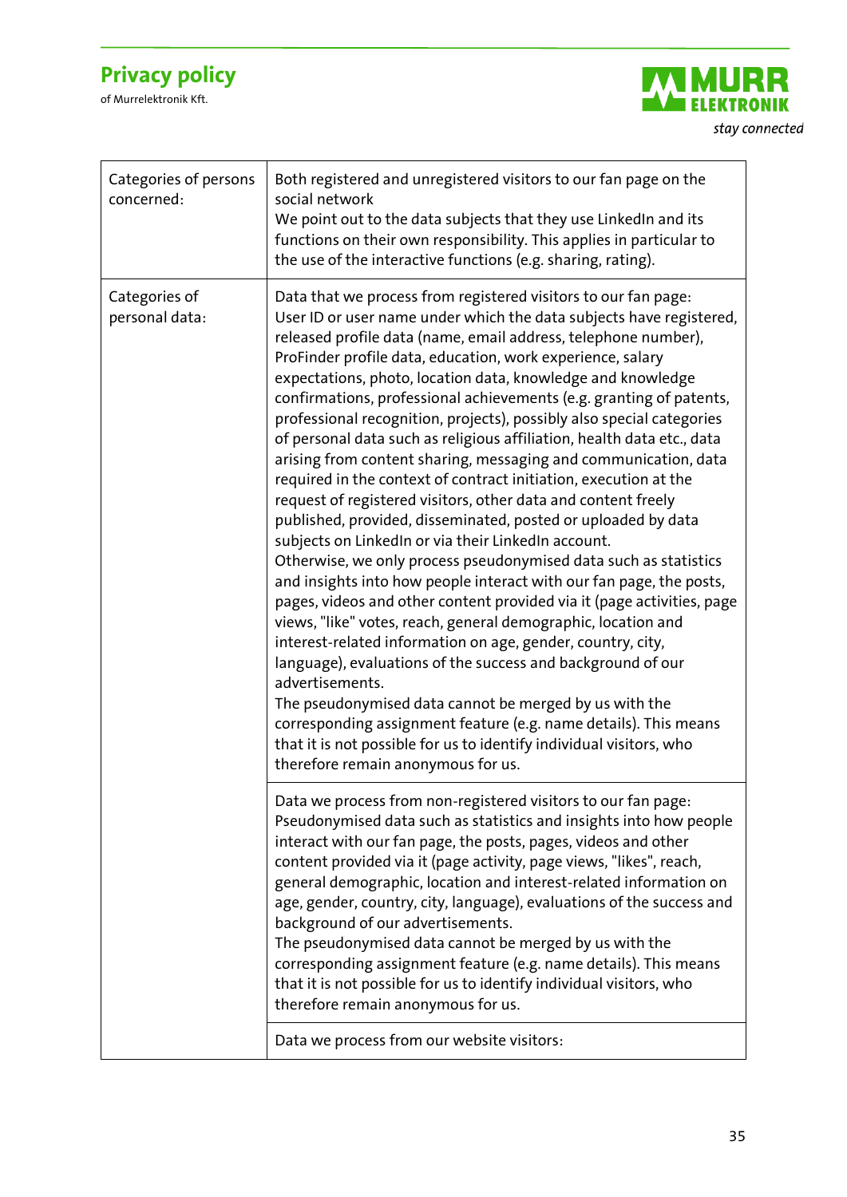| Categories of persons concerned: | Both registered and unregistered visitors to our fan page on the social network<br>We point out to the data subjects that they use LinkedIn and its functions on their own responsibility. This applies in particular to the use of the interactive functions (e.g. sharing, rating). |
|---|---|
| Categories of personal data: | Data that we process from registered visitors to our fan page:<br>User ID or user name under which the data subjects have registered, released profile data (name, email address, telephone number), ProFinder profile data, education, work experience, salary expectations, photo, location data, knowledge and knowledge confirmations, professional achievements (e.g. granting of patents, professional recognition, projects), possibly also special categories of personal data such as religious affiliation, health data etc., data arising from content sharing, messaging and communication, data required in the context of contract initiation, execution at the request of registered visitors, other data and content freely published, provided, disseminated, posted or uploaded by data subjects on LinkedIn or via their LinkedIn account.<br>Otherwise, we only process pseudonymised data such as statistics and insights into how people interact with our fan page, the posts, pages, videos and other content provided via it (page activities, page views, "like" votes, reach, general demographic, location and interest-related information on age, gender, country, city, language), evaluations of the success and background of our advertisements.<br>The pseudonymised data cannot be merged by us with the corresponding assignment feature (e.g. name details). This means that it is not possible for us to identify individual visitors, who therefore remain anonymous for us. |
| | Data we process from non-registered visitors to our fan page:<br>Pseudonymised data such as statistics and insights into how people interact with our fan page, the posts, pages, videos and other content provided via it (page activity, page views, "likes", reach, general demographic, location and interest-related information on age, gender, country, city, language), evaluations of the success and background of our advertisements.<br>The pseudonymised data cannot be merged by us with the corresponding assignment feature (e.g. name details). This means that it is not possible for us to identify individual visitors, who therefore remain anonymous for us. |
| | Data we process from our website visitors: |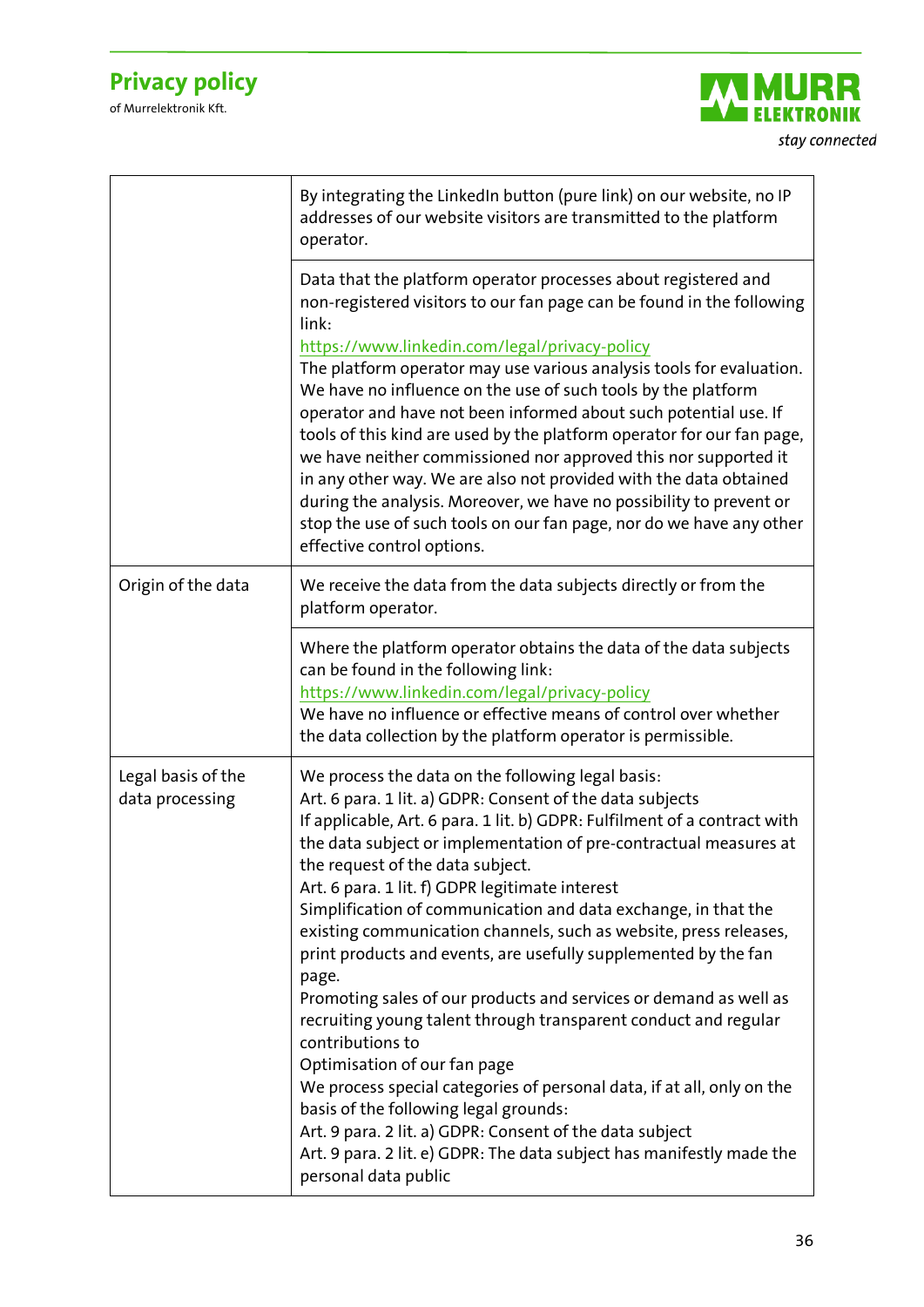| | |
|---|---|
| | By integrating the LinkedIn button (pure link) on our website, no IP addresses of our website visitors are transmitted to the platform operator. |
| | Data that the platform operator processes about registered and non-registered visitors to our fan page can be found in the following link:<br>https://www.linkedin.com/legal/privacy-policy<br>The platform operator may use various analysis tools for evaluation. We have no influence on the use of such tools by the platform operator and have not been informed about such potential use. If tools of this kind are used by the platform operator for our fan page, we have neither commissioned nor approved this nor supported it in any other way. We are also not provided with the data obtained during the analysis. Moreover, we have no possibility to prevent or stop the use of such tools on our fan page, nor do we have any other effective control options. |
| Origin of the data | We receive the data from the data subjects directly or from the platform operator. |
| | Where the platform operator obtains the data of the data subjects can be found in the following link:<br>https://www.linkedin.com/legal/privacy-policy<br>We have no influence or effective means of control over whether the data collection by the platform operator is permissible. |
| Legal basis of the data processing | We process the data on the following legal basis:<br>Art. 6 para. 1 lit. a) GDPR: Consent of the data subjects<br>If applicable, Art. 6 para. 1 lit. b) GDPR: Fulfilment of a contract with the data subject or implementation of pre-contractual measures at the request of the data subject.<br>Art. 6 para. 1 lit. f) GDPR legitimate interest<br>Simplification of communication and data exchange, in that the existing communication channels, such as website, press releases, print products and events, are usefully supplemented by the fan page.<br>Promoting sales of our products and services or demand as well as recruiting young talent through transparent conduct and regular contributions to<br>Optimisation of our fan page<br>We process special categories of personal data, if at all, only on the basis of the following legal grounds:<br>Art. 9 para. 2 lit. a) GDPR: Consent of the data subject<br>Art. 9 para. 2 lit. e) GDPR: The data subject has manifestly made the personal data public |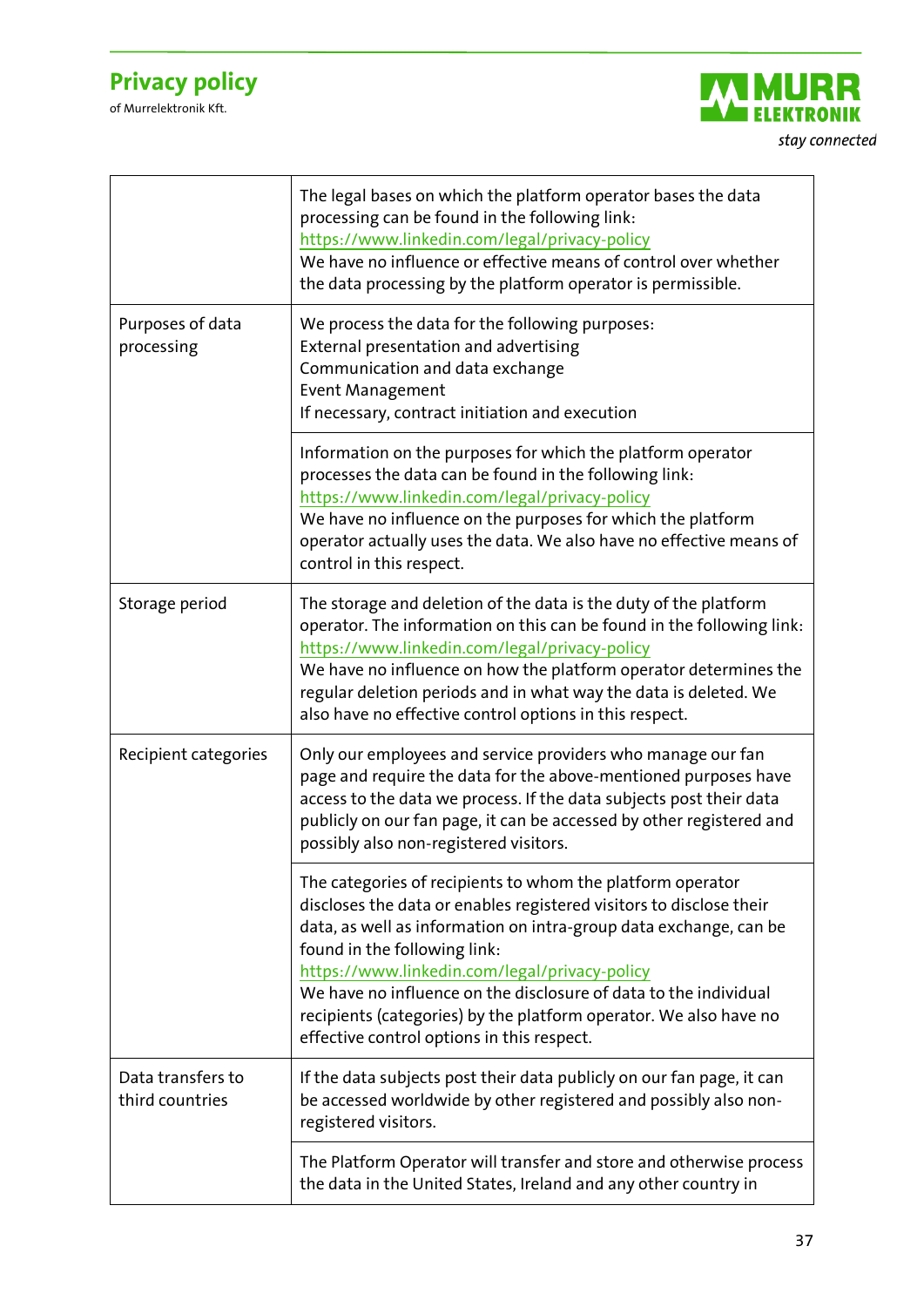| | |
|---|---|
| | The legal bases on which the platform operator bases the data processing can be found in the following link: https://www.linkedin.com/legal/privacy-policy We have no influence or effective means of control over whether the data processing by the platform operator is permissible. |
| Purposes of data processing | We process the data for the following purposes:<br>External presentation and advertising<br>Communication and data exchange<br>Event Management<br>If necessary, contract initiation and execution |
| | Information on the purposes for which the platform operator processes the data can be found in the following link: https://www.linkedin.com/legal/privacy-policy<br>We have no influence on the purposes for which the platform operator actually uses the data. We also have no effective means of control in this respect. |
| Storage period | The storage and deletion of the data is the duty of the platform operator. The information on this can be found in the following link: https://www.linkedin.com/legal/privacy-policy<br>We have no influence on how the platform operator determines the regular deletion periods and in what way the data is deleted. We also have no effective control options in this respect. |
| Recipient categories | Only our employees and service providers who manage our fan page and require the data for the above-mentioned purposes have access to the data we process. If the data subjects post their data publicly on our fan page, it can be accessed by other registered and possibly also non-registered visitors. |
| | The categories of recipients to whom the platform operator discloses the data or enables registered visitors to disclose their data, as well as information on intra-group data exchange, can be found in the following link:<br>https://www.linkedin.com/legal/privacy-policy<br>We have no influence on the disclosure of data to the individual recipients (categories) by the platform operator. We also have no effective control options in this respect. |
| Data transfers to third countries | If the data subjects post their data publicly on our fan page, it can be accessed worldwide by other registered and possibly also non-registered visitors. |
| | The Platform Operator will transfer and store and otherwise process the data in the United States, Ireland and any other country in |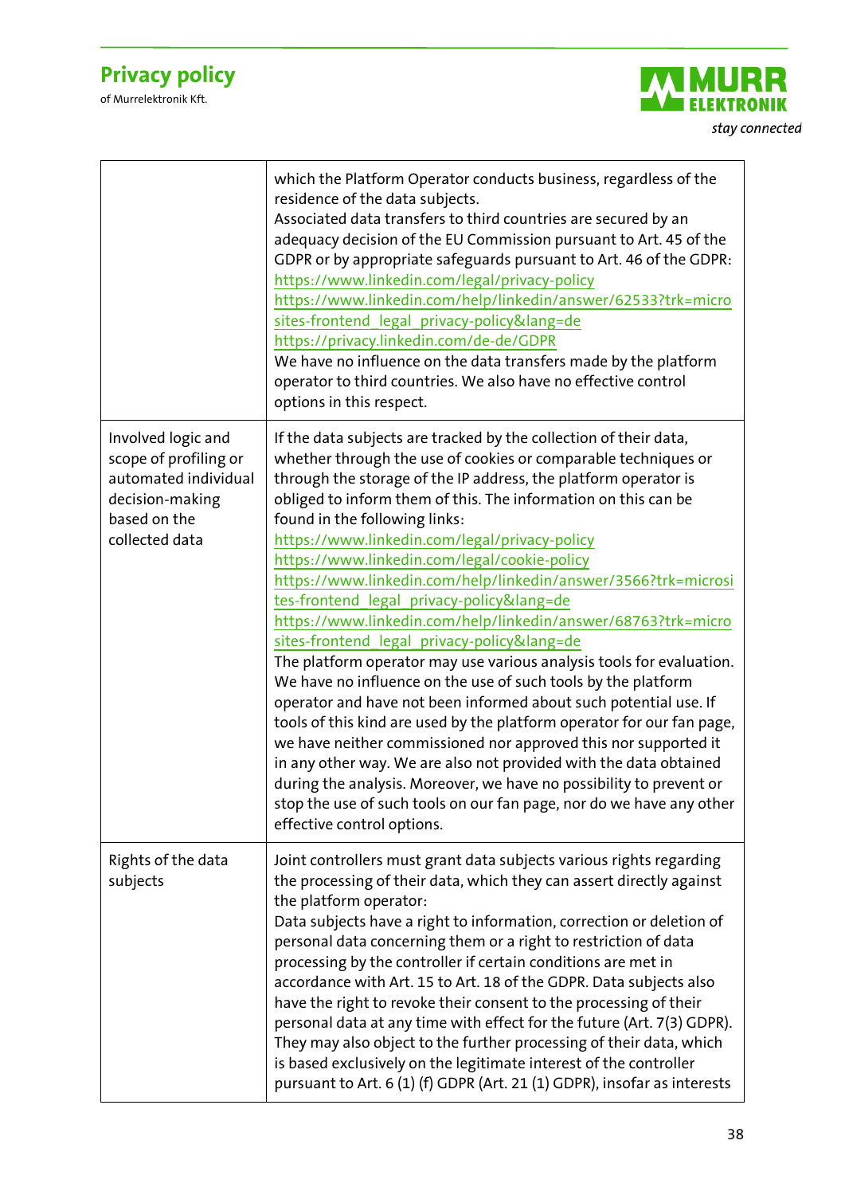| | |
|---|---|
| | which the Platform Operator conducts business, regardless of the residence of the data subjects.<br>Associated data transfers to third countries are secured by an adequacy decision of the EU Commission pursuant to Art. 45 of the GDPR or by appropriate safeguards pursuant to Art. 46 of the GDPR:<br>https://www.linkedin.com/legal/privacy-policy<br>https://www.linkedin.com/help/linkedin/answer/62533?trk=microsites-frontend_legal_privacy-policy&lang=de<br>https://privacy.linkedin.com/de-de/GDPR<br>We have no influence on the data transfers made by the platform operator to third countries. We also have no effective control options in this respect. |
| Involved logic and scope of profiling or automated individual decision-making based on the collected data | If the data subjects are tracked by the collection of their data, whether through the use of cookies or comparable techniques or through the storage of the IP address, the platform operator is obliged to inform them of this. The information on this can be found in the following links:<br>https://www.linkedin.com/legal/privacy-policy<br>https://www.linkedin.com/legal/cookie-policy<br>https://www.linkedin.com/help/linkedin/answer/3566?trk=microsites-frontend_legal_privacy-policy&lang=de<br>https://www.linkedin.com/help/linkedin/answer/68763?trk=microsites-frontend_legal_privacy-policy&lang=de<br>The platform operator may use various analysis tools for evaluation. We have no influence on the use of such tools by the platform operator and have not been informed about such potential use. If tools of this kind are used by the platform operator for our fan page, we have neither commissioned nor approved this nor supported it in any other way. We are also not provided with the data obtained during the analysis. Moreover, we have no possibility to prevent or stop the use of such tools on our fan page, nor do we have any other effective control options. |
| Rights of the data subjects | Joint controllers must grant data subjects various rights regarding the processing of their data, which they can assert directly against the platform operator:<br>Data subjects have a right to information, correction or deletion of personal data concerning them or a right to restriction of data processing by the controller if certain conditions are met in accordance with Art. 15 to Art. 18 of the GDPR. Data subjects also have the right to revoke their consent to the processing of their personal data at any time with effect for the future (Art. 7(3) GDPR). They may also object to the further processing of their data, which is based exclusively on the legitimate interest of the controller pursuant to Art. 6 (1) (f) GDPR (Art. 21 (1) GDPR), insofar as interests |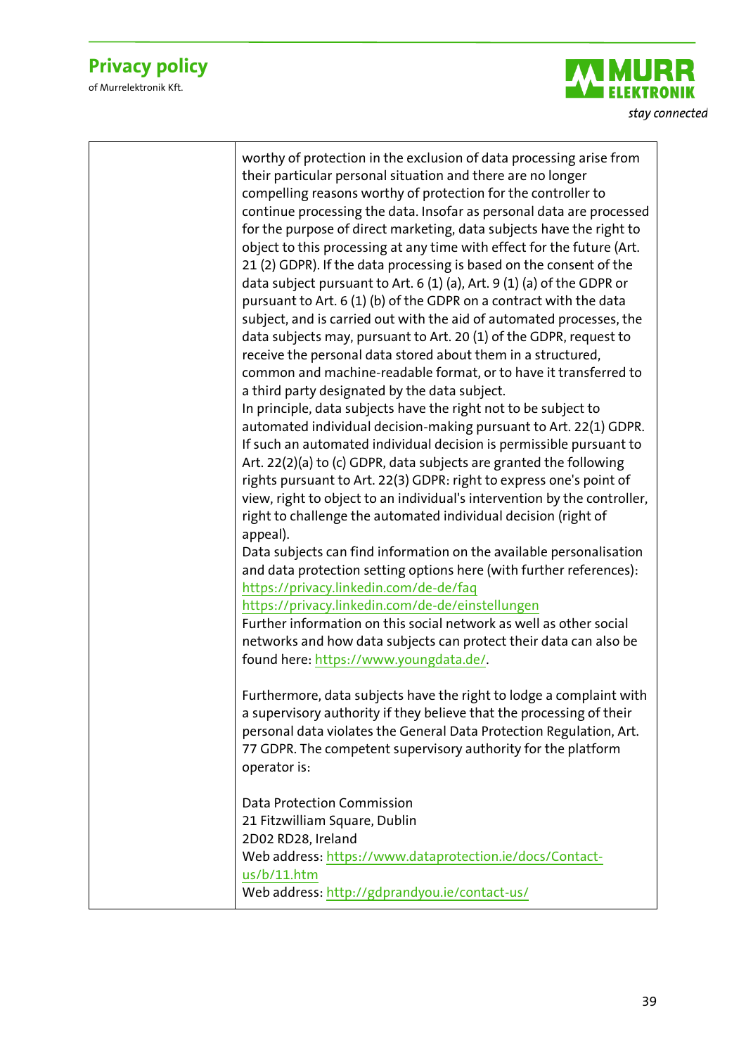| | worthy of protection in the exclusion of data processing arise from their particular personal situation and there are no longer compelling reasons worthy of protection for the controller to continue processing the data. Insofar as personal data are processed for the purpose of direct marketing, data subjects have the right to object to this processing at any time with effect for the future (Art. 21 (2) GDPR). If the data processing is based on the consent of the data subject pursuant to Art. 6 (1) (a), Art. 9 (1) (a) of the GDPR or pursuant to Art. 6 (1) (b) of the GDPR on a contract with the data subject, and is carried out with the aid of automated processes, the data subjects may, pursuant to Art. 20 (1) of the GDPR, request to receive the personal data stored about them in a structured, common and machine-readable format, or to have it transferred to a third party designated by the data subject.<br>In principle, data subjects have the right not to be subject to automated individual decision-making pursuant to Art. 22(1) GDPR. If such an automated individual decision is permissible pursuant to Art. 22(2)(a) to (c) GDPR, data subjects are granted the following rights pursuant to Art. 22(3) GDPR: right to express one's point of view, right to object to an individual's intervention by the controller, right to challenge the automated individual decision (right of appeal).<br>Data subjects can find information on the available personalisation and data protection setting options here (with further references):<br>https://privacy.linkedin.com/de-de/faq<br>https://privacy.linkedin.com/de-de/einstellungen<br>Further information on this social network as well as other social networks and how data subjects can protect their data can also be found here: https://www.youngdata.de/.<br><br>Furthermore, data subjects have the right to lodge a complaint with a supervisory authority if they believe that the processing of their personal data violates the General Data Protection Regulation, Art. 77 GDPR. The competent supervisory authority for the platform operator is:<br><br>Data Protection Commission<br>21 Fitzwilliam Square, Dublin<br>2D02 RD28, Ireland<br>Web address: https://www.dataprotection.ie/docs/Contact-us/b/11.htm<br>Web address: http://gdprandyou.ie/contact-us/ |
|---|---|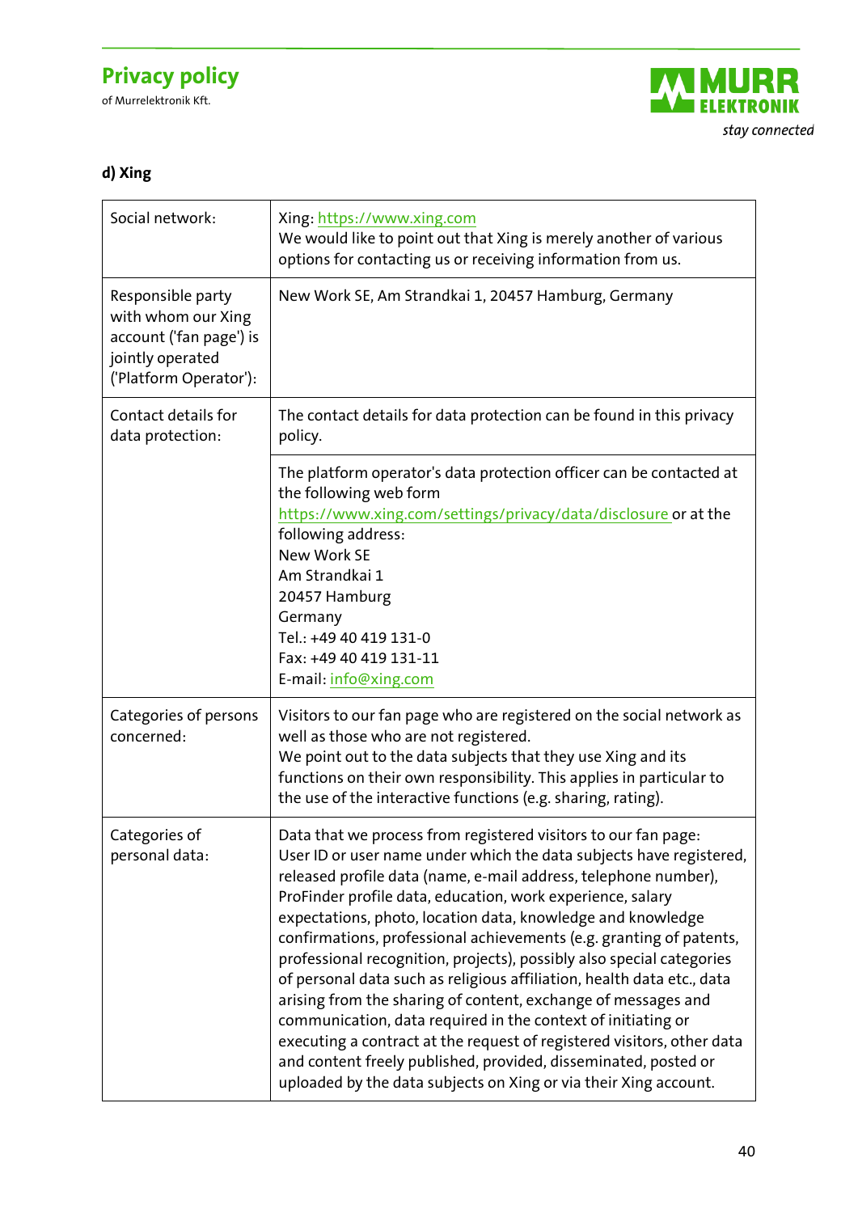#### d) Xing

| Social network: | Xing: https://www.xing.com<br>We would like to point out that Xing is merely another of various options for contacting us or receiving information from us. |
|---|---|
| Responsible party with whom our Xing account ('fan page') is jointly operated ('Platform Operator'): | New Work SE, Am Strandkai 1, 20457 Hamburg, Germany |
| Contact details for data protection: | The contact details for data protection can be found in this privacy policy. |
| | The platform operator's data protection officer can be contacted at the following web form https://www.xing.com/settings/privacy/data/disclosure or at the following address:<br>New Work SE<br>Am Strandkai 1<br>20457 Hamburg<br>Germany<br>Tel.: +49 40 419 131-0<br>Fax: +49 40 419 131-11<br>E-mail: info@xing.com |
| Categories of persons concerned: | Visitors to our fan page who are registered on the social network as well as those who are not registered.<br>We point out to the data subjects that they use Xing and its functions on their own responsibility. This applies in particular to the use of the interactive functions (e.g. sharing, rating). |
| Categories of personal data: | Data that we process from registered visitors to our fan page:<br>User ID or user name under which the data subjects have registered, released profile data (name, e-mail address, telephone number), ProFinder profile data, education, work experience, salary expectations, photo, location data, knowledge and knowledge confirmations, professional achievements (e.g. granting of patents, professional recognition, projects), possibly also special categories of personal data such as religious affiliation, health data etc., data arising from the sharing of content, exchange of messages and communication, data required in the context of initiating or executing a contract at the request of registered visitors, other data and content freely published, provided, disseminated, posted or uploaded by the data subjects on Xing or via their Xing account. |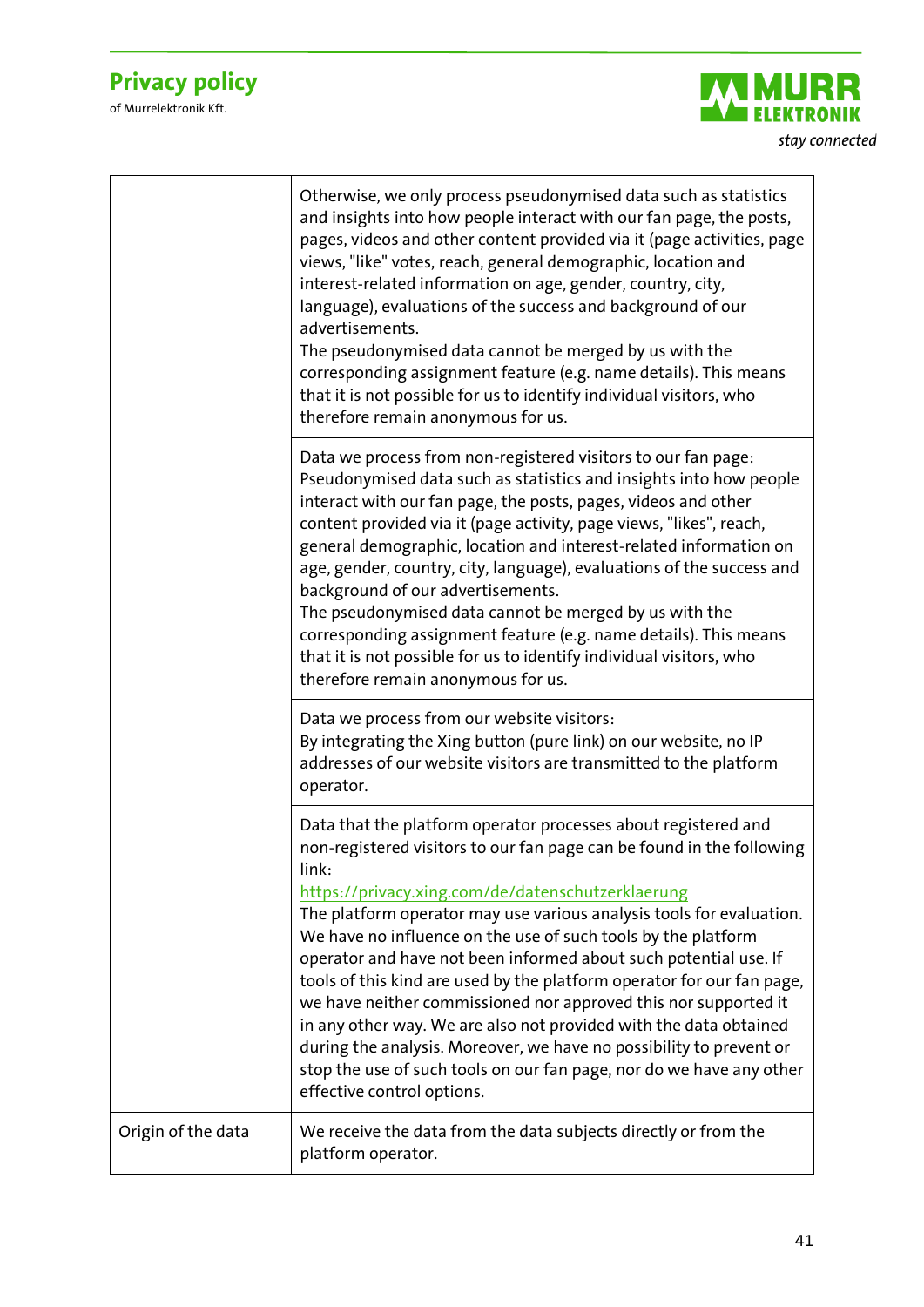| | |
|---|---|
| | Otherwise, we only process pseudonymised data such as statistics and insights into how people interact with our fan page, the posts, pages, videos and other content provided via it (page activities, page views, "like" votes, reach, general demographic, location and interest-related information on age, gender, country, city, language), evaluations of the success and background of our advertisements.<br>The pseudonymised data cannot be merged by us with the corresponding assignment feature (e.g. name details). This means that it is not possible for us to identify individual visitors, who therefore remain anonymous for us. |
| | Data we process from non-registered visitors to our fan page:<br>Pseudonymised data such as statistics and insights into how people interact with our fan page, the posts, pages, videos and other content provided via it (page activity, page views, "likes", reach, general demographic, location and interest-related information on age, gender, country, city, language), evaluations of the success and background of our advertisements.<br>The pseudonymised data cannot be merged by us with the corresponding assignment feature (e.g. name details). This means that it is not possible for us to identify individual visitors, who therefore remain anonymous for us. |
| | Data we process from our website visitors:<br>By integrating the Xing button (pure link) on our website, no IP addresses of our website visitors are transmitted to the platform operator. |
| | Data that the platform operator processes about registered and non-registered visitors to our fan page can be found in the following link:<br>https://privacy.xing.com/de/datenschutzerklaerung<br>The platform operator may use various analysis tools for evaluation. We have no influence on the use of such tools by the platform operator and have not been informed about such potential use. If tools of this kind are used by the platform operator for our fan page, we have neither commissioned nor approved this nor supported it in any other way. We are also not provided with the data obtained during the analysis. Moreover, we have no possibility to prevent or stop the use of such tools on our fan page, nor do we have any other effective control options. |
| Origin of the data | We receive the data from the data subjects directly or from the platform operator. |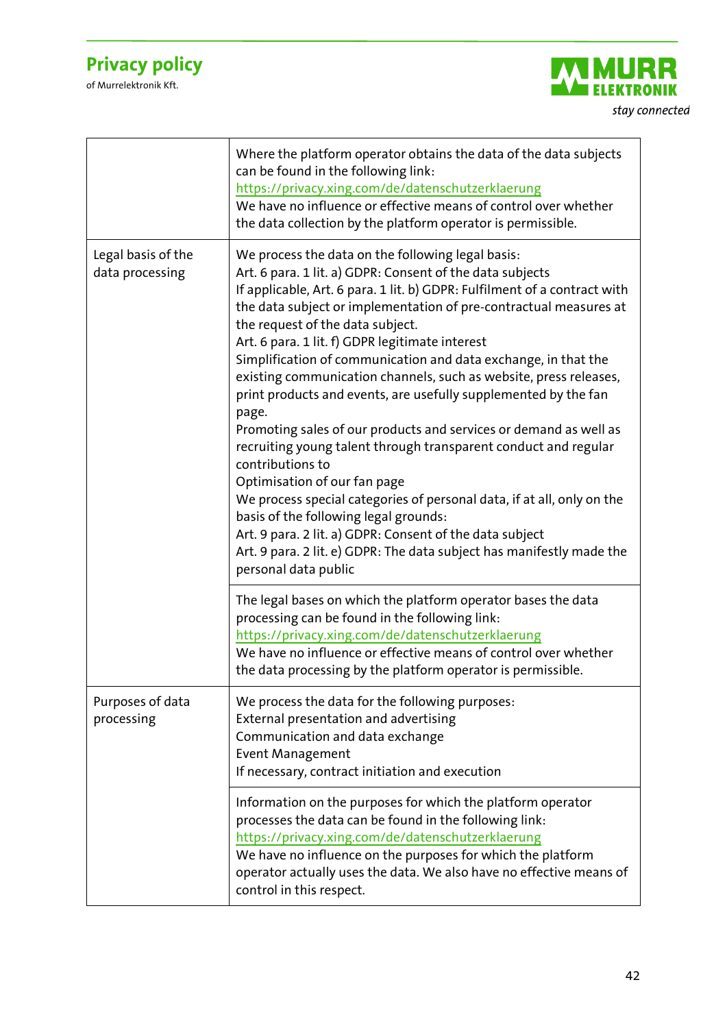| | |
|---|---|
| | Where the platform operator obtains the data of the data subjects can be found in the following link: https://privacy.xing.com/de/datenschutzerklaerung<br>We have no influence or effective means of control over whether the data collection by the platform operator is permissible. |
| Legal basis of the data processing | We process the data on the following legal basis:<br>Art. 6 para. 1 lit. a) GDPR: Consent of the data subjects<br>If applicable, Art. 6 para. 1 lit. b) GDPR: Fulfilment of a contract with the data subject or implementation of pre-contractual measures at the request of the data subject.<br>Art. 6 para. 1 lit. f) GDPR legitimate interest<br>Simplification of communication and data exchange, in that the existing communication channels, such as website, press releases, print products and events, are usefully supplemented by the fan page.<br>Promoting sales of our products and services or demand as well as recruiting young talent through transparent conduct and regular contributions to<br>Optimisation of our fan page<br>We process special categories of personal data, if at all, only on the basis of the following legal grounds:<br>Art. 9 para. 2 lit. a) GDPR: Consent of the data subject<br>Art. 9 para. 2 lit. e) GDPR: The data subject has manifestly made the personal data public |
| | The legal bases on which the platform operator bases the data processing can be found in the following link:<br>https://privacy.xing.com/de/datenschutzerklaerung<br>We have no influence or effective means of control over whether the data processing by the platform operator is permissible. |
| Purposes of data processing | We process the data for the following purposes:<br>External presentation and advertising<br>Communication and data exchange<br>Event Management<br>If necessary, contract initiation and execution |
| | Information on the purposes for which the platform operator processes the data can be found in the following link:<br>https://privacy.xing.com/de/datenschutzerklaerung<br>We have no influence on the purposes for which the platform operator actually uses the data. We also have no effective means of control in this respect. |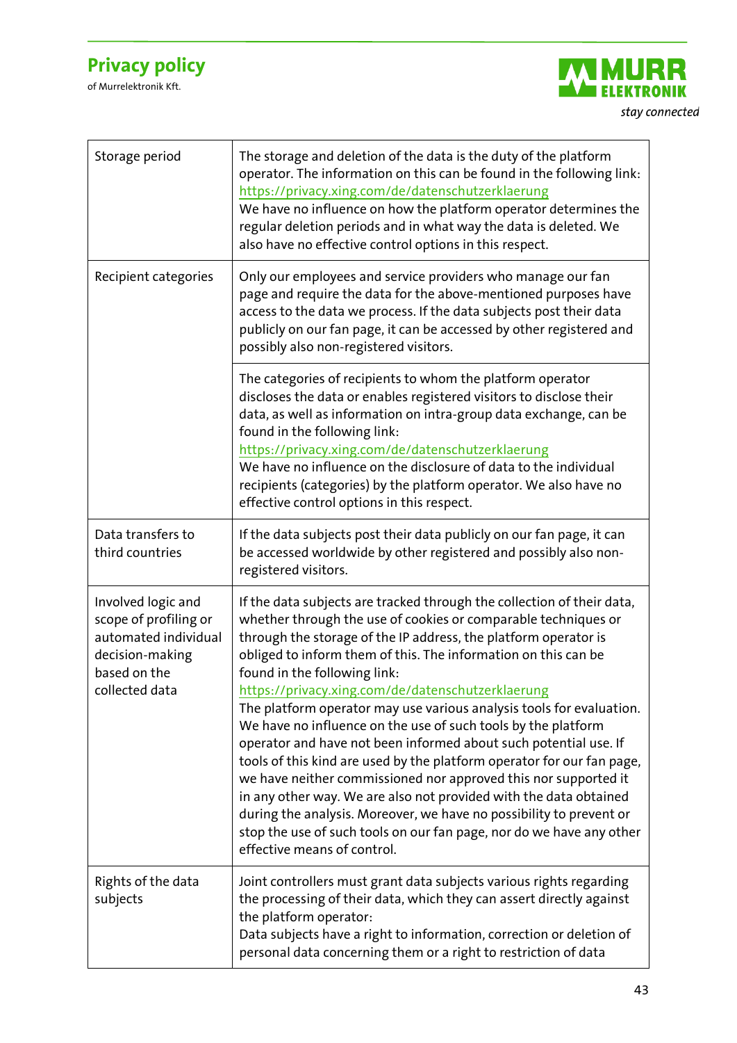| | |
|---|---|
| Storage period | The storage and deletion of the data is the duty of the platform operator. The information on this can be found in the following link: https://privacy.xing.com/de/datenschutzerklaerung<br>We have no influence on how the platform operator determines the regular deletion periods and in what way the data is deleted. We also have no effective control options in this respect. |
| Recipient categories | Only our employees and service providers who manage our fan page and require the data for the above-mentioned purposes have access to the data we process. If the data subjects post their data publicly on our fan page, it can be accessed by other registered and possibly also non-registered visitors. |
| | The categories of recipients to whom the platform operator discloses the data or enables registered visitors to disclose their data, as well as information on intra-group data exchange, can be found in the following link:<br>https://privacy.xing.com/de/datenschutzerklaerung<br>We have no influence on the disclosure of data to the individual recipients (categories) by the platform operator. We also have no effective control options in this respect. |
| Data transfers to third countries | If the data subjects post their data publicly on our fan page, it can be accessed worldwide by other registered and possibly also non-registered visitors. |
| Involved logic and scope of profiling or automated individual decision-making based on the collected data | If the data subjects are tracked through the collection of their data, whether through the use of cookies or comparable techniques or through the storage of the IP address, the platform operator is obliged to inform them of this. The information on this can be found in the following link:<br>https://privacy.xing.com/de/datenschutzerklaerung<br>The platform operator may use various analysis tools for evaluation. We have no influence on the use of such tools by the platform operator and have not been informed about such potential use. If tools of this kind are used by the platform operator for our fan page, we have neither commissioned nor approved this nor supported it in any other way. We are also not provided with the data obtained during the analysis. Moreover, we have no possibility to prevent or stop the use of such tools on our fan page, nor do we have any other effective means of control. |
| Rights of the data subjects | Joint controllers must grant data subjects various rights regarding the processing of their data, which they can assert directly against the platform operator:<br>Data subjects have a right to information, correction or deletion of personal data concerning them or a right to restriction of data |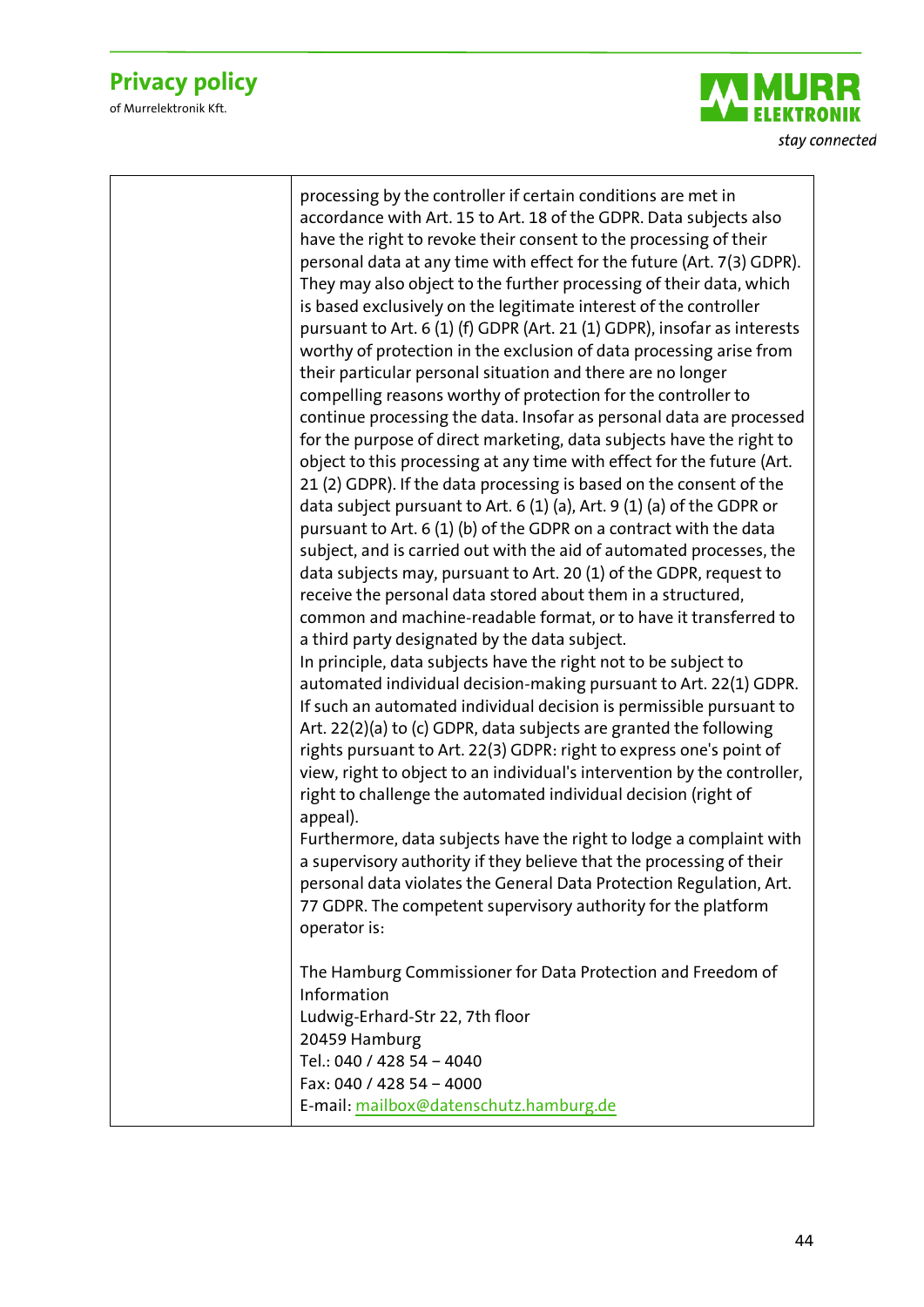| | |
|---|---|
| | processing by the controller if certain conditions are met in accordance with Art. 15 to Art. 18 of the GDPR. Data subjects also have the right to revoke their consent to the processing of their personal data at any time with effect for the future (Art. 7(3) GDPR). They may also object to the further processing of their data, which is based exclusively on the legitimate interest of the controller pursuant to Art. 6 (1) (f) GDPR (Art. 21 (1) GDPR), insofar as interests worthy of protection in the exclusion of data processing arise from their particular personal situation and there are no longer compelling reasons worthy of protection for the controller to continue processing the data. Insofar as personal data are processed for the purpose of direct marketing, data subjects have the right to object to this processing at any time with effect for the future (Art. 21 (2) GDPR). If the data processing is based on the consent of the data subject pursuant to Art. 6 (1) (a), Art. 9 (1) (a) of the GDPR or pursuant to Art. 6 (1) (b) of the GDPR on a contract with the data subject, and is carried out with the aid of automated processes, the data subjects may, pursuant to Art. 20 (1) of the GDPR, request to receive the personal data stored about them in a structured, common and machine-readable format, or to have it transferred to a third party designated by the data subject.<br>In principle, data subjects have the right not to be subject to automated individual decision-making pursuant to Art. 22(1) GDPR. If such an automated individual decision is permissible pursuant to Art. 22(2)(a) to (c) GDPR, data subjects are granted the following rights pursuant to Art. 22(3) GDPR: right to express one's point of view, right to object to an individual's intervention by the controller, right to challenge the automated individual decision (right of appeal).<br>Furthermore, data subjects have the right to lodge a complaint with a supervisory authority if they believe that the processing of their personal data violates the General Data Protection Regulation, Art. 77 GDPR. The competent supervisory authority for the platform operator is:<br><br>The Hamburg Commissioner for Data Protection and Freedom of Information<br>Ludwig-Erhard-Str 22, 7th floor<br>20459 Hamburg<br>Tel.: 040 / 428 54 – 4040<br>Fax: 040 / 428 54 – 4000<br>E-mail: mailbox@datenschutz.hamburg.de |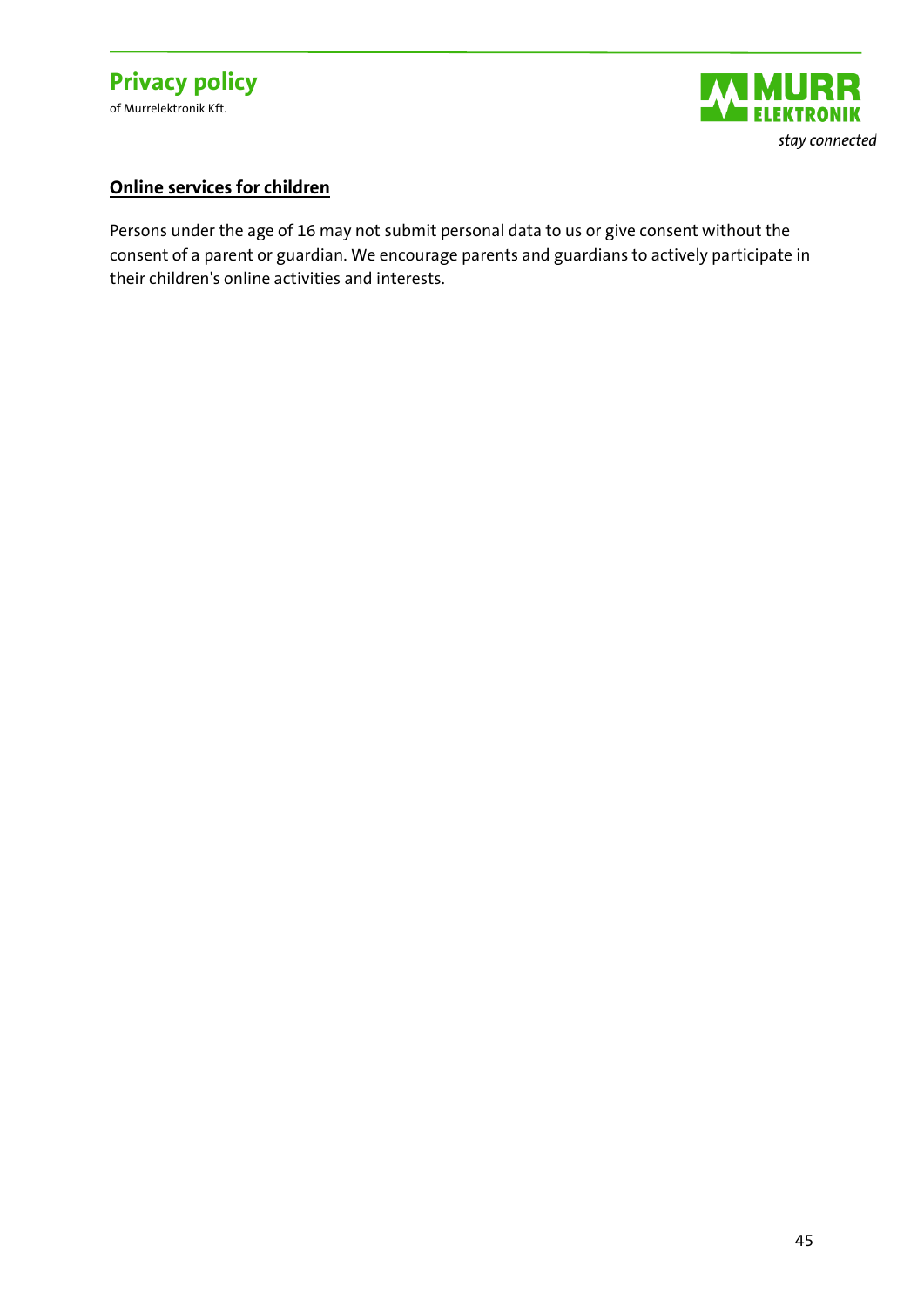## Online services for children

Persons under the age of 16 may not submit personal data to us or give consent without the consent of a parent or guardian. We encourage parents and guardians to actively participate in their children's online activities and interests.